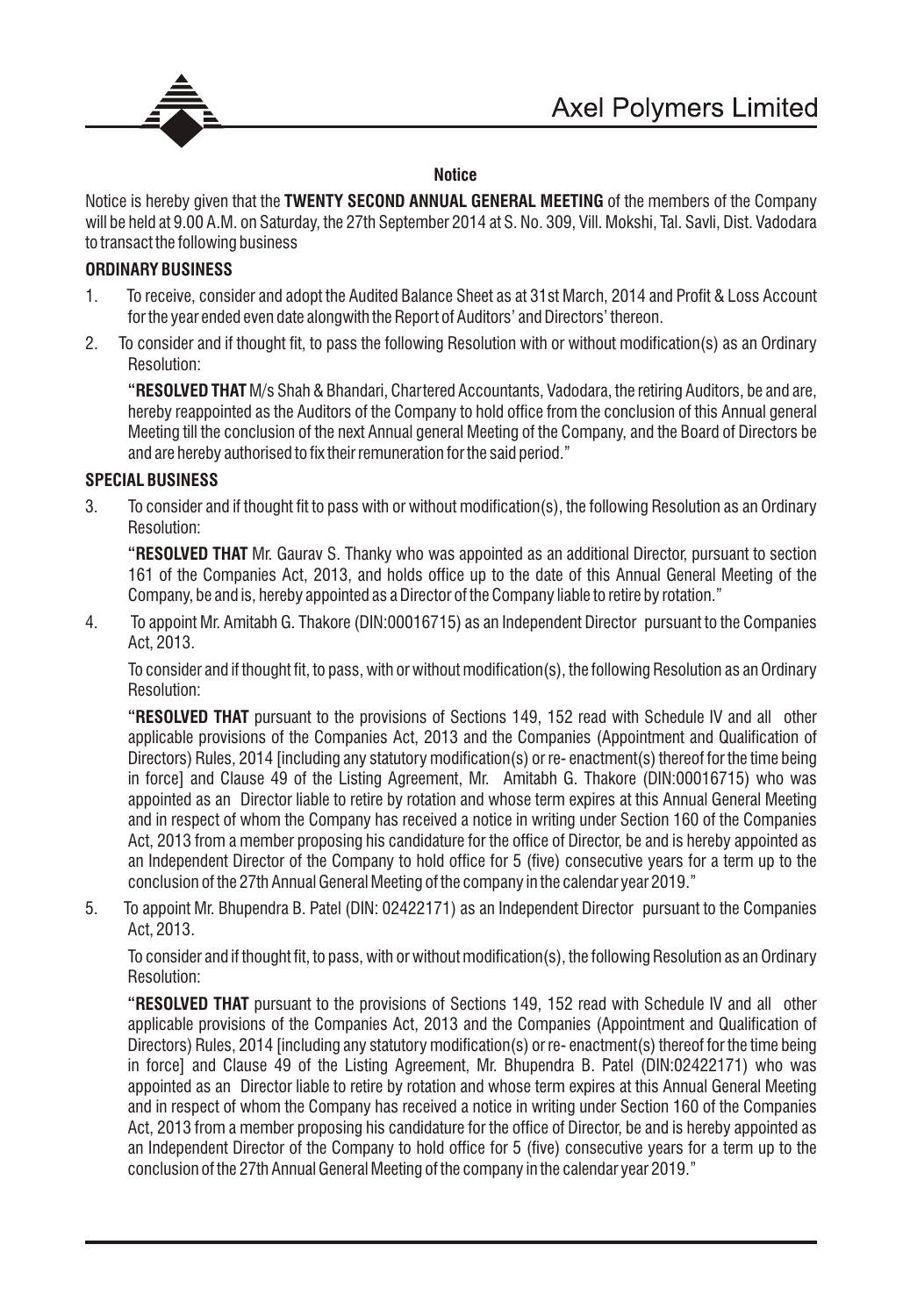## Notice

Notice is hereby given that the **TWENTY SECOND ANNUAL GENERAL MEETING** of the members of the Company will be held at 9.00 A.M. on Saturday, the 27th September 2014 at S. No. 309, Vill. Mokshi, Tal. Savli, Dist. Vadodara to transact the following business

### ORDINARY BUSINESS

1. To receive, consider and adopt the Audited Balance Sheet as at 31st March, 2014 and Profit & Loss Account for the year ended even date alongwith the Report of Auditors' and Directors' thereon.

2. To consider and if thought fit, to pass the following Resolution with or without modification(s) as an Ordinary Resolution:

   **"RESOLVED THAT** M/s Shah & Bhandari, Chartered Accountants, Vadodara, the retiring Auditors, be and are, hereby reappointed as the Auditors of the Company to hold office from the conclusion of this Annual general Meeting till the conclusion of the next Annual general Meeting of the Company, and the Board of Directors be and are hereby authorised to fix their remuneration for the said period."

### SPECIAL BUSINESS

3. To consider and if thought fit to pass with or without modification(s), the following Resolution as an Ordinary Resolution:

   **"RESOLVED THAT** Mr. Gaurav S. Thanky who was appointed as an additional Director, pursuant to section 161 of the Companies Act, 2013, and holds office up to the date of this Annual General Meeting of the Company, be and is, hereby appointed as a Director of the Company liable to retire by rotation."

4. To appoint Mr. Amitabh G. Thakore (DIN:00016715) as an Independent Director pursuant to the Companies Act, 2013.

   To consider and if thought fit, to pass, with or without modification(s), the following Resolution as an Ordinary Resolution:

   **"RESOLVED THAT** pursuant to the provisions of Sections 149, 152 read with Schedule IV and all other applicable provisions of the Companies Act, 2013 and the Companies (Appointment and Qualification of Directors) Rules, 2014 [including any statutory modification(s) or re- enactment(s) thereof for the time being in force] and Clause 49 of the Listing Agreement, Mr. Amitabh G. Thakore (DIN:00016715) who was appointed as an Director liable to retire by rotation and whose term expires at this Annual General Meeting and in respect of whom the Company has received a notice in writing under Section 160 of the Companies Act, 2013 from a member proposing his candidature for the office of Director, be and is hereby appointed as an Independent Director of the Company to hold office for 5 (five) consecutive years for a term up to the conclusion of the 27th Annual General Meeting of the company in the calendar year 2019."

5. To appoint Mr. Bhupendra B. Patel (DIN: 02422171) as an Independent Director pursuant to the Companies Act, 2013.

   To consider and if thought fit, to pass, with or without modification(s), the following Resolution as an Ordinary Resolution:

   **"RESOLVED THAT** pursuant to the provisions of Sections 149, 152 read with Schedule IV and all other applicable provisions of the Companies Act, 2013 and the Companies (Appointment and Qualification of Directors) Rules, 2014 [including any statutory modification(s) or re- enactment(s) thereof for the time being in force] and Clause 49 of the Listing Agreement, Mr. Bhupendra B. Patel (DIN:02422171) who was appointed as an Director liable to retire by rotation and whose term expires at this Annual General Meeting and in respect of whom the Company has received a notice in writing under Section 160 of the Companies Act, 2013 from a member proposing his candidature for the office of Director, be and is hereby appointed as an Independent Director of the Company to hold office for 5 (five) consecutive years for a term up to the conclusion of the 27th Annual General Meeting of the company in the calendar year 2019."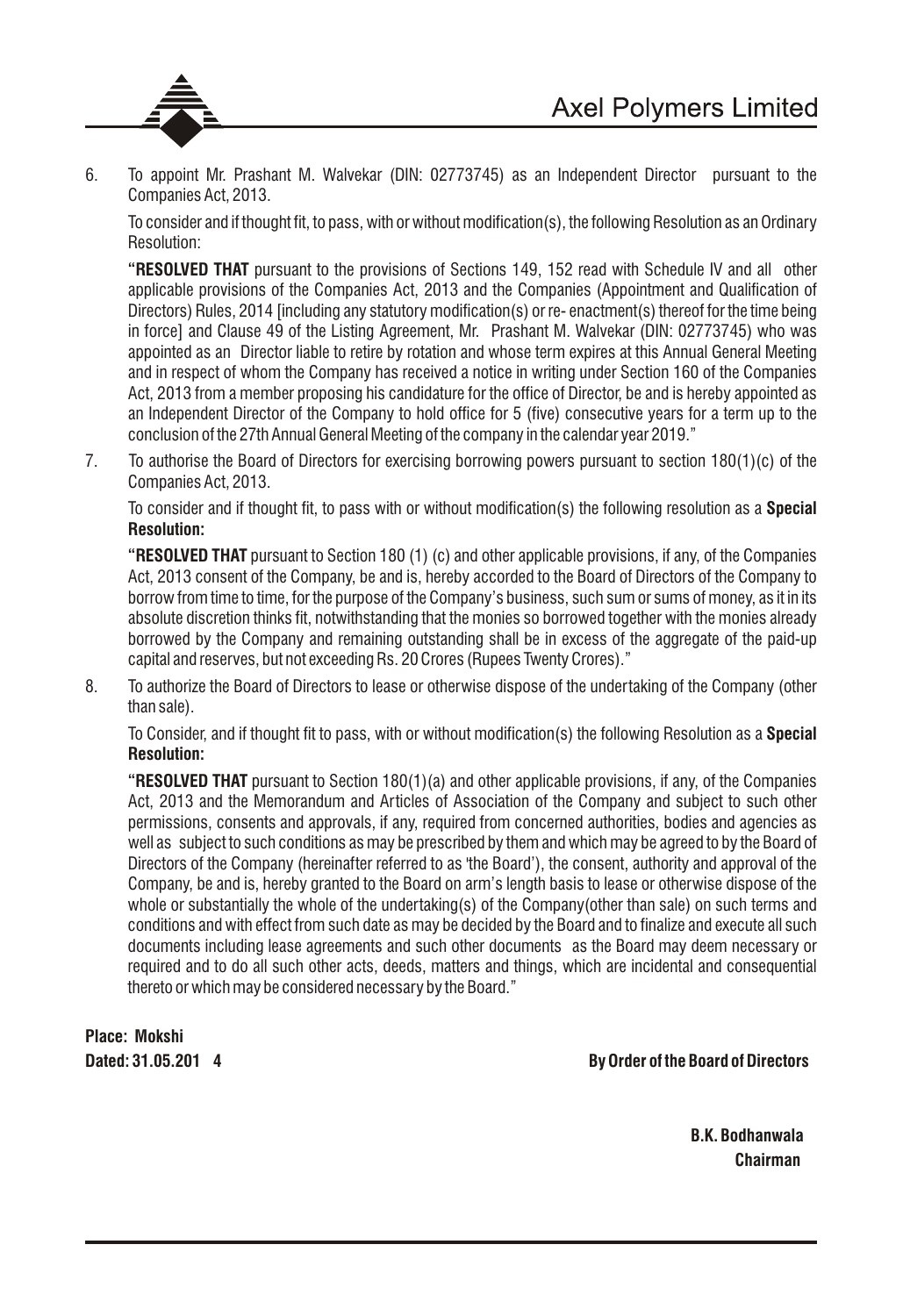6. To appoint Mr. Prashant M. Walvekar (DIN: 02773745) as an Independent Director pursuant to the Companies Act, 2013.

   To consider and if thought fit, to pass, with or without modification(s), the following Resolution as an Ordinary Resolution:

   "**RESOLVED THAT** pursuant to the provisions of Sections 149, 152 read with Schedule IV and all other applicable provisions of the Companies Act, 2013 and the Companies (Appointment and Qualification of Directors) Rules, 2014 [including any statutory modification(s) or re- enactment(s) thereof for the time being in force] and Clause 49 of the Listing Agreement, Mr. Prashant M. Walvekar (DIN: 02773745) who was appointed as an Director liable to retire by rotation and whose term expires at this Annual General Meeting and in respect of whom the Company has received a notice in writing under Section 160 of the Companies Act, 2013 from a member proposing his candidature for the office of Director, be and is hereby appointed as an Independent Director of the Company to hold office for 5 (five) consecutive years for a term up to the conclusion of the 27th Annual General Meeting of the company in the calendar year 2019."

7. To authorise the Board of Directors for exercising borrowing powers pursuant to section 180(1)(c) of the Companies Act, 2013.

   To consider and if thought fit, to pass with or without modification(s) the following resolution as a **Special Resolution:**

   "**RESOLVED THAT** pursuant to Section 180 (1) (c) and other applicable provisions, if any, of the Companies Act, 2013 consent of the Company, be and is, hereby accorded to the Board of Directors of the Company to borrow from time to time, for the purpose of the Company's business, such sum or sums of money, as it in its absolute discretion thinks fit, notwithstanding that the monies so borrowed together with the monies already borrowed by the Company and remaining outstanding shall be in excess of the aggregate of the paid-up capital and reserves, but not exceeding Rs. 20 Crores (Rupees Twenty Crores)."

8. To authorize the Board of Directors to lease or otherwise dispose of the undertaking of the Company (other than sale).

   To Consider, and if thought fit to pass, with or without modification(s) the following Resolution as a **Special Resolution:**

   "**RESOLVED THAT** pursuant to Section 180(1)(a) and other applicable provisions, if any, of the Companies Act, 2013 and the Memorandum and Articles of Association of the Company and subject to such other permissions, consents and approvals, if any, required from concerned authorities, bodies and agencies as well as subject to such conditions as may be prescribed by them and which may be agreed to by the Board of Directors of the Company (hereinafter referred to as 'the Board'), the consent, authority and approval of the Company, be and is, hereby granted to the Board on arm's length basis to lease or otherwise dispose of the whole or substantially the whole of the undertaking(s) of the Company(other than sale) on such terms and conditions and with effect from such date as may be decided by the Board and to finalize and execute all such documents including lease agreements and such other documents as the Board may deem necessary or required and to do all such other acts, deeds, matters and things, which are incidental and consequential thereto or which may be considered necessary by the Board."

**Place: Mokshi**
**Dated: 31.05.2014**

**By Order of the Board of Directors**

**B.K. Bodhanwala**
**Chairman**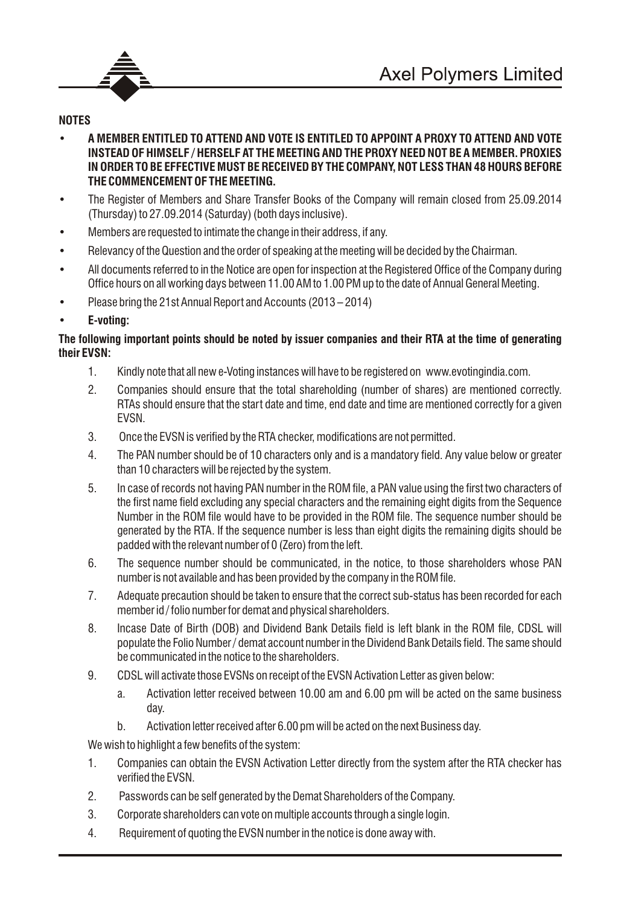**NOTES**

- **A MEMBER ENTITLED TO ATTEND AND VOTE IS ENTITLED TO APPOINT A PROXY TO ATTEND AND VOTE INSTEAD OF HIMSELF / HERSELF AT THE MEETING AND THE PROXY NEED NOT BE A MEMBER. PROXIES IN ORDER TO BE EFFECTIVE MUST BE RECEIVED BY THE COMPANY, NOT LESS THAN 48 HOURS BEFORE THE COMMENCEMENT OF THE MEETING.**
- The Register of Members and Share Transfer Books of the Company will remain closed from 25.09.2014 (Thursday) to 27.09.2014 (Saturday) (both days inclusive).
- Members are requested to intimate the change in their address, if any.
- Relevancy of the Question and the order of speaking at the meeting will be decided by the Chairman.
- All documents referred to in the Notice are open for inspection at the Registered Office of the Company during Office hours on all working days between 11.00 AM to 1.00 PM up to the date of Annual General Meeting.
- Please bring the 21st Annual Report and Accounts (2013 – 2014)
- **E-voting:**

**The following important points should be noted by issuer companies and their RTA at the time of generating their EVSN:**

1. Kindly note that all new e-Voting instances will have to be registered on www.evotingindia.com.
2. Companies should ensure that the total shareholding (number of shares) are mentioned correctly. RTAs should ensure that the start date and time, end date and time are mentioned correctly for a given EVSN.
3. Once the EVSN is verified by the RTA checker, modifications are not permitted.
4. The PAN number should be of 10 characters only and is a mandatory field. Any value below or greater than 10 characters will be rejected by the system.
5. In case of records not having PAN number in the ROM file, a PAN value using the first two characters of the first name field excluding any special characters and the remaining eight digits from the Sequence Number in the ROM file would have to be provided in the ROM file. The sequence number should be generated by the RTA. If the sequence number is less than eight digits the remaining digits should be padded with the relevant number of 0 (Zero) from the left.
6. The sequence number should be communicated, in the notice, to those shareholders whose PAN number is not available and has been provided by the company in the ROM file.
7. Adequate precaution should be taken to ensure that the correct sub-status has been recorded for each member id / folio number for demat and physical shareholders.
8. Incase Date of Birth (DOB) and Dividend Bank Details field is left blank in the ROM file, CDSL will populate the Folio Number / demat account number in the Dividend Bank Details field. The same should be communicated in the notice to the shareholders.
9. CDSL will activate those EVSNs on receipt of the EVSN Activation Letter as given below:
   a. Activation letter received between 10.00 am and 6.00 pm will be acted on the same business day.
   b. Activation letter received after 6.00 pm will be acted on the next Business day.

We wish to highlight a few benefits of the system:

1. Companies can obtain the EVSN Activation Letter directly from the system after the RTA checker has verified the EVSN.
2. Passwords can be self generated by the Demat Shareholders of the Company.
3. Corporate shareholders can vote on multiple accounts through a single login.
4. Requirement of quoting the EVSN number in the notice is done away with.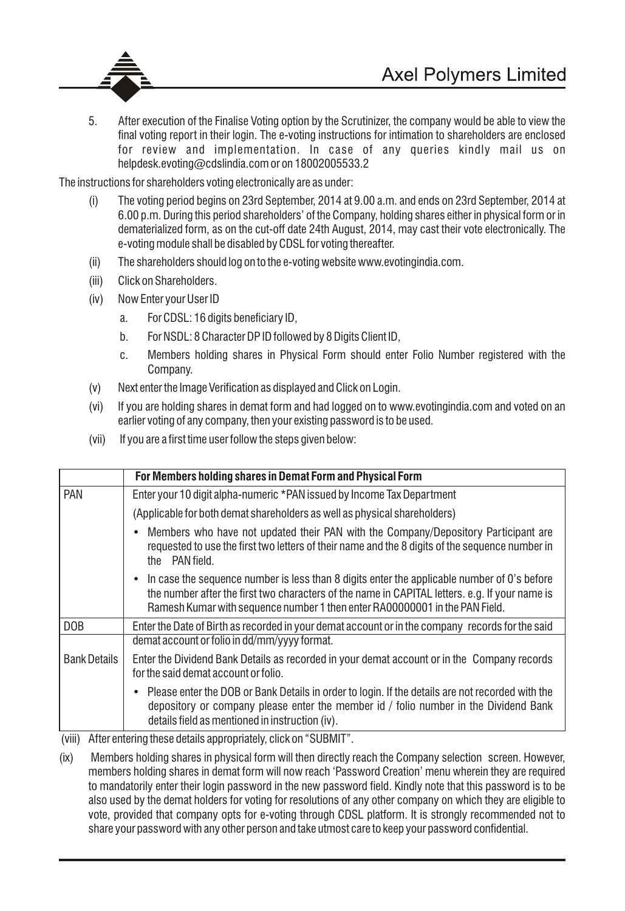5. After execution of the Finalise Voting option by the Scrutinizer, the company would be able to view the final voting report in their login. The e-voting instructions for intimation to shareholders are enclosed for review and implementation. In case of any queries kindly mail us on helpdesk.evoting@cdslindia.com or on 18002005533.2

The instructions for shareholders voting electronically are as under:

(i) The voting period begins on 23rd September, 2014 at 9.00 a.m. and ends on 23rd September, 2014 at 6.00 p.m. During this period shareholders' of the Company, holding shares either in physical form or in dematerialized form, as on the cut-off date 24th August, 2014, may cast their vote electronically. The e-voting module shall be disabled by CDSL for voting thereafter.

(ii) The shareholders should log on to the e-voting website www.evotingindia.com.

(iii) Click on Shareholders.

(iv) Now Enter your User ID

  a. For CDSL: 16 digits beneficiary ID,

  b. For NSDL: 8 Character DP ID followed by 8 Digits Client ID,

  c. Members holding shares in Physical Form should enter Folio Number registered with the Company.

(v) Next enter the Image Verification as displayed and Click on Login.

(vi) If you are holding shares in demat form and had logged on to www.evotingindia.com and voted on an earlier voting of any company, then your existing password is to be used.

(vii) If you are a first time user follow the steps given below:

| | **For Members holding shares in Demat Form and Physical Form** |
|---|---|
| PAN | Enter your 10 digit alpha-numeric *PAN issued by Income Tax Department<br>(Applicable for both demat shareholders as well as physical shareholders)<br>• Members who have not updated their PAN with the Company/Depository Participant are requested to use the first two letters of their name and the 8 digits of the sequence number in the PAN field.<br>• In case the sequence number is less than 8 digits enter the applicable number of 0's before the number after the first two characters of the name in CAPITAL letters. e.g. If your name is Ramesh Kumar with sequence number 1 then enter RA00000001 in the PAN Field. |
| DOB | Enter the Date of Birth as recorded in your demat account or in the company records for the said demat account or folio in dd/mm/yyyy format. |
| Bank Details | Enter the Dividend Bank Details as recorded in your demat account or in the Company records for the said demat account or folio.<br>• Please enter the DOB or Bank Details in order to login. If the details are not recorded with the depository or company please enter the member id / folio number in the Dividend Bank details field as mentioned in instruction (iv). |

(viii) After entering these details appropriately, click on "SUBMIT".

(ix) Members holding shares in physical form will then directly reach the Company selection screen. However, members holding shares in demat form will now reach 'Password Creation' menu wherein they are required to mandatorily enter their login password in the new password field. Kindly note that this password is to be also used by the demat holders for voting for resolutions of any other company on which they are eligible to vote, provided that company opts for e-voting through CDSL platform. It is strongly recommended not to share your password with any other person and take utmost care to keep your password confidential.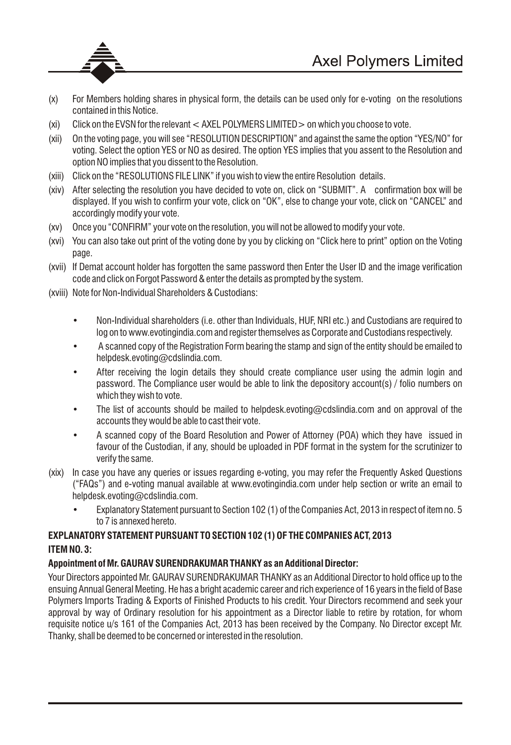(x) For Members holding shares in physical form, the details can be used only for e-voting on the resolutions contained in this Notice.

(xi) Click on the EVSN for the relevant < AXEL POLYMERS LIMITED > on which you choose to vote.

(xii) On the voting page, you will see "RESOLUTION DESCRIPTION" and against the same the option "YES/NO" for voting. Select the option YES or NO as desired. The option YES implies that you assent to the Resolution and option NO implies that you dissent to the Resolution.

(xiii) Click on the "RESOLUTIONS FILE LINK" if you wish to view the entire Resolution details.

(xiv) After selecting the resolution you have decided to vote on, click on "SUBMIT". A confirmation box will be displayed. If you wish to confirm your vote, click on "OK", else to change your vote, click on "CANCEL" and accordingly modify your vote.

(xv) Once you "CONFIRM" your vote on the resolution, you will not be allowed to modify your vote.

(xvi) You can also take out print of the voting done by you by clicking on "Click here to print" option on the Voting page.

(xvii) If Demat account holder has forgotten the same password then Enter the User ID and the image verification code and click on Forgot Password & enter the details as prompted by the system.

(xviii) Note for Non-Individual Shareholders & Custodians:

- Non-Individual shareholders (i.e. other than Individuals, HUF, NRI etc.) and Custodians are required to log on to www.evotingindia.com and register themselves as Corporate and Custodians respectively.
- A scanned copy of the Registration Form bearing the stamp and sign of the entity should be emailed to helpdesk.evoting@cdslindia.com.
- After receiving the login details they should create compliance user using the admin login and password. The Compliance user would be able to link the depository account(s) / folio numbers on which they wish to vote.
- The list of accounts should be mailed to helpdesk.evoting@cdslindia.com and on approval of the accounts they would be able to cast their vote.
- A scanned copy of the Board Resolution and Power of Attorney (POA) which they have issued in favour of the Custodian, if any, should be uploaded in PDF format in the system for the scrutinizer to verify the same.

(xix) In case you have any queries or issues regarding e-voting, you may refer the Frequently Asked Questions ("FAQs") and e-voting manual available at www.evotingindia.com under help section or write an email to helpdesk.evoting@cdslindia.com.

- Explanatory Statement pursuant to Section 102 (1) of the Companies Act, 2013 in respect of item no. 5 to 7 is annexed hereto.

**EXPLANATORY STATEMENT PURSUANT TO SECTION 102 (1) OF THE COMPANIES ACT, 2013**

**ITEM NO. 3:**

**Appointment of Mr. GAURAV SURENDRAKUMAR THANKY as an Additional Director:**

Your Directors appointed Mr. GAURAV SURENDRAKUMAR THANKY as an Additional Director to hold office up to the ensuing Annual General Meeting. He has a bright academic career and rich experience of 16 years in the field of Base Polymers Imports Trading & Exports of Finished Products to his credit. Your Directors recommend and seek your approval by way of Ordinary resolution for his appointment as a Director liable to retire by rotation, for whom requisite notice u/s 161 of the Companies Act, 2013 has been received by the Company. No Director except Mr. Thanky, shall be deemed to be concerned or interested in the resolution.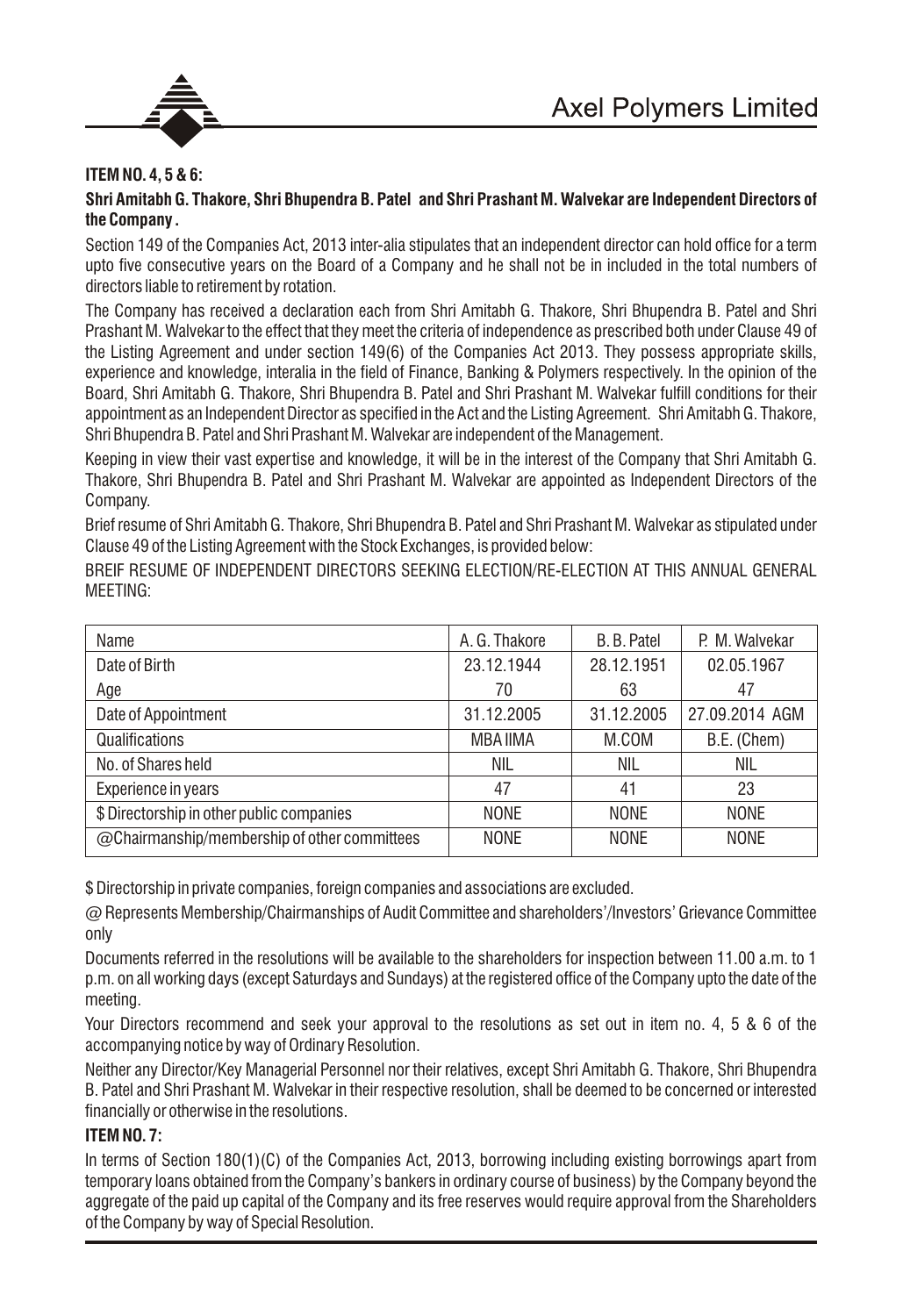**ITEM NO. 4, 5 & 6:**

**Shri Amitabh G. Thakore, Shri Bhupendra B. Patel and Shri Prashant M. Walvekar are Independent Directors of the Company .**

Section 149 of the Companies Act, 2013 inter-alia stipulates that an independent director can hold office for a term upto five consecutive years on the Board of a Company and he shall not be in included in the total numbers of directors liable to retirement by rotation.

The Company has received a declaration each from Shri Amitabh G. Thakore, Shri Bhupendra B. Patel and Shri Prashant M. Walvekar to the effect that they meet the criteria of independence as prescribed both under Clause 49 of the Listing Agreement and under section 149(6) of the Companies Act 2013. They possess appropriate skills, experience and knowledge, interalia in the field of Finance, Banking & Polymers respectively. In the opinion of the Board, Shri Amitabh G. Thakore, Shri Bhupendra B. Patel and Shri Prashant M. Walvekar fulfill conditions for their appointment as an Independent Director as specified in the Act and the Listing Agreement. Shri Amitabh G. Thakore, Shri Bhupendra B. Patel and Shri Prashant M. Walvekar are independent of the Management.

Keeping in view their vast expertise and knowledge, it will be in the interest of the Company that Shri Amitabh G. Thakore, Shri Bhupendra B. Patel and Shri Prashant M. Walvekar are appointed as Independent Directors of the Company.

Brief resume of Shri Amitabh G. Thakore, Shri Bhupendra B. Patel and Shri Prashant M. Walvekar as stipulated under Clause 49 of the Listing Agreement with the Stock Exchanges, is provided below:

BREIF RESUME OF INDEPENDENT DIRECTORS SEEKING ELECTION/RE-ELECTION AT THIS ANNUAL GENERAL MEETING:

| Name | A. G. Thakore | B. B. Patel | P. M. Walvekar |
|---|---|---|---|
| Date of Birth | 23.12.1944 | 28.12.1951 | 02.05.1967 |
| Age | 70 | 63 | 47 |
| Date of Appointment | 31.12.2005 | 31.12.2005 | 27.09.2014 AGM |
| Qualifications | MBA IIMA | M.COM | B.E. (Chem) |
| No. of Shares held | NIL | NIL | NIL |
| Experience in years | 47 | 41 | 23 |
| $ Directorship in other public companies | NONE | NONE | NONE |
| @Chairmanship/membership of other committees | NONE | NONE | NONE |

$ Directorship in private companies, foreign companies and associations are excluded.

@ Represents Membership/Chairmanships of Audit Committee and shareholders'/Investors' Grievance Committee only

Documents referred in the resolutions will be available to the shareholders for inspection between 11.00 a.m. to 1 p.m. on all working days (except Saturdays and Sundays) at the registered office of the Company upto the date of the meeting.

Your Directors recommend and seek your approval to the resolutions as set out in item no. 4, 5 & 6 of the accompanying notice by way of Ordinary Resolution.

Neither any Director/Key Managerial Personnel nor their relatives, except Shri Amitabh G. Thakore, Shri Bhupendra B. Patel and Shri Prashant M. Walvekar in their respective resolution, shall be deemed to be concerned or interested financially or otherwise in the resolutions.

**ITEM NO. 7:**

In terms of Section 180(1)(C) of the Companies Act, 2013, borrowing including existing borrowings apart from temporary loans obtained from the Company's bankers in ordinary course of business) by the Company beyond the aggregate of the paid up capital of the Company and its free reserves would require approval from the Shareholders of the Company by way of Special Resolution.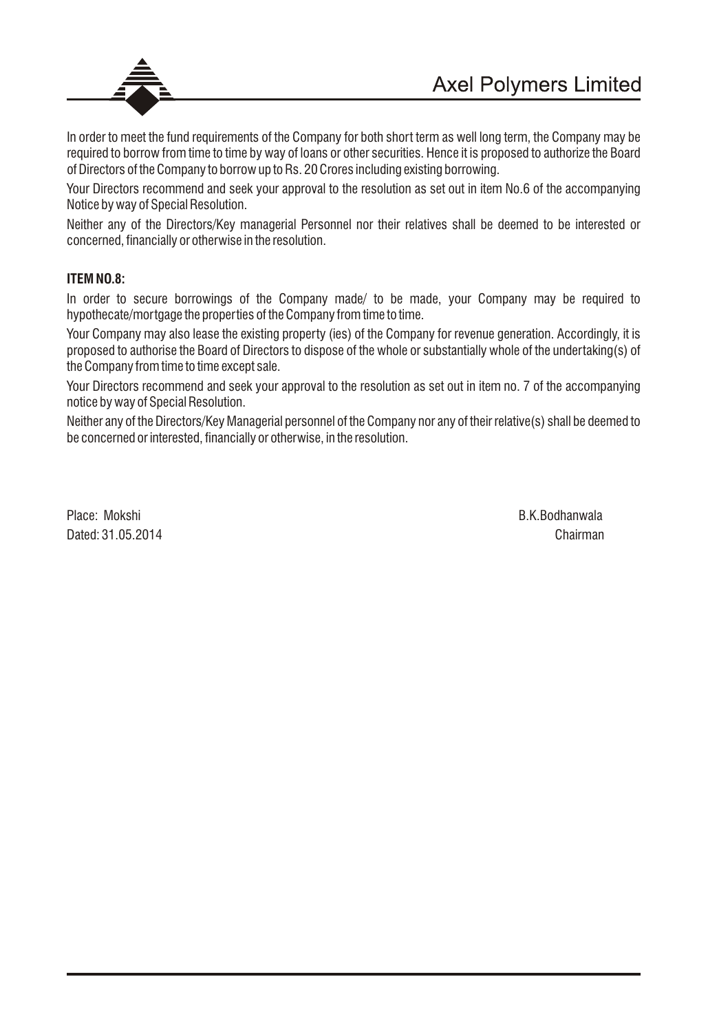In order to meet the fund requirements of the Company for both short term as well long term, the Company may be required to borrow from time to time by way of loans or other securities. Hence it is proposed to authorize the Board of Directors of the Company to borrow up to Rs. 20 Crores including existing borrowing.

Your Directors recommend and seek your approval to the resolution as set out in item No.6 of the accompanying Notice by way of Special Resolution.

Neither any of the Directors/Key managerial Personnel nor their relatives shall be deemed to be interested or concerned, financially or otherwise in the resolution.

**ITEM NO.8:**

In order to secure borrowings of the Company made/ to be made, your Company may be required to hypothecate/mortgage the properties of the Company from time to time.

Your Company may also lease the existing property (ies) of the Company for revenue generation. Accordingly, it is proposed to authorise the Board of Directors to dispose of the whole or substantially whole of the undertaking(s) of the Company from time to time except sale.

Your Directors recommend and seek your approval to the resolution as set out in item no. 7 of the accompanying notice by way of Special Resolution.

Neither any of the Directors/Key Managerial personnel of the Company nor any of their relative(s) shall be deemed to be concerned or interested, financially or otherwise, in the resolution.

Place: Mokshi
Dated: 31.05.2014

B.K.Bodhanwala
Chairman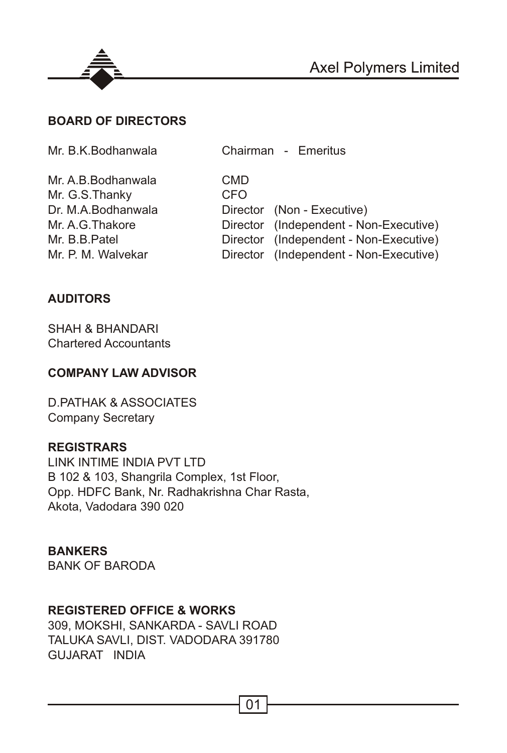## BOARD OF DIRECTORS

| | |
|---|---|
| Mr. B.K.Bodhanwala | Chairman - Emeritus |
| Mr. A.B.Bodhanwala | CMD |
| Mr. G.S.Thanky | CFO |
| Dr. M.A.Bodhanwala | Director (Non - Executive) |
| Mr. A.G.Thakore | Director (Independent - Non-Executive) |
| Mr. B.B.Patel | Director (Independent - Non-Executive) |
| Mr. P. M. Walvekar | Director (Independent - Non-Executive) |

## AUDITORS

SHAH & BHANDARI
Chartered Accountants

## COMPANY LAW ADVISOR

D.PATHAK & ASSOCIATES
Company Secretary

## REGISTRARS

LINK INTIME INDIA PVT LTD
B 102 & 103, Shangrila Complex, 1st Floor,
Opp. HDFC Bank, Nr. Radhakrishna Char Rasta,
Akota, Vadodara 390 020

## BANKERS

BANK OF BARODA

## REGISTERED OFFICE & WORKS

309, MOKSHI, SANKARDA - SAVLI ROAD
TALUKA SAVLI, DIST. VADODARA 391780
GUJARAT INDIA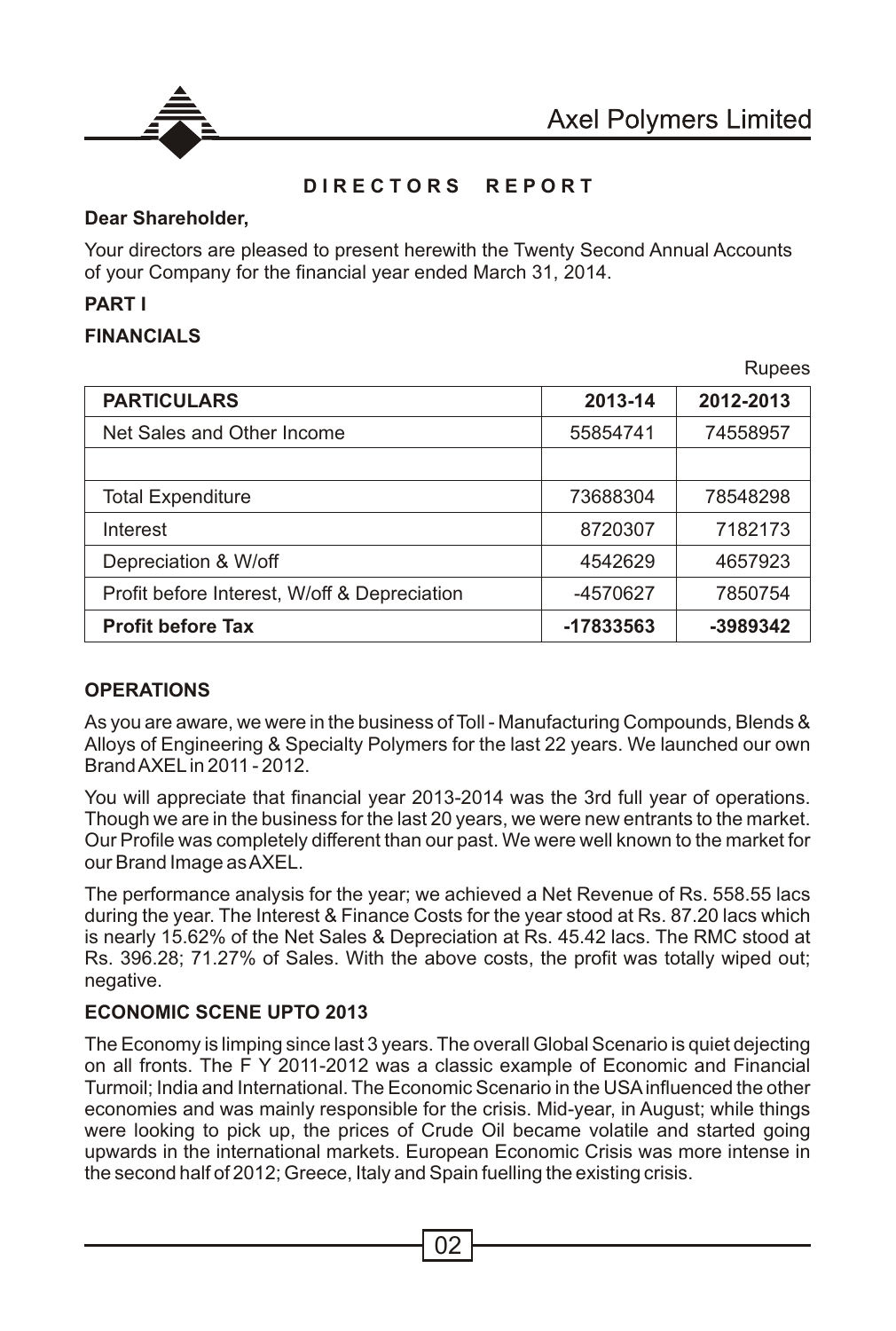## DIRECTORS REPORT

**Dear Shareholder,**

Your directors are pleased to present herewith the Twenty Second Annual Accounts of your Company for the financial year ended March 31, 2014.

**PART I**

**FINANCIALS**

Rupees

| PARTICULARS | 2013-14 | 2012-2013 |
|---|---|---|
| Net Sales and Other Income | 55854741 | 74558957 |
| | | |
| Total Expenditure | 73688304 | 78548298 |
| Interest | 8720307 | 7182173 |
| Depreciation & W/off | 4542629 | 4657923 |
| Profit before Interest, W/off & Depreciation | -4570627 | 7850754 |
| **Profit before Tax** | **-17833563** | **-3989342** |

**OPERATIONS**

As you are aware, we were in the business of Toll - Manufacturing Compounds, Blends & Alloys of Engineering & Specialty Polymers for the last 22 years. We launched our own Brand AXEL in 2011 - 2012.

You will appreciate that financial year 2013-2014 was the 3rd full year of operations. Though we are in the business for the last 20 years, we were new entrants to the market. Our Profile was completely different than our past. We were well known to the market for our Brand Image as AXEL.

The performance analysis for the year; we achieved a Net Revenue of Rs. 558.55 lacs during the year. The Interest & Finance Costs for the year stood at Rs. 87.20 lacs which is nearly 15.62% of the Net Sales & Depreciation at Rs. 45.42 lacs. The RMC stood at Rs. 396.28; 71.27% of Sales. With the above costs, the profit was totally wiped out; negative.

**ECONOMIC SCENE UPTO 2013**

The Economy is limping since last 3 years. The overall Global Scenario is quiet dejecting on all fronts. The F Y 2011-2012 was a classic example of Economic and Financial Turmoil; India and International. The Economic Scenario in the USA influenced the other economies and was mainly responsible for the crisis. Mid-year, in August; while things were looking to pick up, the prices of Crude Oil became volatile and started going upwards in the international markets. European Economic Crisis was more intense in the second half of 2012; Greece, Italy and Spain fuelling the existing crisis.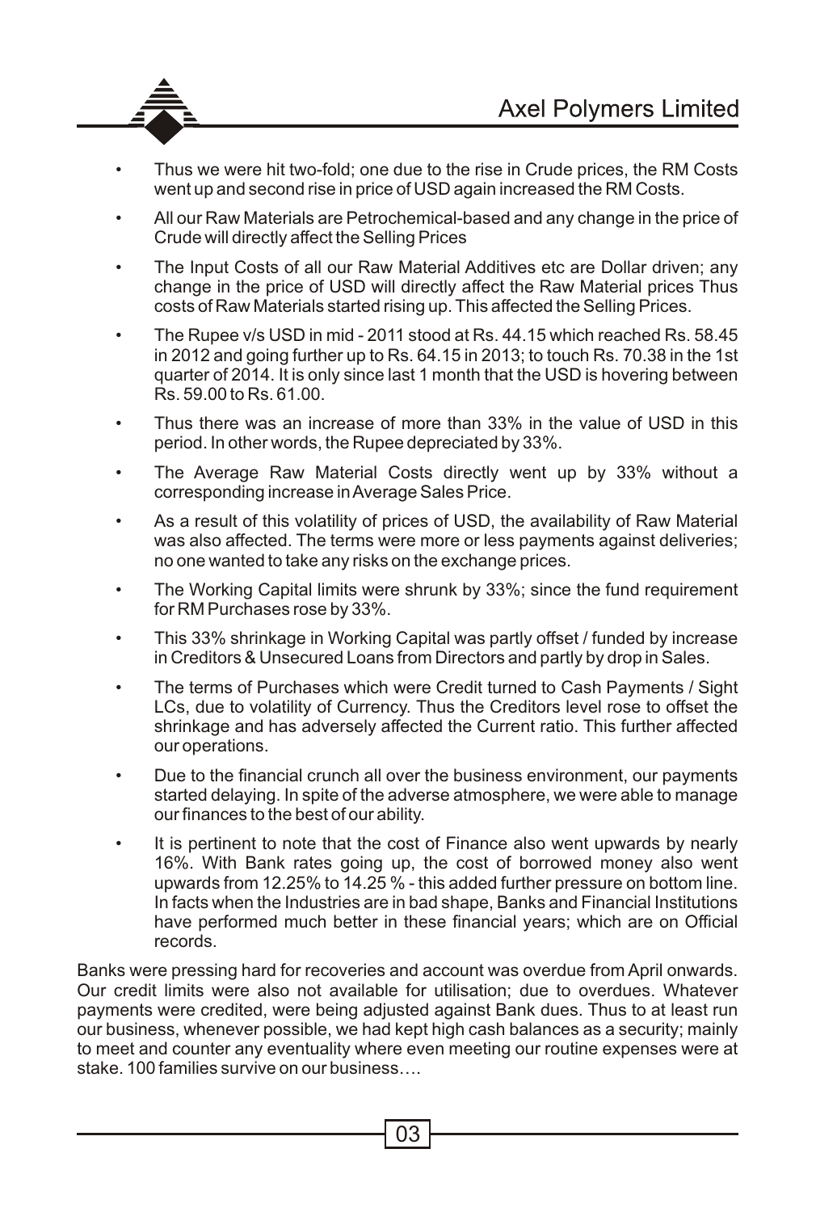- Thus we were hit two-fold; one due to the rise in Crude prices, the RM Costs went up and second rise in price of USD again increased the RM Costs.
- All our Raw Materials are Petrochemical-based and any change in the price of Crude will directly affect the Selling Prices
- The Input Costs of all our Raw Material Additives etc are Dollar driven; any change in the price of USD will directly affect the Raw Material prices Thus costs of Raw Materials started rising up. This affected the Selling Prices.
- The Rupee v/s USD in mid - 2011 stood at Rs. 44.15 which reached Rs. 58.45 in 2012 and going further up to Rs. 64.15 in 2013; to touch Rs. 70.38 in the 1st quarter of 2014. It is only since last 1 month that the USD is hovering between Rs. 59.00 to Rs. 61.00.
- Thus there was an increase of more than 33% in the value of USD in this period. In other words, the Rupee depreciated by 33%.
- The Average Raw Material Costs directly went up by 33% without a corresponding increase in Average Sales Price.
- As a result of this volatility of prices of USD, the availability of Raw Material was also affected. The terms were more or less payments against deliveries; no one wanted to take any risks on the exchange prices.
- The Working Capital limits were shrunk by 33%; since the fund requirement for RM Purchases rose by 33%.
- This 33% shrinkage in Working Capital was partly offset / funded by increase in Creditors & Unsecured Loans from Directors and partly by drop in Sales.
- The terms of Purchases which were Credit turned to Cash Payments / Sight LCs, due to volatility of Currency. Thus the Creditors level rose to offset the shrinkage and has adversely affected the Current ratio. This further affected our operations.
- Due to the financial crunch all over the business environment, our payments started delaying. In spite of the adverse atmosphere, we were able to manage our finances to the best of our ability.
- It is pertinent to note that the cost of Finance also went upwards by nearly 16%. With Bank rates going up, the cost of borrowed money also went upwards from 12.25% to 14.25 % - this added further pressure on bottom line. In facts when the Industries are in bad shape, Banks and Financial Institutions have performed much better in these financial years; which are on Official records.

Banks were pressing hard for recoveries and account was overdue from April onwards. Our credit limits were also not available for utilisation; due to overdues. Whatever payments were credited, were being adjusted against Bank dues. Thus to at least run our business, whenever possible, we had kept high cash balances as a security; mainly to meet and counter any eventuality where even meeting our routine expenses were at stake. 100 families survive on our business….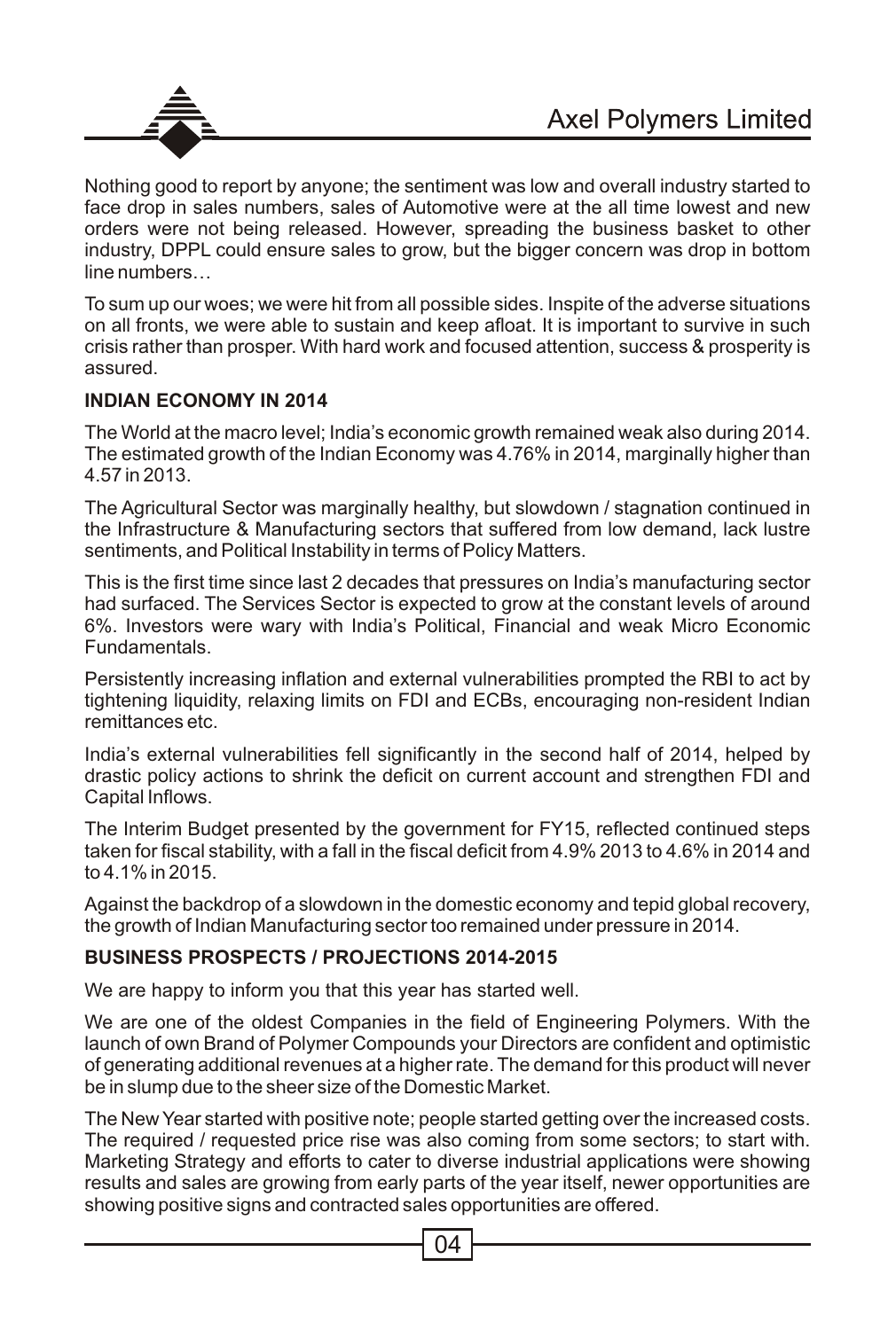Nothing good to report by anyone; the sentiment was low and overall industry started to face drop in sales numbers, sales of Automotive were at the all time lowest and new orders were not being released. However, spreading the business basket to other industry, DPPL could ensure sales to grow, but the bigger concern was drop in bottom line numbers…

To sum up our woes; we were hit from all possible sides. Inspite of the adverse situations on all fronts, we were able to sustain and keep afloat. It is important to survive in such crisis rather than prosper. With hard work and focused attention, success & prosperity is assured.

**INDIAN ECONOMY IN 2014**

The World at the macro level; India's economic growth remained weak also during 2014. The estimated growth of the Indian Economy was 4.76% in 2014, marginally higher than 4.57 in 2013.

The Agricultural Sector was marginally healthy, but slowdown / stagnation continued in the Infrastructure & Manufacturing sectors that suffered from low demand, lack lustre sentiments, and Political Instability in terms of Policy Matters.

This is the first time since last 2 decades that pressures on India's manufacturing sector had surfaced. The Services Sector is expected to grow at the constant levels of around 6%. Investors were wary with India's Political, Financial and weak Micro Economic Fundamentals.

Persistently increasing inflation and external vulnerabilities prompted the RBI to act by tightening liquidity, relaxing limits on FDI and ECBs, encouraging non-resident Indian remittances etc.

India's external vulnerabilities fell significantly in the second half of 2014, helped by drastic policy actions to shrink the deficit on current account and strengthen FDI and Capital Inflows.

The Interim Budget presented by the government for FY15, reflected continued steps taken for fiscal stability, with a fall in the fiscal deficit from 4.9% 2013 to 4.6% in 2014 and to 4.1% in 2015.

Against the backdrop of a slowdown in the domestic economy and tepid global recovery, the growth of Indian Manufacturing sector too remained under pressure in 2014.

**BUSINESS PROSPECTS / PROJECTIONS 2014-2015**

We are happy to inform you that this year has started well.

We are one of the oldest Companies in the field of Engineering Polymers. With the launch of own Brand of Polymer Compounds your Directors are confident and optimistic of generating additional revenues at a higher rate. The demand for this product will never be in slump due to the sheer size of the Domestic Market.

The New Year started with positive note; people started getting over the increased costs. The required / requested price rise was also coming from some sectors; to start with. Marketing Strategy and efforts to cater to diverse industrial applications were showing results and sales are growing from early parts of the year itself, newer opportunities are showing positive signs and contracted sales opportunities are offered.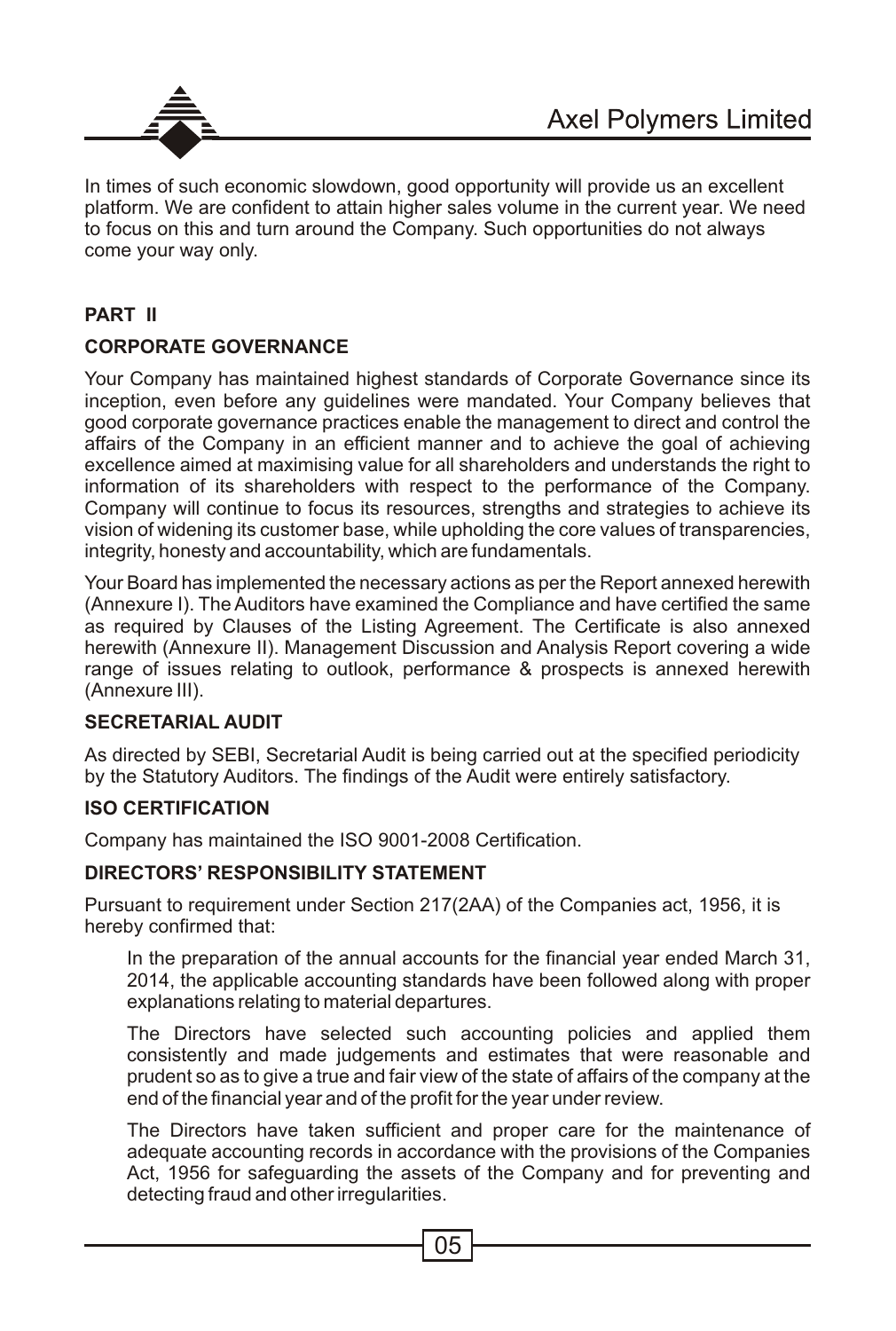In times of such economic slowdown, good opportunity will provide us an excellent platform. We are confident to attain higher sales volume in the current year. We need to focus on this and turn around the Company. Such opportunities do not always come your way only.

## PART II

### CORPORATE GOVERNANCE

Your Company has maintained highest standards of Corporate Governance since its inception, even before any guidelines were mandated. Your Company believes that good corporate governance practices enable the management to direct and control the affairs of the Company in an efficient manner and to achieve the goal of achieving excellence aimed at maximising value for all shareholders and understands the right to information of its shareholders with respect to the performance of the Company. Company will continue to focus its resources, strengths and strategies to achieve its vision of widening its customer base, while upholding the core values of transparencies, integrity, honesty and accountability, which are fundamentals.

Your Board has implemented the necessary actions as per the Report annexed herewith (Annexure I). The Auditors have examined the Compliance and have certified the same as required by Clauses of the Listing Agreement. The Certificate is also annexed herewith (Annexure II). Management Discussion and Analysis Report covering a wide range of issues relating to outlook, performance & prospects is annexed herewith (Annexure III).

### SECRETARIAL AUDIT

As directed by SEBI, Secretarial Audit is being carried out at the specified periodicity by the Statutory Auditors. The findings of the Audit were entirely satisfactory.

### ISO CERTIFICATION

Company has maintained the ISO 9001-2008 Certification.

### DIRECTORS' RESPONSIBILITY STATEMENT

Pursuant to requirement under Section 217(2AA) of the Companies act, 1956, it is hereby confirmed that:

In the preparation of the annual accounts for the financial year ended March 31, 2014, the applicable accounting standards have been followed along with proper explanations relating to material departures.

The Directors have selected such accounting policies and applied them consistently and made judgements and estimates that were reasonable and prudent so as to give a true and fair view of the state of affairs of the company at the end of the financial year and of the profit for the year under review.

The Directors have taken sufficient and proper care for the maintenance of adequate accounting records in accordance with the provisions of the Companies Act, 1956 for safeguarding the assets of the Company and for preventing and detecting fraud and other irregularities.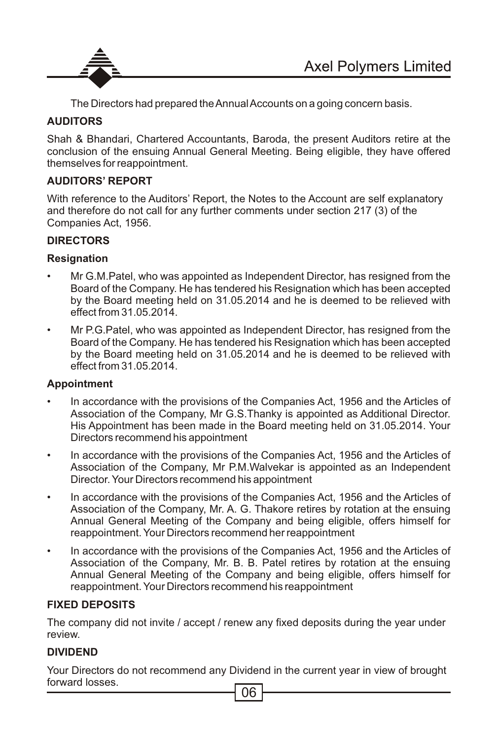The Directors had prepared the Annual Accounts on a going concern basis.

**AUDITORS**

Shah & Bhandari, Chartered Accountants, Baroda, the present Auditors retire at the conclusion of the ensuing Annual General Meeting. Being eligible, they have offered themselves for reappointment.

**AUDITORS' REPORT**

With reference to the Auditors' Report, the Notes to the Account are self explanatory and therefore do not call for any further comments under section 217 (3) of the Companies Act, 1956.

**DIRECTORS**

**Resignation**

- Mr G.M.Patel, who was appointed as Independent Director, has resigned from the Board of the Company. He has tendered his Resignation which has been accepted by the Board meeting held on 31.05.2014 and he is deemed to be relieved with effect from 31.05.2014.
- Mr P.G.Patel, who was appointed as Independent Director, has resigned from the Board of the Company. He has tendered his Resignation which has been accepted by the Board meeting held on 31.05.2014 and he is deemed to be relieved with effect from 31.05.2014.

**Appointment**

- In accordance with the provisions of the Companies Act, 1956 and the Articles of Association of the Company, Mr G.S.Thanky is appointed as Additional Director. His Appointment has been made in the Board meeting held on 31.05.2014. Your Directors recommend his appointment
- In accordance with the provisions of the Companies Act, 1956 and the Articles of Association of the Company, Mr P.M.Walvekar is appointed as an Independent Director. Your Directors recommend his appointment
- In accordance with the provisions of the Companies Act, 1956 and the Articles of Association of the Company, Mr. A. G. Thakore retires by rotation at the ensuing Annual General Meeting of the Company and being eligible, offers himself for reappointment. Your Directors recommend her reappointment
- In accordance with the provisions of the Companies Act, 1956 and the Articles of Association of the Company, Mr. B. B. Patel retires by rotation at the ensuing Annual General Meeting of the Company and being eligible, offers himself for reappointment. Your Directors recommend his reappointment

**FIXED DEPOSITS**

The company did not invite / accept / renew any fixed deposits during the year under review.

**DIVIDEND**

Your Directors do not recommend any Dividend in the current year in view of brought forward losses.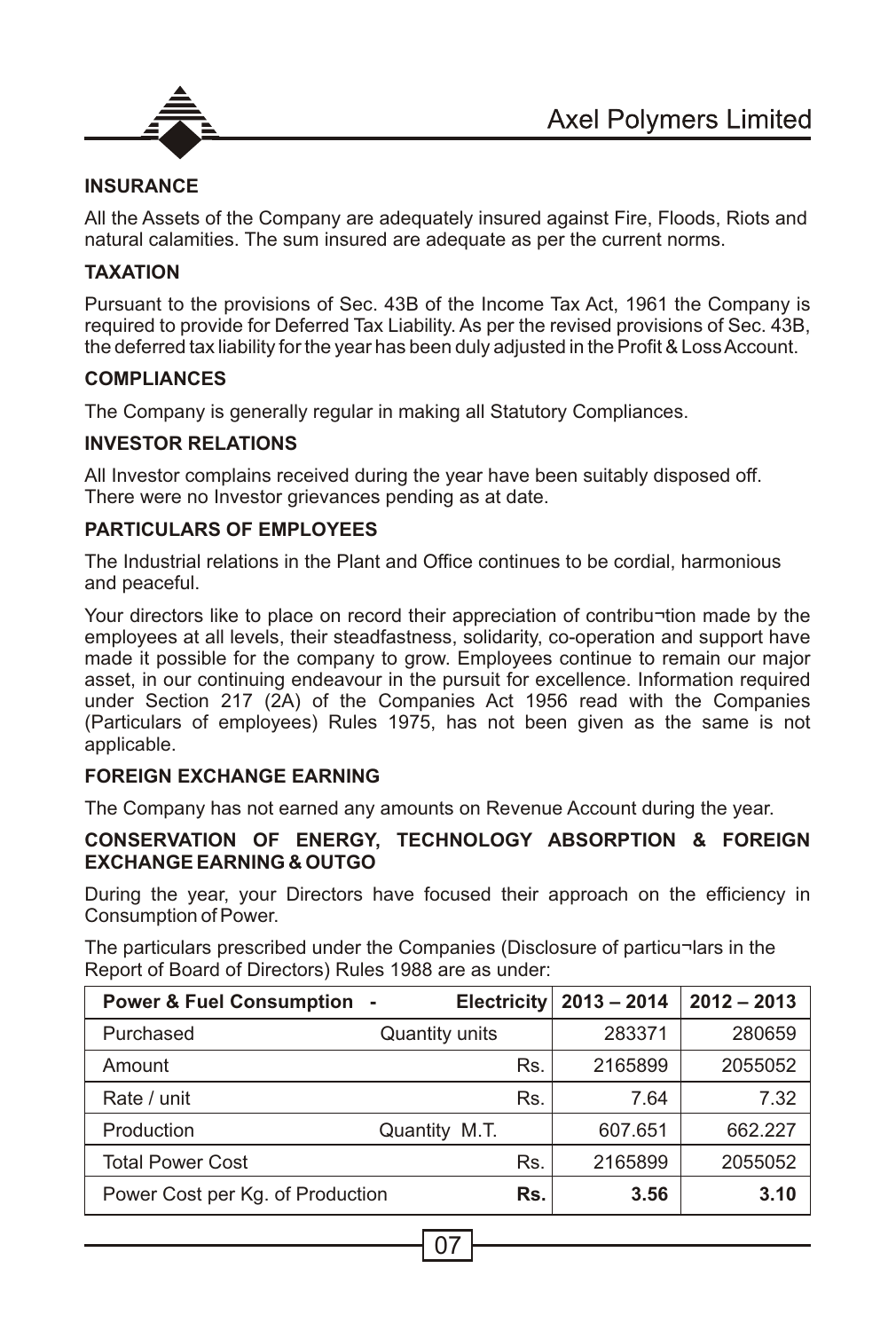### INSURANCE

All the Assets of the Company are adequately insured against Fire, Floods, Riots and natural calamities. The sum insured are adequate as per the current norms.

### TAXATION

Pursuant to the provisions of Sec. 43B of the Income Tax Act, 1961 the Company is required to provide for Deferred Tax Liability. As per the revised provisions of Sec. 43B, the deferred tax liability for the year has been duly adjusted in the Profit & Loss Account.

### COMPLIANCES

The Company is generally regular in making all Statutory Compliances.

### INVESTOR RELATIONS

All Investor complains received during the year have been suitably disposed off. There were no Investor grievances pending as at date.

### PARTICULARS OF EMPLOYEES

The Industrial relations in the Plant and Office continues to be cordial, harmonious and peaceful.

Your directors like to place on record their appreciation of contribu¬tion made by the employees at all levels, their steadfastness, solidarity, co-operation and support have made it possible for the company to grow. Employees continue to remain our major asset, in our continuing endeavour in the pursuit for excellence. Information required under Section 217 (2A) of the Companies Act 1956 read with the Companies (Particulars of employees) Rules 1975, has not been given as the same is not applicable.

### FOREIGN EXCHANGE EARNING

The Company has not earned any amounts on Revenue Account during the year.

### CONSERVATION OF ENERGY, TECHNOLOGY ABSORPTION & FOREIGN EXCHANGE EARNING & OUTGO

During the year, your Directors have focused their approach on the efficiency in Consumption of Power.

The particulars prescribed under the Companies (Disclosure of particu¬lars in the Report of Board of Directors) Rules 1988 are as under:

| **Power & Fuel Consumption -** | **Electricity** | **2013 – 2014** | **2012 – 2013** |
|---|---|---|---|
| Purchased | Quantity units | 283371 | 280659 |
| Amount | Rs. | 2165899 | 2055052 |
| Rate / unit | Rs. | 7.64 | 7.32 |
| Production | Quantity M.T. | 607.651 | 662.227 |
| Total Power Cost | Rs. | 2165899 | 2055052 |
| Power Cost per Kg. of Production | **Rs.** | **3.56** | **3.10** |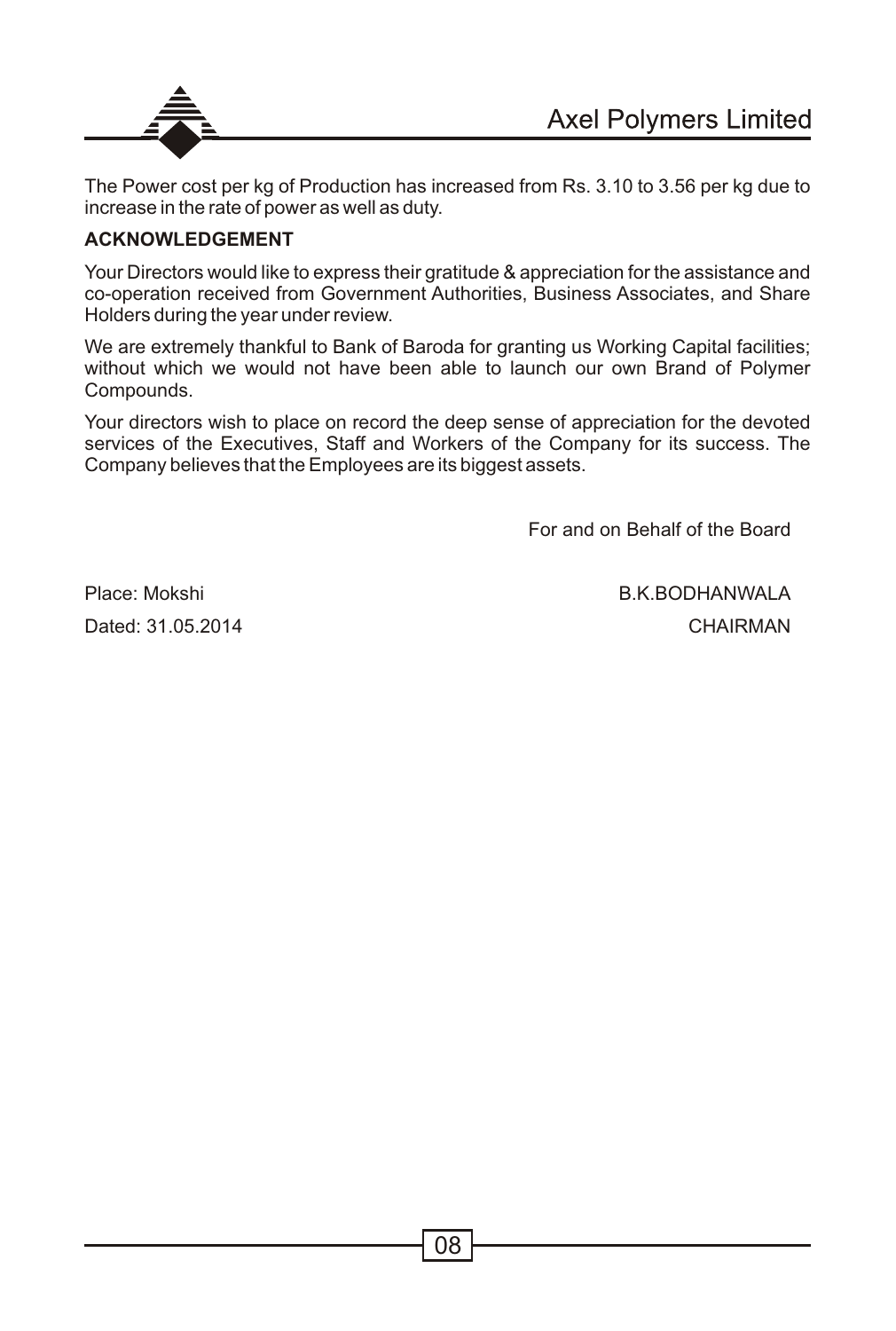The Power cost per kg of Production has increased from Rs. 3.10 to 3.56 per kg due to increase in the rate of power as well as duty.

**ACKNOWLEDGEMENT**

Your Directors would like to express their gratitude & appreciation for the assistance and co-operation received from Government Authorities, Business Associates, and Share Holders during the year under review.

We are extremely thankful to Bank of Baroda for granting us Working Capital facilities; without which we would not have been able to launch our own Brand of Polymer Compounds.

Your directors wish to place on record the deep sense of appreciation for the devoted services of the Executives, Staff and Workers of the Company for its success. The Company believes that the Employees are its biggest assets.

For and on Behalf of the Board

Place: Mokshi

Dated: 31.05.2014

B.K.BODHANWALA

CHAIRMAN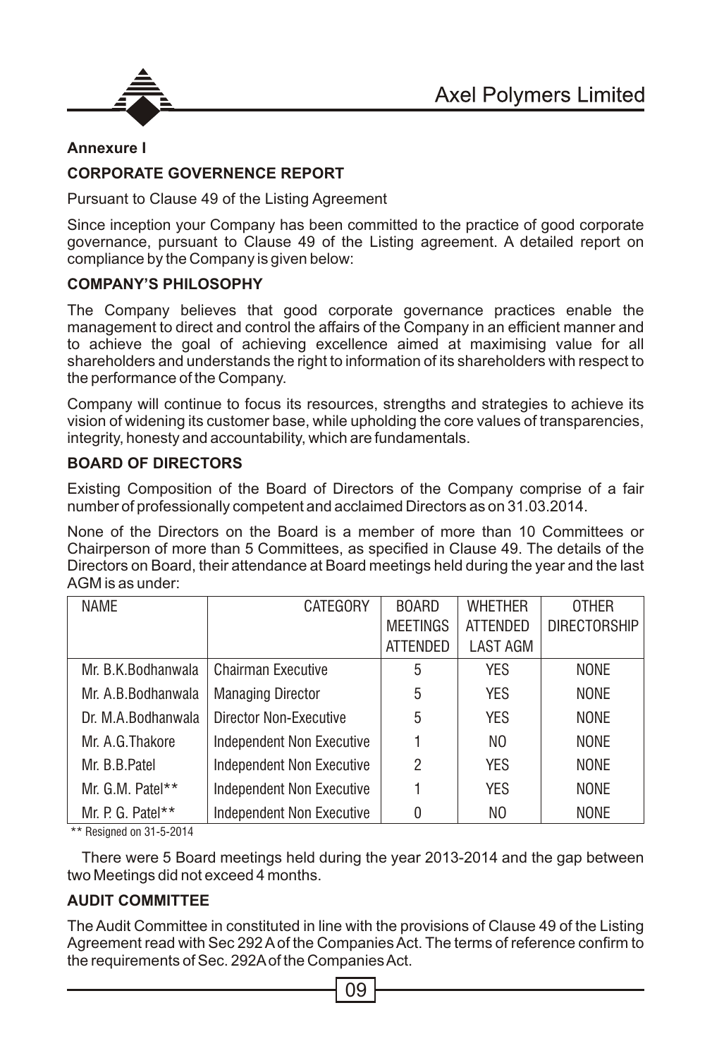**Annexure I**

**CORPORATE GOVERNENCE REPORT**

Pursuant to Clause 49 of the Listing Agreement

Since inception your Company has been committed to the practice of good corporate governance, pursuant to Clause 49 of the Listing agreement. A detailed report on compliance by the Company is given below:

**COMPANY'S PHILOSOPHY**

The Company believes that good corporate governance practices enable the management to direct and control the affairs of the Company in an efficient manner and to achieve the goal of achieving excellence aimed at maximising value for all shareholders and understands the right to information of its shareholders with respect to the performance of the Company.

Company will continue to focus its resources, strengths and strategies to achieve its vision of widening its customer base, while upholding the core values of transparencies, integrity, honesty and accountability, which are fundamentals.

**BOARD OF DIRECTORS**

Existing Composition of the Board of Directors of the Company comprise of a fair number of professionally competent and acclaimed Directors as on 31.03.2014.

None of the Directors on the Board is a member of more than 10 Committees or Chairperson of more than 5 Committees, as specified in Clause 49. The details of the Directors on Board, their attendance at Board meetings held during the year and the last AGM is as under:

| NAME | CATEGORY | BOARD MEETINGS ATTENDED | WHETHER ATTENDED LAST AGM | OTHER DIRECTORSHIP |
|---|---|---|---|---|
| Mr. B.K.Bodhanwala | Chairman Executive | 5 | YES | NONE |
| Mr. A.B.Bodhanwala | Managing Director | 5 | YES | NONE |
| Dr. M.A.Bodhanwala | Director Non-Executive | 5 | YES | NONE |
| Mr. A.G.Thakore | Independent Non Executive | 1 | NO | NONE |
| Mr. B.B.Patel | Independent Non Executive | 2 | YES | NONE |
| Mr. G.M. Patel** | Independent Non Executive | 1 | YES | NONE |
| Mr. P. G. Patel** | Independent Non Executive | 0 | NO | NONE |

** Resigned on 31-5-2014

There were 5 Board meetings held during the year 2013-2014 and the gap between two Meetings did not exceed 4 months.

**AUDIT COMMITTEE**

The Audit Committee in constituted in line with the provisions of Clause 49 of the Listing Agreement read with Sec 292 A of the Companies Act. The terms of reference confirm to the requirements of Sec. 292A of the Companies Act.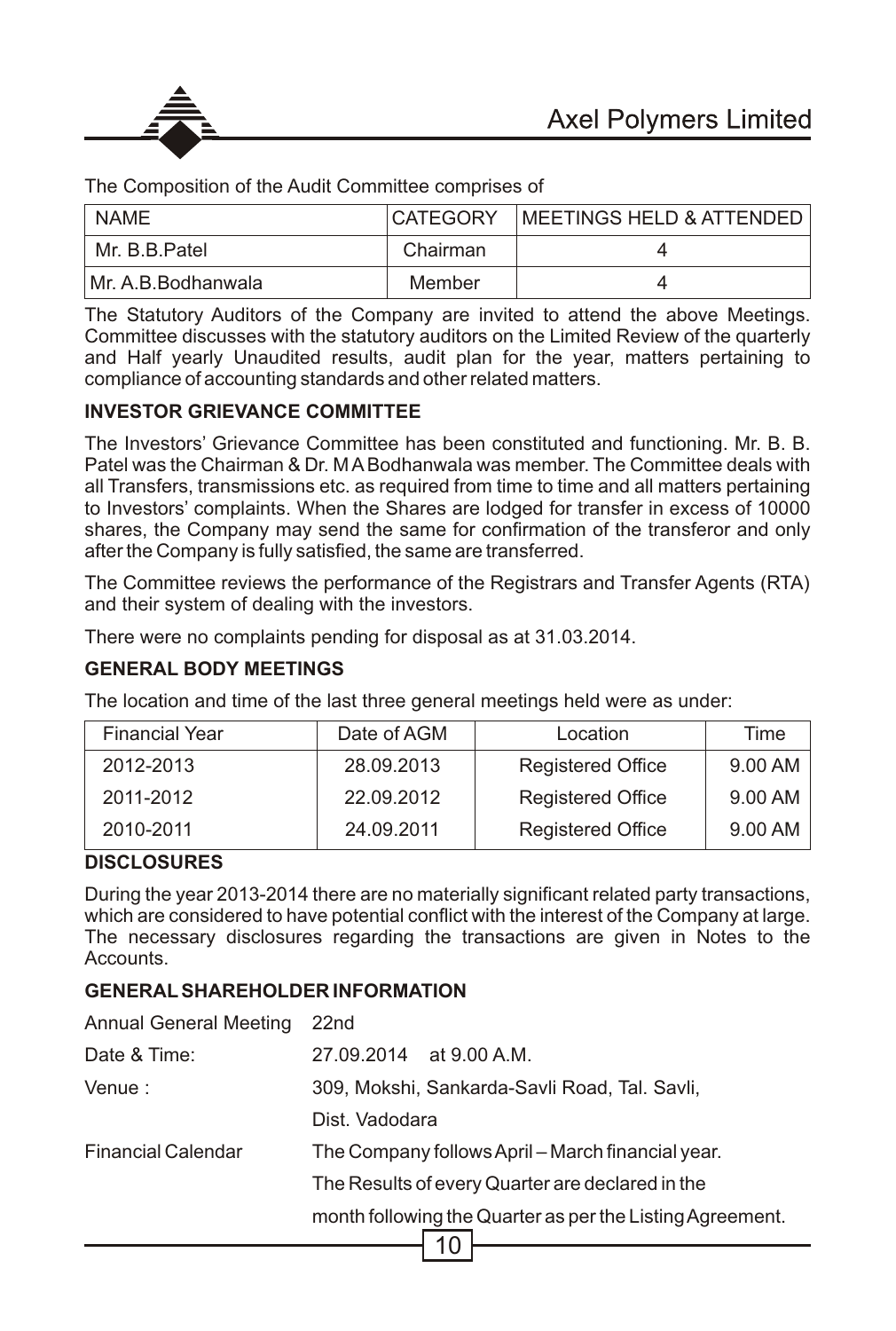The Composition of the Audit Committee comprises of

| NAME | CATEGORY | MEETINGS HELD & ATTENDED |
|---|---|---|
| Mr. B.B.Patel | Chairman | 4 |
| Mr. A.B.Bodhanwala | Member | 4 |

The Statutory Auditors of the Company are invited to attend the above Meetings. Committee discusses with the statutory auditors on the Limited Review of the quarterly and Half yearly Unaudited results, audit plan for the year, matters pertaining to compliance of accounting standards and other related matters.

**INVESTOR GRIEVANCE COMMITTEE**

The Investors' Grievance Committee has been constituted and functioning. Mr. B. B. Patel was the Chairman & Dr. M A Bodhanwala was member. The Committee deals with all Transfers, transmissions etc. as required from time to time and all matters pertaining to Investors' complaints. When the Shares are lodged for transfer in excess of 10000 shares, the Company may send the same for confirmation of the transferor and only after the Company is fully satisfied, the same are transferred.

The Committee reviews the performance of the Registrars and Transfer Agents (RTA) and their system of dealing with the investors.

There were no complaints pending for disposal as at 31.03.2014.

**GENERAL BODY MEETINGS**

The location and time of the last three general meetings held were as under:

| Financial Year | Date of AGM | Location | Time |
|---|---|---|---|
| 2012-2013 | 28.09.2013 | Registered Office | 9.00 AM |
| 2011-2012 | 22.09.2012 | Registered Office | 9.00 AM |
| 2010-2011 | 24.09.2011 | Registered Office | 9.00 AM |

**DISCLOSURES**

During the year 2013-2014 there are no materially significant related party transactions, which are considered to have potential conflict with the interest of the Company at large. The necessary disclosures regarding the transactions are given in Notes to the Accounts.

**GENERAL SHAREHOLDER INFORMATION**

Annual General Meeting 22nd

Date & Time: 27.09.2014 at 9.00 A.M.

Venue : 309, Mokshi, Sankarda-Savli Road, Tal. Savli, Dist. Vadodara

Financial Calendar The Company follows April – March financial year. The Results of every Quarter are declared in the month following the Quarter as per the Listing Agreement.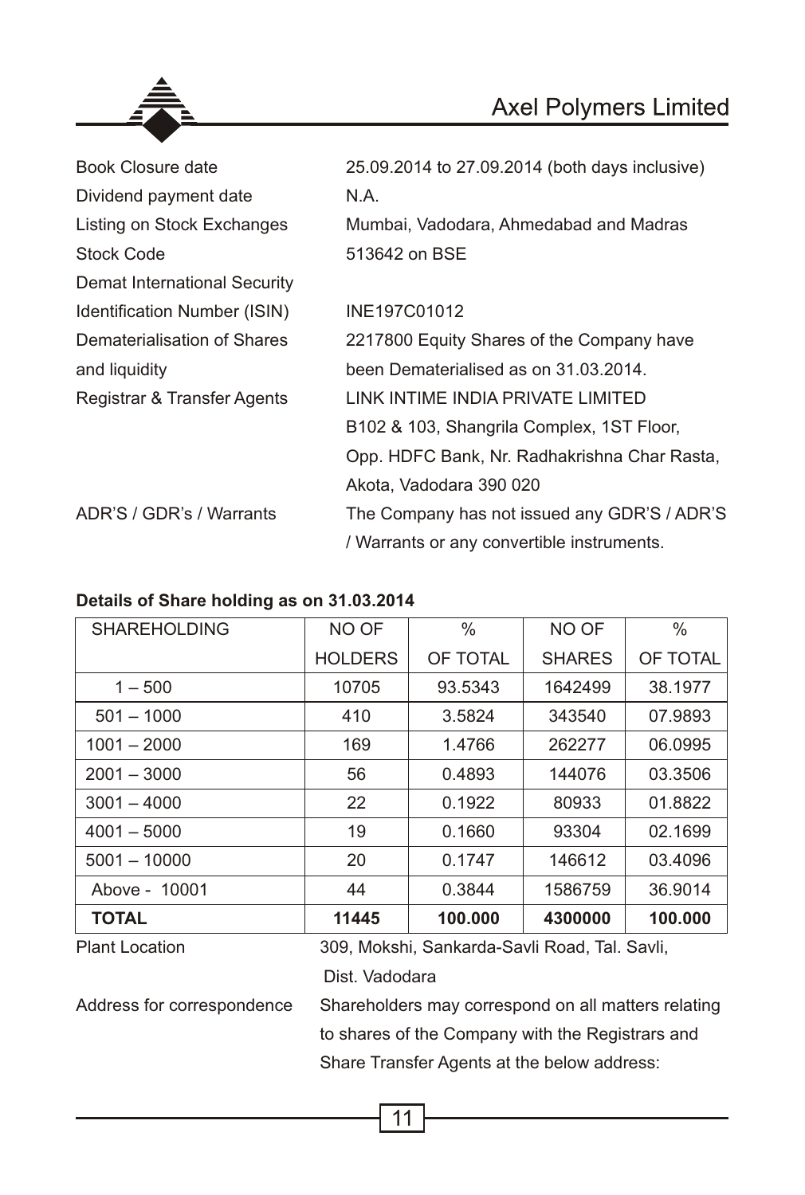| | |
|---|---|
| Book Closure date | 25.09.2014 to 27.09.2014 (both days inclusive) |
| Dividend payment date | N.A. |
| Listing on Stock Exchanges | Mumbai, Vadodara, Ahmedabad and Madras |
| Stock Code | 513642 on BSE |
| Demat International Security Identification Number (ISIN) | INE197C01012 |
| Dematerialisation of Shares and liquidity | 2217800 Equity Shares of the Company have been Dematerialised as on 31.03.2014. |
| Registrar & Transfer Agents | LINK INTIME INDIA PRIVATE LIMITED<br>B102 & 103, Shangrila Complex, 1ST Floor,<br>Opp. HDFC Bank, Nr. Radhakrishna Char Rasta,<br>Akota, Vadodara 390 020 |
| ADR'S / GDR's / Warrants | The Company has not issued any GDR'S / ADR'S / Warrants or any convertible instruments. |

**Details of Share holding as on 31.03.2014**

| SHAREHOLDING | NO OF HOLDERS | % OF TOTAL | NO OF SHARES | % OF TOTAL |
|---|---|---|---|---|
| 1 – 500 | 10705 | 93.5343 | 1642499 | 38.1977 |
| 501 – 1000 | 410 | 3.5824 | 343540 | 07.9893 |
| 1001 – 2000 | 169 | 1.4766 | 262277 | 06.0995 |
| 2001 – 3000 | 56 | 0.4893 | 144076 | 03.3506 |
| 3001 – 4000 | 22 | 0.1922 | 80933 | 01.8822 |
| 4001 – 5000 | 19 | 0.1660 | 93304 | 02.1699 |
| 5001 – 10000 | 20 | 0.1747 | 146612 | 03.4096 |
| Above - 10001 | 44 | 0.3844 | 1586759 | 36.9014 |
| **TOTAL** | **11445** | **100.000** | **4300000** | **100.000** |

| | |
|---|---|
| Plant Location | 309, Mokshi, Sankarda-Savli Road, Tal. Savli, Dist. Vadodara |
| Address for correspondence | Shareholders may correspond on all matters relating to shares of the Company with the Registrars and Share Transfer Agents at the below address: |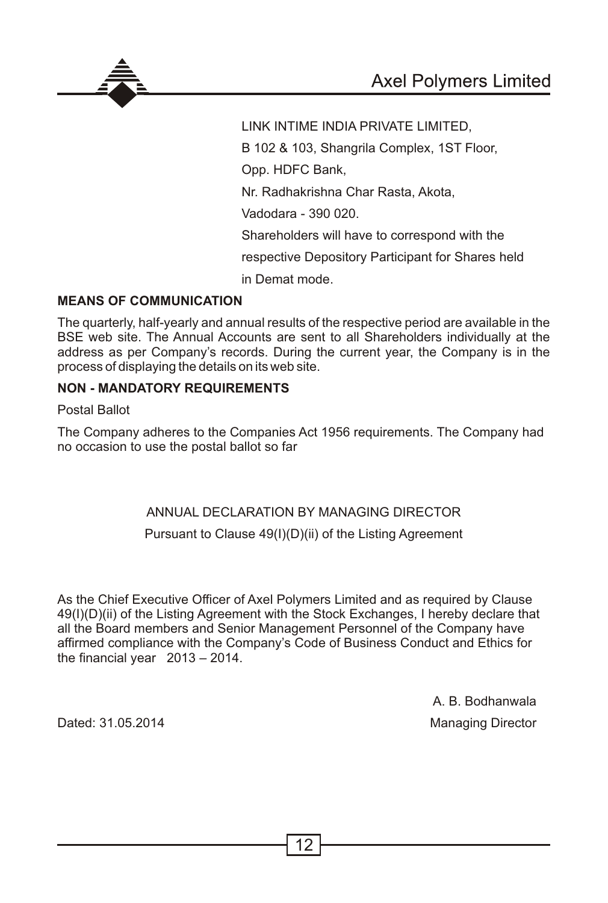LINK INTIME INDIA PRIVATE LIMITED,

B 102 & 103, Shangrila Complex, 1ST Floor,

Opp. HDFC Bank,

Nr. Radhakrishna Char Rasta, Akota,

Vadodara - 390 020.

Shareholders will have to correspond with the respective Depository Participant for Shares held in Demat mode.

**MEANS OF COMMUNICATION**

The quarterly, half-yearly and annual results of the respective period are available in the BSE web site. The Annual Accounts are sent to all Shareholders individually at the address as per Company's records. During the current year, the Company is in the process of displaying the details on its web site.

**NON - MANDATORY REQUIREMENTS**

Postal Ballot

The Company adheres to the Companies Act 1956 requirements. The Company had no occasion to use the postal ballot so far

ANNUAL DECLARATION BY MANAGING DIRECTOR

Pursuant to Clause 49(I)(D)(ii) of the Listing Agreement

As the Chief Executive Officer of Axel Polymers Limited and as required by Clause 49(I)(D)(ii) of the Listing Agreement with the Stock Exchanges, I hereby declare that all the Board members and Senior Management Personnel of the Company have affirmed compliance with the Company's Code of Business Conduct and Ethics for the financial year 2013 – 2014.

A. B. Bodhanwala

Dated: 31.05.2014 Managing Director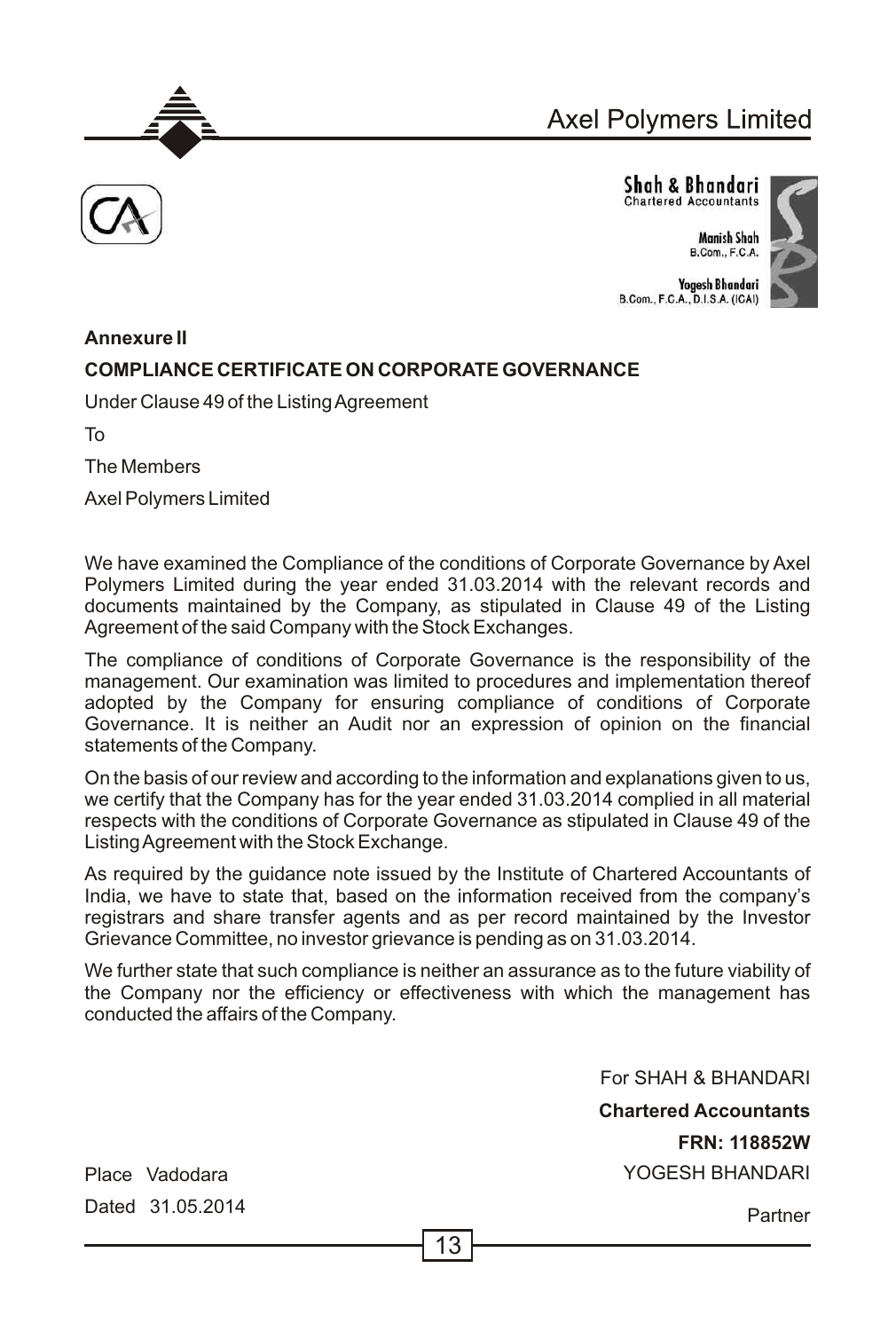Shah & Bhandari
Chartered Accountants

Manish Shah
B.Com., F.C.A.

Yogesh Bhandari
B.Com., F.C.A., D.I.S.A. (ICAI)

**Annexure II**

**COMPLIANCE CERTIFICATE ON CORPORATE GOVERNANCE**

Under Clause 49 of the Listing Agreement

To

The Members

Axel Polymers Limited

We have examined the Compliance of the conditions of Corporate Governance by Axel Polymers Limited during the year ended 31.03.2014 with the relevant records and documents maintained by the Company, as stipulated in Clause 49 of the Listing Agreement of the said Company with the Stock Exchanges.

The compliance of conditions of Corporate Governance is the responsibility of the management. Our examination was limited to procedures and implementation thereof adopted by the Company for ensuring compliance of conditions of Corporate Governance. It is neither an Audit nor an expression of opinion on the financial statements of the Company.

On the basis of our review and according to the information and explanations given to us, we certify that the Company has for the year ended 31.03.2014 complied in all material respects with the conditions of Corporate Governance as stipulated in Clause 49 of the Listing Agreement with the Stock Exchange.

As required by the guidance note issued by the Institute of Chartered Accountants of India, we have to state that, based on the information received from the company's registrars and share transfer agents and as per record maintained by the Investor Grievance Committee, no investor grievance is pending as on 31.03.2014.

We further state that such compliance is neither an assurance as to the future viability of the Company nor the efficiency or effectiveness with which the management has conducted the affairs of the Company.

For SHAH & BHANDARI

**Chartered Accountants**

**FRN: 118852W**

YOGESH BHANDARI

Partner

Place Vadodara

Dated 31.05.2014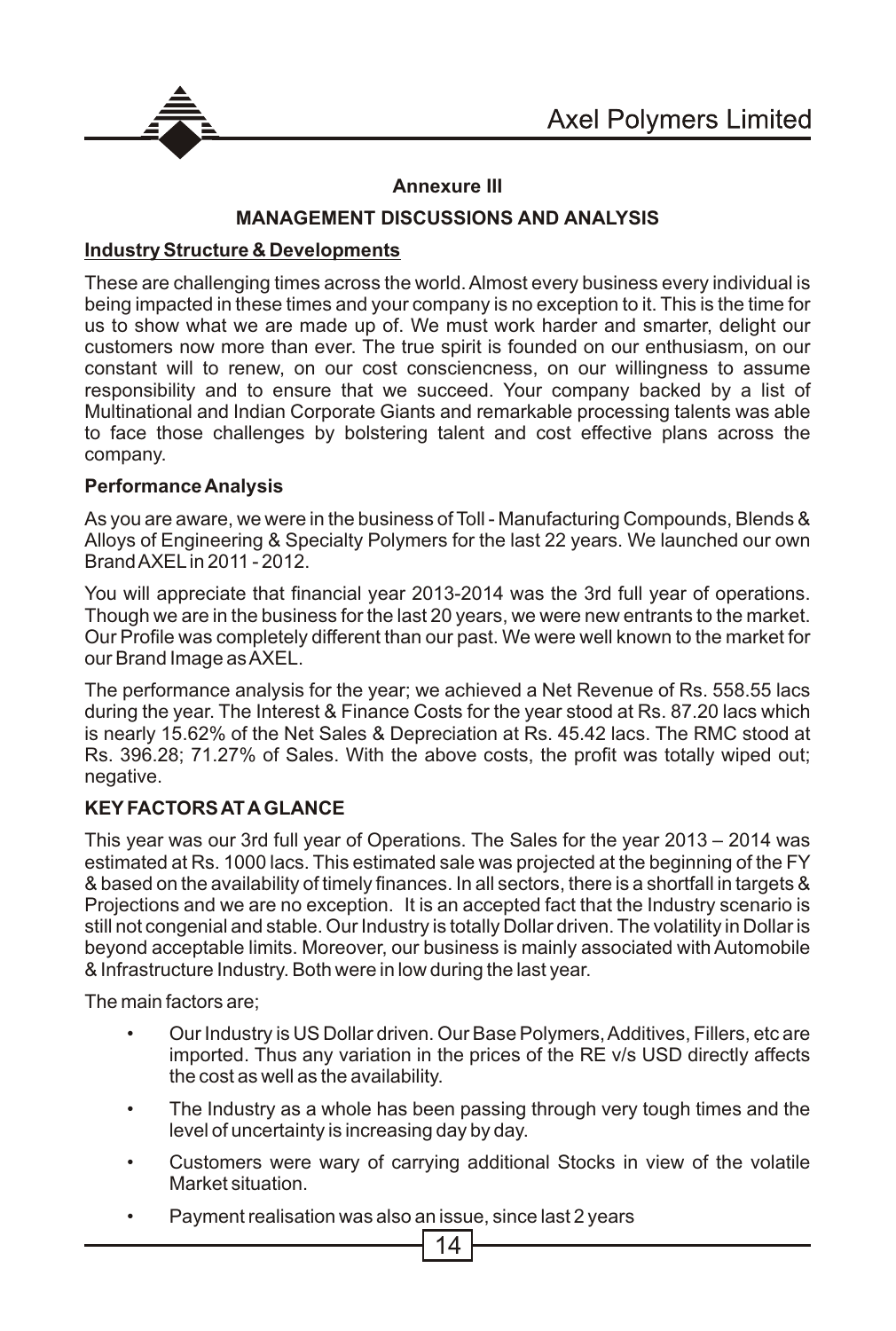## Annexure III

## MANAGEMENT DISCUSSIONS AND ANALYSIS

**Industry Structure & Developments**

These are challenging times across the world. Almost every business every individual is being impacted in these times and your company is no exception to it. This is the time for us to show what we are made up of. We must work harder and smarter, delight our customers now more than ever. The true spirit is founded on our enthusiasm, on our constant will to renew, on our cost consciencness, on our willingness to assume responsibility and to ensure that we succeed. Your company backed by a list of Multinational and Indian Corporate Giants and remarkable processing talents was able to face those challenges by bolstering talent and cost effective plans across the company.

**Performance Analysis**

As you are aware, we were in the business of Toll - Manufacturing Compounds, Blends & Alloys of Engineering & Specialty Polymers for the last 22 years. We launched our own Brand AXEL in 2011 - 2012.

You will appreciate that financial year 2013-2014 was the 3rd full year of operations. Though we are in the business for the last 20 years, we were new entrants to the market. Our Profile was completely different than our past. We were well known to the market for our Brand Image as AXEL.

The performance analysis for the year; we achieved a Net Revenue of Rs. 558.55 lacs during the year. The Interest & Finance Costs for the year stood at Rs. 87.20 lacs which is nearly 15.62% of the Net Sales & Depreciation at Rs. 45.42 lacs. The RMC stood at Rs. 396.28; 71.27% of Sales. With the above costs, the profit was totally wiped out; negative.

**KEY FACTORS AT A GLANCE**

This year was our 3rd full year of Operations. The Sales for the year 2013 – 2014 was estimated at Rs. 1000 lacs. This estimated sale was projected at the beginning of the FY & based on the availability of timely finances. In all sectors, there is a shortfall in targets & Projections and we are no exception. It is an accepted fact that the Industry scenario is still not congenial and stable. Our Industry is totally Dollar driven. The volatility in Dollar is beyond acceptable limits. Moreover, our business is mainly associated with Automobile & Infrastructure Industry. Both were in low during the last year.

The main factors are;

- Our Industry is US Dollar driven. Our Base Polymers, Additives, Fillers, etc are imported. Thus any variation in the prices of the RE v/s USD directly affects the cost as well as the availability.
- The Industry as a whole has been passing through very tough times and the level of uncertainty is increasing day by day.
- Customers were wary of carrying additional Stocks in view of the volatile Market situation.
- Payment realisation was also an issue, since last 2 years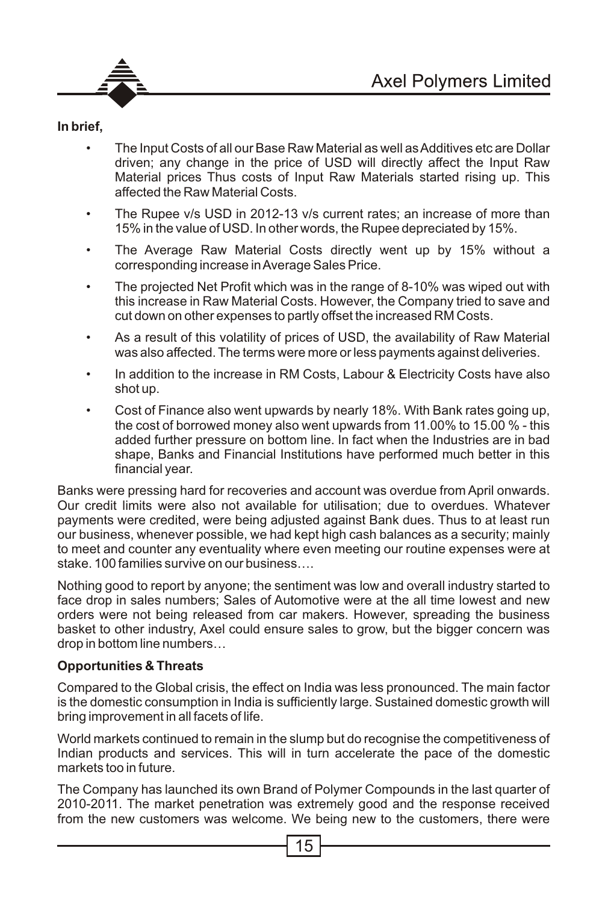**In brief,**

- The Input Costs of all our Base Raw Material as well as Additives etc are Dollar driven; any change in the price of USD will directly affect the Input Raw Material prices Thus costs of Input Raw Materials started rising up. This affected the Raw Material Costs.
- The Rupee v/s USD in 2012-13 v/s current rates; an increase of more than 15% in the value of USD. In other words, the Rupee depreciated by 15%.
- The Average Raw Material Costs directly went up by 15% without a corresponding increase in Average Sales Price.
- The projected Net Profit which was in the range of 8-10% was wiped out with this increase in Raw Material Costs. However, the Company tried to save and cut down on other expenses to partly offset the increased RM Costs.
- As a result of this volatility of prices of USD, the availability of Raw Material was also affected. The terms were more or less payments against deliveries.
- In addition to the increase in RM Costs, Labour & Electricity Costs have also shot up.
- Cost of Finance also went upwards by nearly 18%. With Bank rates going up, the cost of borrowed money also went upwards from 11.00% to 15.00 % - this added further pressure on bottom line. In fact when the Industries are in bad shape, Banks and Financial Institutions have performed much better in this financial year.

Banks were pressing hard for recoveries and account was overdue from April onwards. Our credit limits were also not available for utilisation; due to overdues. Whatever payments were credited, were being adjusted against Bank dues. Thus to at least run our business, whenever possible, we had kept high cash balances as a security; mainly to meet and counter any eventuality where even meeting our routine expenses were at stake. 100 families survive on our business….

Nothing good to report by anyone; the sentiment was low and overall industry started to face drop in sales numbers; Sales of Automotive were at the all time lowest and new orders were not being released from car makers. However, spreading the business basket to other industry, Axel could ensure sales to grow, but the bigger concern was drop in bottom line numbers…

**Opportunities & Threats**

Compared to the Global crisis, the effect on India was less pronounced. The main factor is the domestic consumption in India is sufficiently large. Sustained domestic growth will bring improvement in all facets of life.

World markets continued to remain in the slump but do recognise the competitiveness of Indian products and services. This will in turn accelerate the pace of the domestic markets too in future.

The Company has launched its own Brand of Polymer Compounds in the last quarter of 2010-2011. The market penetration was extremely good and the response received from the new customers was welcome. We being new to the customers, there were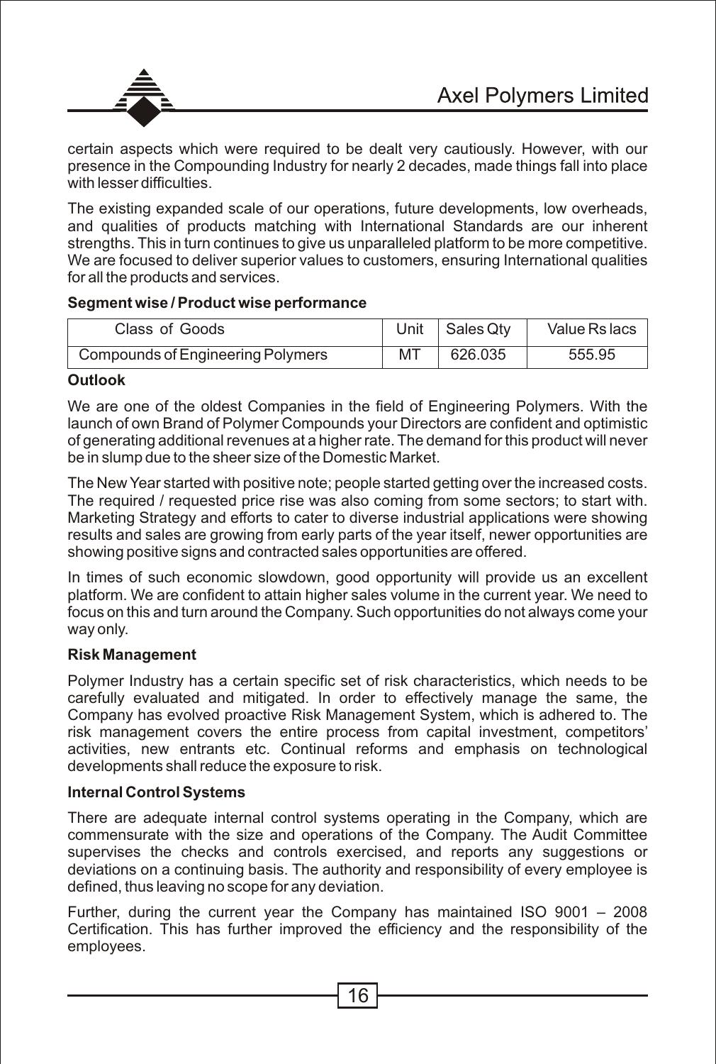certain aspects which were required to be dealt very cautiously. However, with our presence in the Compounding Industry for nearly 2 decades, made things fall into place with lesser difficulties.

The existing expanded scale of our operations, future developments, low overheads, and qualities of products matching with International Standards are our inherent strengths. This in turn continues to give us unparalleled platform to be more competitive. We are focused to deliver superior values to customers, ensuring International qualities for all the products and services.

**Segment wise / Product wise performance**

| Class of Goods | Unit | Sales Qty | Value Rs lacs |
|---|---|---|---|
| Compounds of Engineering Polymers | MT | 626.035 | 555.95 |

**Outlook**

We are one of the oldest Companies in the field of Engineering Polymers. With the launch of own Brand of Polymer Compounds your Directors are confident and optimistic of generating additional revenues at a higher rate. The demand for this product will never be in slump due to the sheer size of the Domestic Market.

The New Year started with positive note; people started getting over the increased costs. The required / requested price rise was also coming from some sectors; to start with. Marketing Strategy and efforts to cater to diverse industrial applications were showing results and sales are growing from early parts of the year itself, newer opportunities are showing positive signs and contracted sales opportunities are offered.

In times of such economic slowdown, good opportunity will provide us an excellent platform. We are confident to attain higher sales volume in the current year. We need to focus on this and turn around the Company. Such opportunities do not always come your way only.

**Risk Management**

Polymer Industry has a certain specific set of risk characteristics, which needs to be carefully evaluated and mitigated. In order to effectively manage the same, the Company has evolved proactive Risk Management System, which is adhered to. The risk management covers the entire process from capital investment, competitors' activities, new entrants etc. Continual reforms and emphasis on technological developments shall reduce the exposure to risk.

**Internal Control Systems**

There are adequate internal control systems operating in the Company, which are commensurate with the size and operations of the Company. The Audit Committee supervises the checks and controls exercised, and reports any suggestions or deviations on a continuing basis. The authority and responsibility of every employee is defined, thus leaving no scope for any deviation.

Further, during the current year the Company has maintained ISO 9001 – 2008 Certification. This has further improved the efficiency and the responsibility of the employees.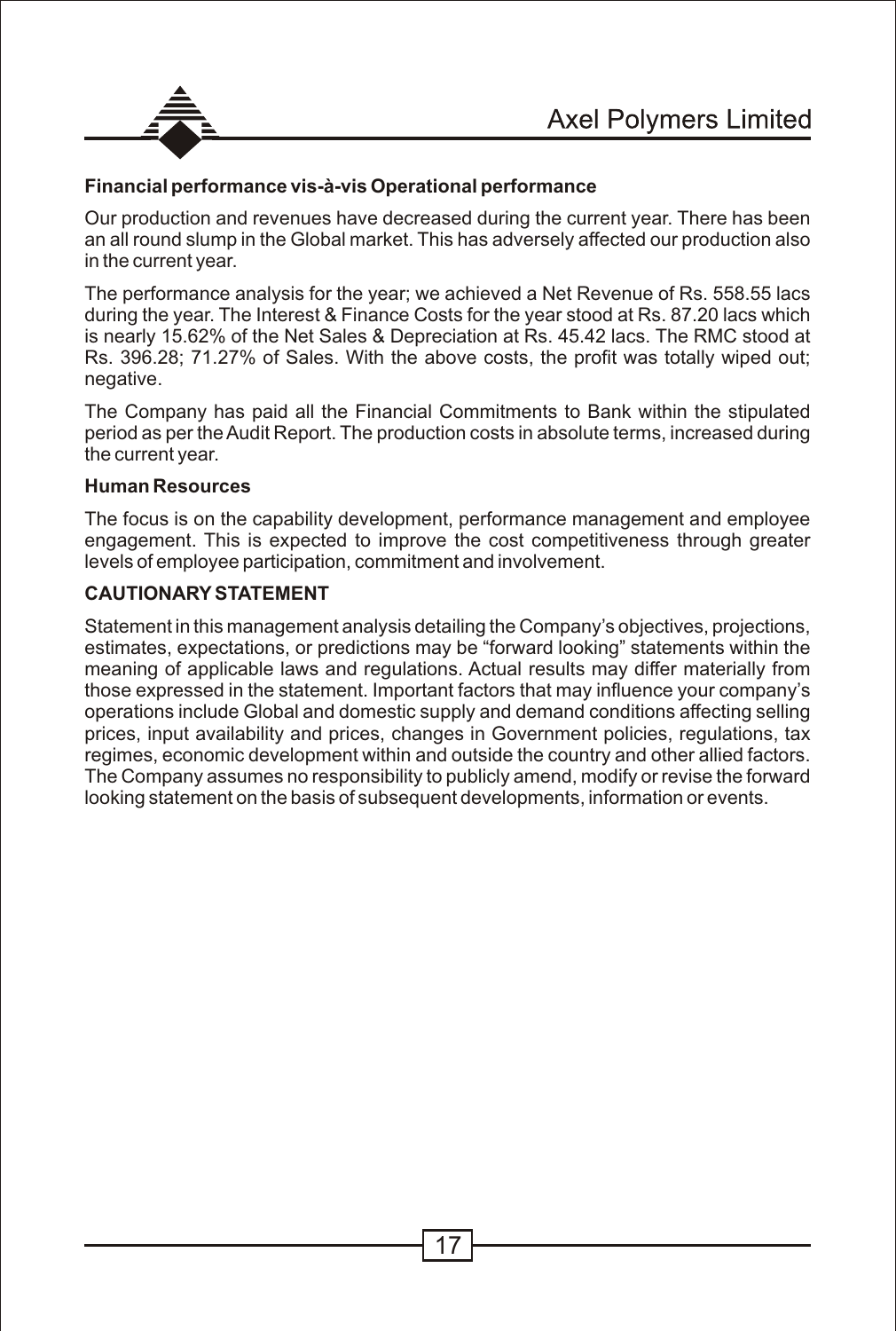**Financial performance vis-à-vis Operational performance**

Our production and revenues have decreased during the current year. There has been an all round slump in the Global market. This has adversely affected our production also in the current year.

The performance analysis for the year; we achieved a Net Revenue of Rs. 558.55 lacs during the year. The Interest & Finance Costs for the year stood at Rs. 87.20 lacs which is nearly 15.62% of the Net Sales & Depreciation at Rs. 45.42 lacs. The RMC stood at Rs. 396.28; 71.27% of Sales. With the above costs, the profit was totally wiped out; negative.

The Company has paid all the Financial Commitments to Bank within the stipulated period as per the Audit Report. The production costs in absolute terms, increased during the current year.

**Human Resources**

The focus is on the capability development, performance management and employee engagement. This is expected to improve the cost competitiveness through greater levels of employee participation, commitment and involvement.

**CAUTIONARY STATEMENT**

Statement in this management analysis detailing the Company's objectives, projections, estimates, expectations, or predictions may be "forward looking" statements within the meaning of applicable laws and regulations. Actual results may differ materially from those expressed in the statement. Important factors that may influence your company's operations include Global and domestic supply and demand conditions affecting selling prices, input availability and prices, changes in Government policies, regulations, tax regimes, economic development within and outside the country and other allied factors. The Company assumes no responsibility to publicly amend, modify or revise the forward looking statement on the basis of subsequent developments, information or events.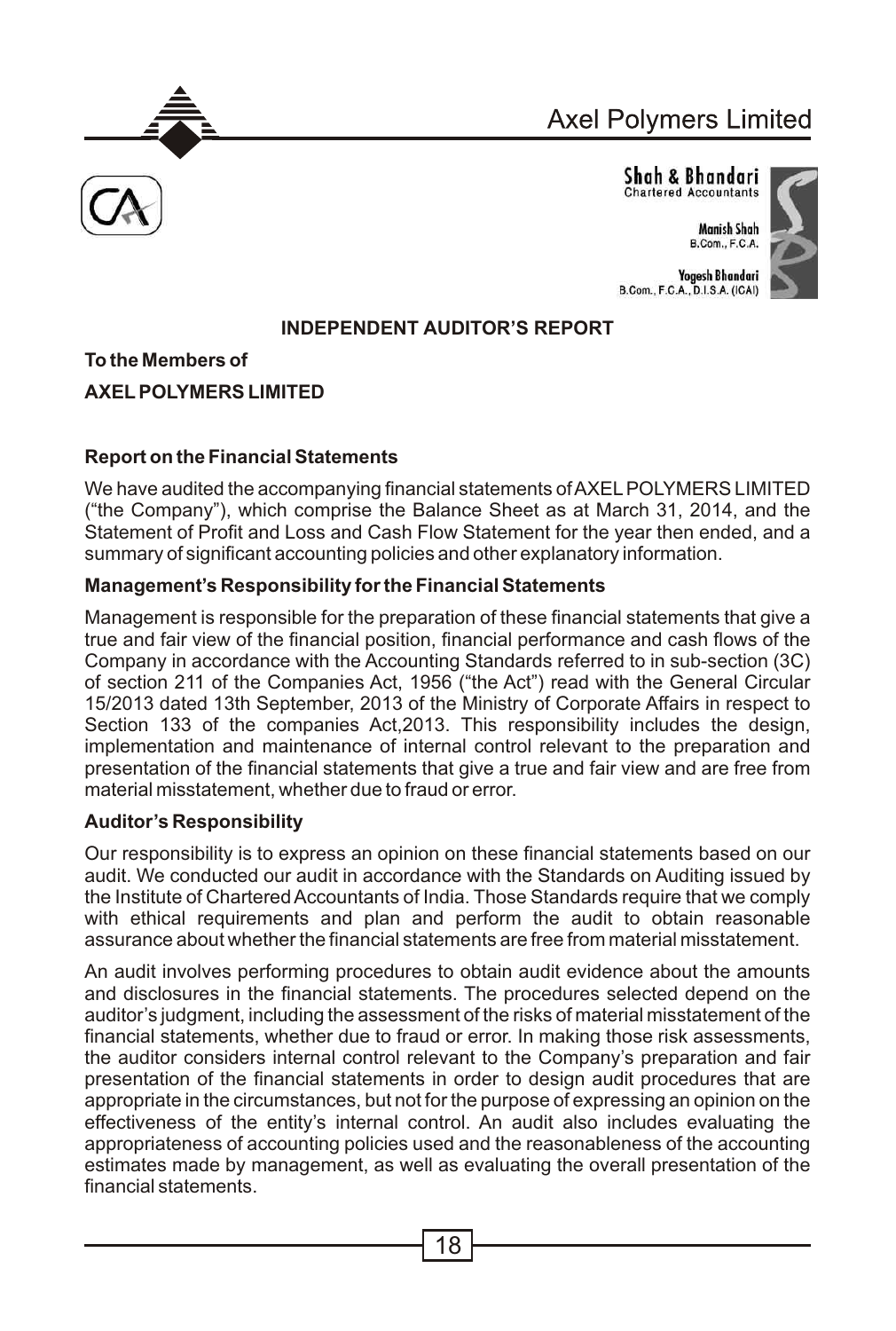Shah & Bhandari
Chartered Accountants

Manish Shah
B.Com., F.C.A.

Yogesh Bhandari
B.Com., F.C.A., D.I.S.A. (ICAI)

## INDEPENDENT AUDITOR'S REPORT

**To the Members of**

**AXEL POLYMERS LIMITED**

### Report on the Financial Statements

We have audited the accompanying financial statements of AXEL POLYMERS LIMITED ("the Company"), which comprise the Balance Sheet as at March 31, 2014, and the Statement of Profit and Loss and Cash Flow Statement for the year then ended, and a summary of significant accounting policies and other explanatory information.

### Management's Responsibility for the Financial Statements

Management is responsible for the preparation of these financial statements that give a true and fair view of the financial position, financial performance and cash flows of the Company in accordance with the Accounting Standards referred to in sub-section (3C) of section 211 of the Companies Act, 1956 ("the Act") read with the General Circular 15/2013 dated 13th September, 2013 of the Ministry of Corporate Affairs in respect to Section 133 of the companies Act,2013. This responsibility includes the design, implementation and maintenance of internal control relevant to the preparation and presentation of the financial statements that give a true and fair view and are free from material misstatement, whether due to fraud or error.

### Auditor's Responsibility

Our responsibility is to express an opinion on these financial statements based on our audit. We conducted our audit in accordance with the Standards on Auditing issued by the Institute of Chartered Accountants of India. Those Standards require that we comply with ethical requirements and plan and perform the audit to obtain reasonable assurance about whether the financial statements are free from material misstatement.

An audit involves performing procedures to obtain audit evidence about the amounts and disclosures in the financial statements. The procedures selected depend on the auditor's judgment, including the assessment of the risks of material misstatement of the financial statements, whether due to fraud or error. In making those risk assessments, the auditor considers internal control relevant to the Company's preparation and fair presentation of the financial statements in order to design audit procedures that are appropriate in the circumstances, but not for the purpose of expressing an opinion on the effectiveness of the entity's internal control. An audit also includes evaluating the appropriateness of accounting policies used and the reasonableness of the accounting estimates made by management, as well as evaluating the overall presentation of the financial statements.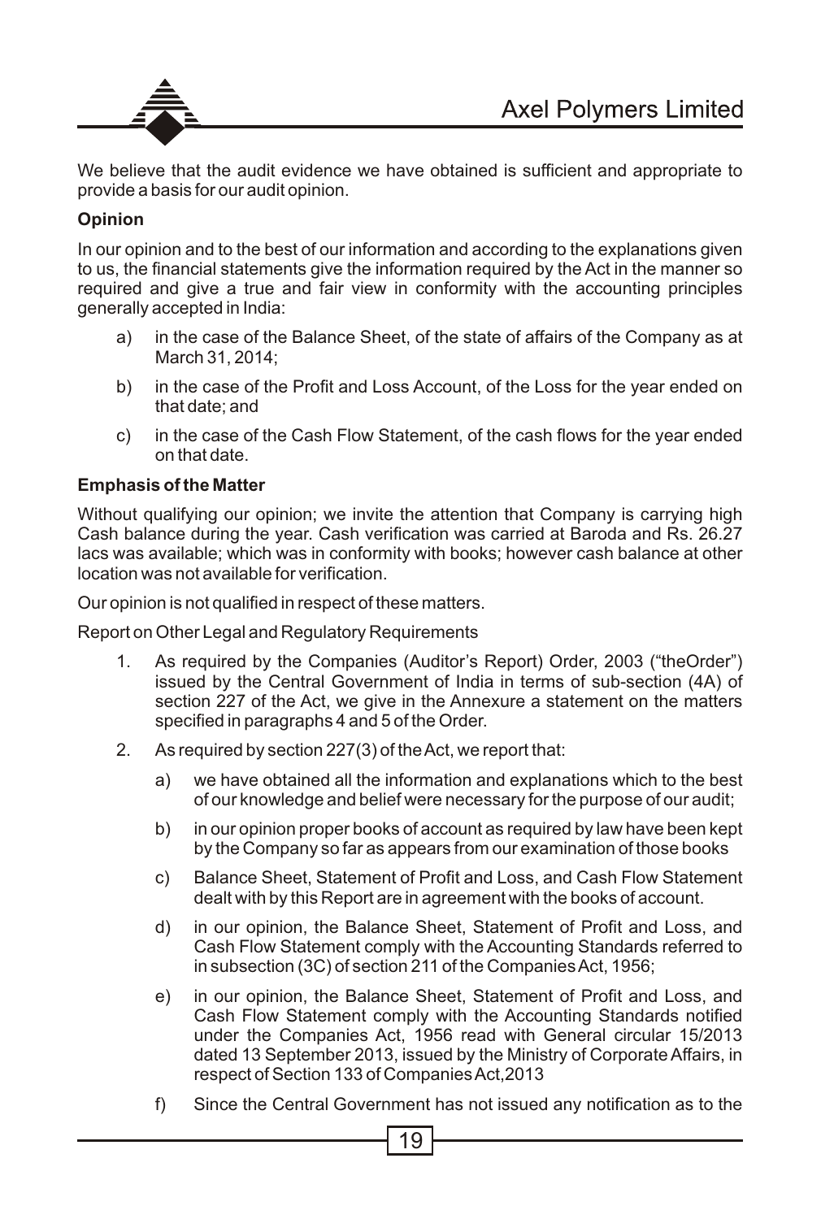We believe that the audit evidence we have obtained is sufficient and appropriate to provide a basis for our audit opinion.

**Opinion**

In our opinion and to the best of our information and according to the explanations given to us, the financial statements give the information required by the Act in the manner so required and give a true and fair view in conformity with the accounting principles generally accepted in India:

a) in the case of the Balance Sheet, of the state of affairs of the Company as at March 31, 2014;

b) in the case of the Profit and Loss Account, of the Loss for the year ended on that date; and

c) in the case of the Cash Flow Statement, of the cash flows for the year ended on that date.

**Emphasis of the Matter**

Without qualifying our opinion; we invite the attention that Company is carrying high Cash balance during the year. Cash verification was carried at Baroda and Rs. 26.27 lacs was available; which was in conformity with books; however cash balance at other location was not available for verification.

Our opinion is not qualified in respect of these matters.

Report on Other Legal and Regulatory Requirements

1. As required by the Companies (Auditor's Report) Order, 2003 ("theOrder") issued by the Central Government of India in terms of sub-section (4A) of section 227 of the Act, we give in the Annexure a statement on the matters specified in paragraphs 4 and 5 of the Order.

2. As required by section 227(3) of the Act, we report that:

   a) we have obtained all the information and explanations which to the best of our knowledge and belief were necessary for the purpose of our audit;

   b) in our opinion proper books of account as required by law have been kept by the Company so far as appears from our examination of those books

   c) Balance Sheet, Statement of Profit and Loss, and Cash Flow Statement dealt with by this Report are in agreement with the books of account.

   d) in our opinion, the Balance Sheet, Statement of Profit and Loss, and Cash Flow Statement comply with the Accounting Standards referred to in subsection (3C) of section 211 of the Companies Act, 1956;

   e) in our opinion, the Balance Sheet, Statement of Profit and Loss, and Cash Flow Statement comply with the Accounting Standards notified under the Companies Act, 1956 read with General circular 15/2013 dated 13 September 2013, issued by the Ministry of Corporate Affairs, in respect of Section 133 of Companies Act,2013

   f) Since the Central Government has not issued any notification as to the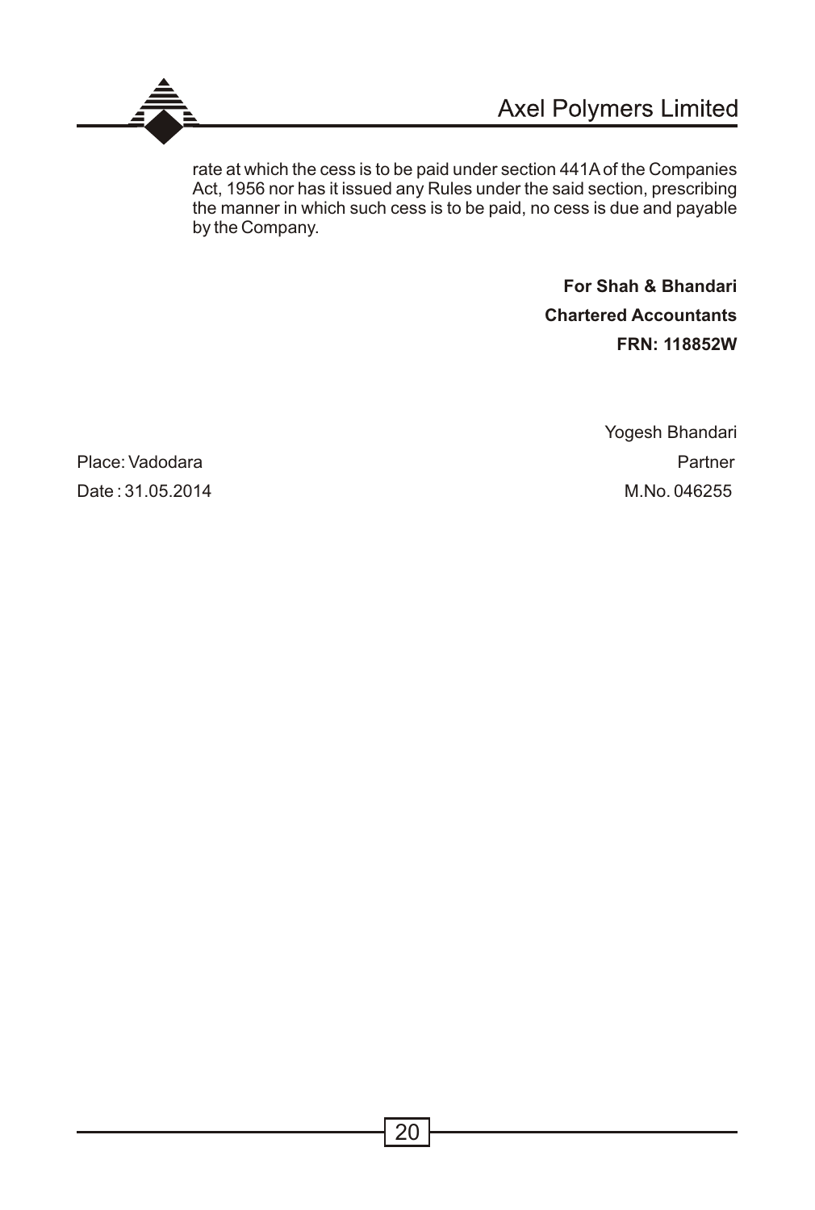rate at which the cess is to be paid under section 441A of the Companies Act, 1956 nor has it issued any Rules under the said section, prescribing the manner in which such cess is to be paid, no cess is due and payable by the Company.

**For Shah & Bhandari**
**Chartered Accountants**
**FRN: 118852W**

Yogesh Bhandari
Partner
M.No. 046255

Place: Vadodara
Date : 31.05.2014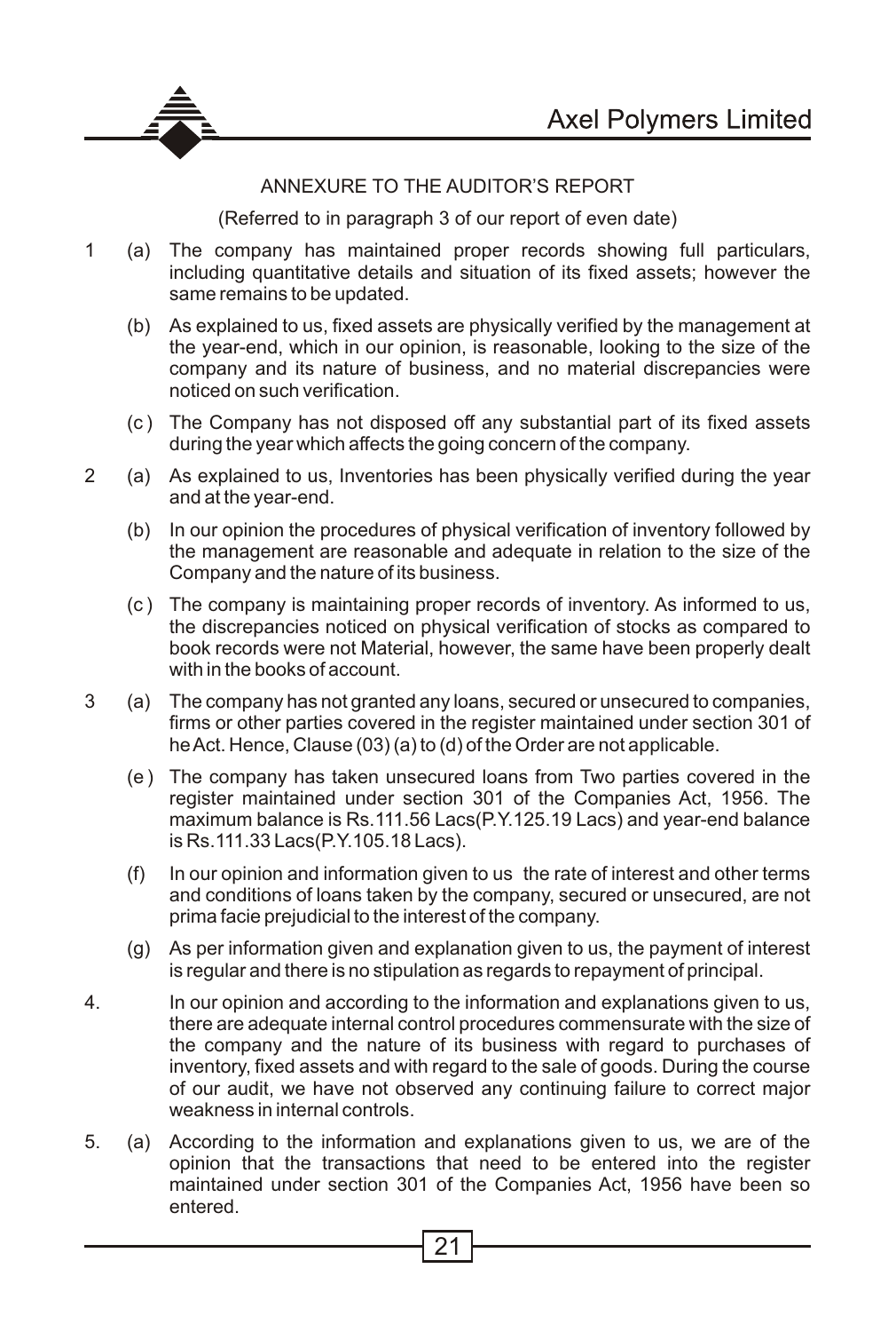## ANNEXURE TO THE AUDITOR'S REPORT

(Referred to in paragraph 3 of our report of even date)

1 (a) The company has maintained proper records showing full particulars, including quantitative details and situation of its fixed assets; however the same remains to be updated.

(b) As explained to us, fixed assets are physically verified by the management at the year-end, which in our opinion, is reasonable, looking to the size of the company and its nature of business, and no material discrepancies were noticed on such verification.

(c ) The Company has not disposed off any substantial part of its fixed assets during the year which affects the going concern of the company.

2 (a) As explained to us, Inventories has been physically verified during the year and at the year-end.

(b) In our opinion the procedures of physical verification of inventory followed by the management are reasonable and adequate in relation to the size of the Company and the nature of its business.

(c ) The company is maintaining proper records of inventory. As informed to us, the discrepancies noticed on physical verification of stocks as compared to book records were not Material, however, the same have been properly dealt with in the books of account.

3 (a) The company has not granted any loans, secured or unsecured to companies, firms or other parties covered in the register maintained under section 301 of he Act. Hence, Clause (03) (a) to (d) of the Order are not applicable.

(e ) The company has taken unsecured loans from Two parties covered in the register maintained under section 301 of the Companies Act, 1956. The maximum balance is Rs.111.56 Lacs(P.Y.125.19 Lacs) and year-end balance is Rs.111.33 Lacs(P.Y.105.18 Lacs).

(f) In our opinion and information given to us the rate of interest and other terms and conditions of loans taken by the company, secured or unsecured, are not prima facie prejudicial to the interest of the company.

(g) As per information given and explanation given to us, the payment of interest is regular and there is no stipulation as regards to repayment of principal.

4. In our opinion and according to the information and explanations given to us, there are adequate internal control procedures commensurate with the size of the company and the nature of its business with regard to purchases of inventory, fixed assets and with regard to the sale of goods. During the course of our audit, we have not observed any continuing failure to correct major weakness in internal controls.

5. (a) According to the information and explanations given to us, we are of the opinion that the transactions that need to be entered into the register maintained under section 301 of the Companies Act, 1956 have been so entered.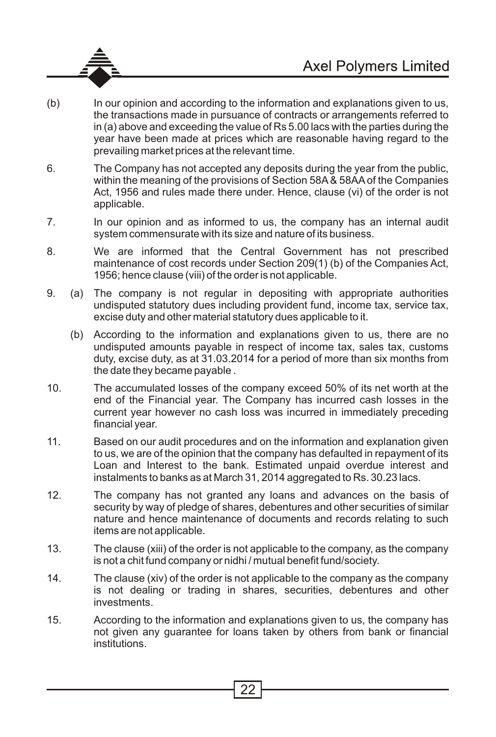(b) In our opinion and according to the information and explanations given to us, the transactions made in pursuance of contracts or arrangements referred to in (a) above and exceeding the value of Rs 5.00 lacs with the parties during the year have been made at prices which are reasonable having regard to the prevailing market prices at the relevant time.

6. The Company has not accepted any deposits during the year from the public, within the meaning of the provisions of Section 58A & 58AA of the Companies Act, 1956 and rules made there under. Hence, clause (vi) of the order is not applicable.

7. In our opinion and as informed to us, the company has an internal audit system commensurate with its size and nature of its business.

8. We are informed that the Central Government has not prescribed maintenance of cost records under Section 209(1) (b) of the Companies Act, 1956; hence clause (viii) of the order is not applicable.

9. (a) The company is not regular in depositing with appropriate authorities undisputed statutory dues including provident fund, income tax, service tax, excise duty and other material statutory dues applicable to it.

   (b) According to the information and explanations given to us, there are no undisputed amounts payable in respect of income tax, sales tax, customs duty, excise duty, as at 31.03.2014 for a period of more than six months from the date they became payable .

10. The accumulated losses of the company exceed 50% of its net worth at the end of the Financial year. The Company has incurred cash losses in the current year however no cash loss was incurred in immediately preceding financial year.

11. Based on our audit procedures and on the information and explanation given to us, we are of the opinion that the company has defaulted in repayment of its Loan and Interest to the bank. Estimated unpaid overdue interest and instalments to banks as at March 31, 2014 aggregated to Rs. 30.23 lacs.

12. The company has not granted any loans and advances on the basis of security by way of pledge of shares, debentures and other securities of similar nature and hence maintenance of documents and records relating to such items are not applicable.

13. The clause (xiii) of the order is not applicable to the company, as the company is not a chit fund company or nidhi / mutual benefit fund/society.

14. The clause (xiv) of the order is not applicable to the company as the company is not dealing or trading in shares, securities, debentures and other investments.

15. According to the information and explanations given to us, the company has not given any guarantee for loans taken by others from bank or financial institutions.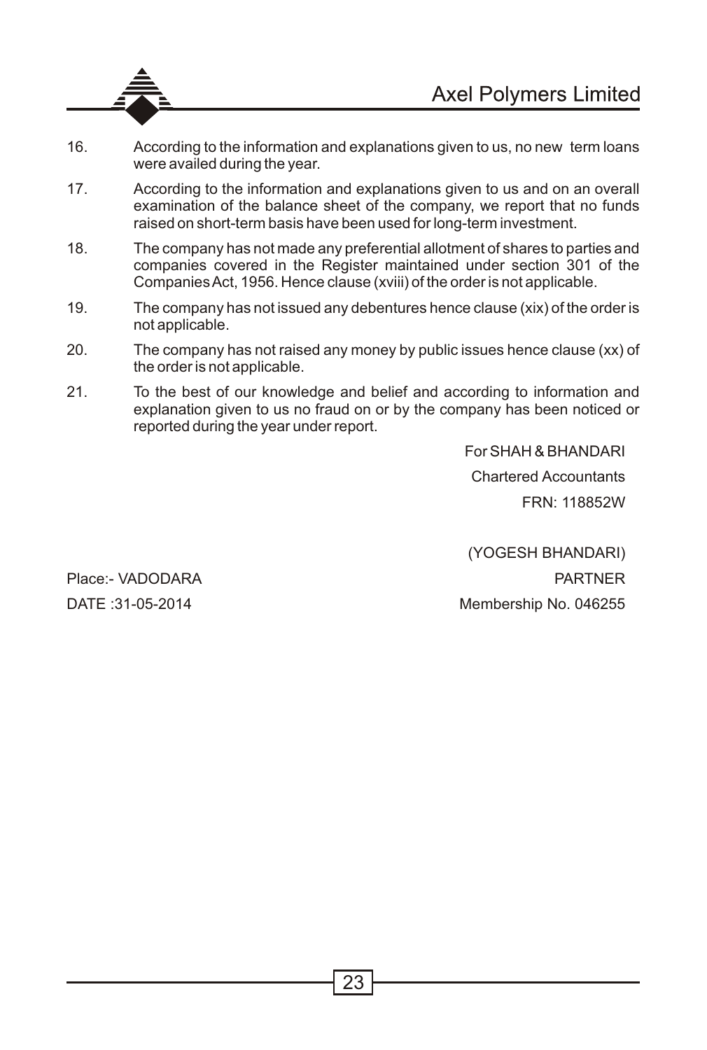16. According to the information and explanations given to us, no new term loans were availed during the year.

17. According to the information and explanations given to us and on an overall examination of the balance sheet of the company, we report that no funds raised on short-term basis have been used for long-term investment.

18. The company has not made any preferential allotment of shares to parties and companies covered in the Register maintained under section 301 of the Companies Act, 1956. Hence clause (xviii) of the order is not applicable.

19. The company has not issued any debentures hence clause (xix) of the order is not applicable.

20. The company has not raised any money by public issues hence clause (xx) of the order is not applicable.

21. To the best of our knowledge and belief and according to information and explanation given to us no fraud on or by the company has been noticed or reported during the year under report.

For SHAH & BHANDARI

Chartered Accountants

FRN: 118852W

(YOGESH BHANDARI)

PARTNER

Membership No. 046255

Place:- VADODARA

DATE :31-05-2014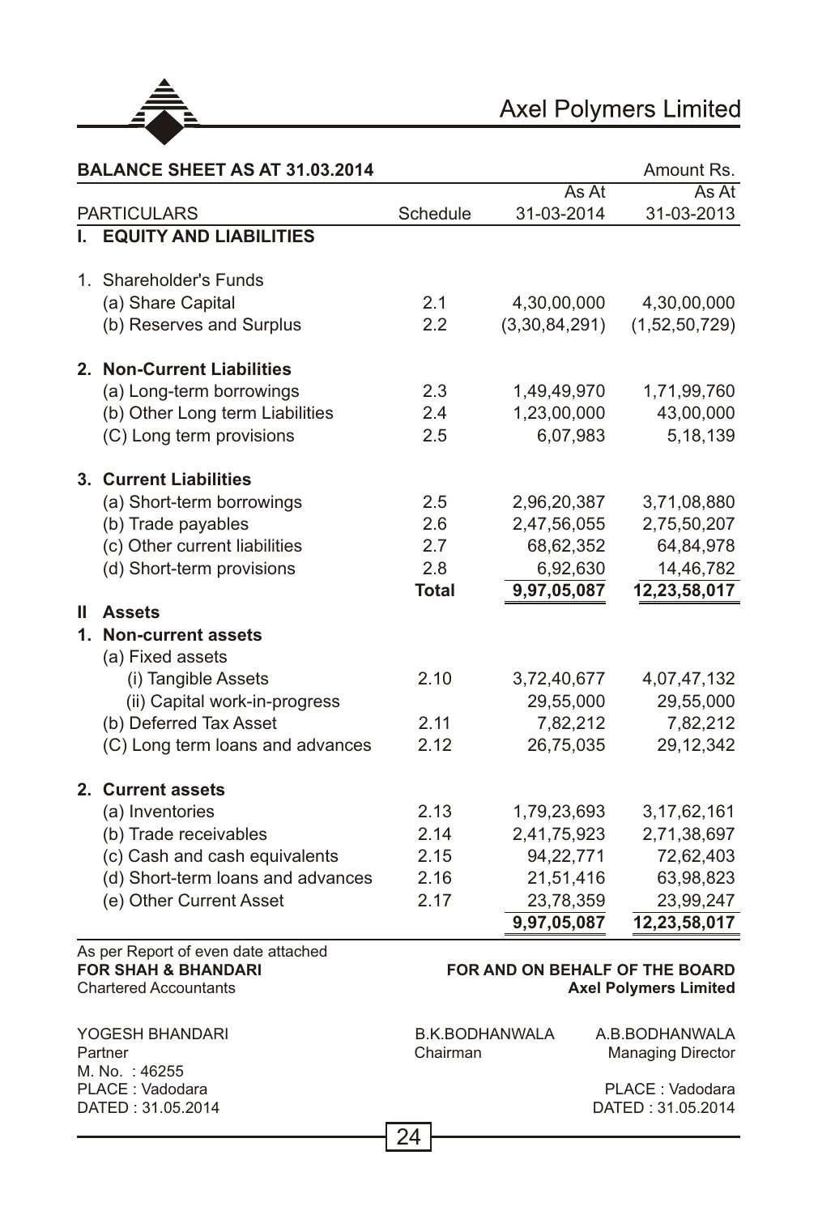## BALANCE SHEET AS AT 31.03.2014

Amount Rs.

| PARTICULARS | Schedule | As At 31-03-2014 | As At 31-03-2013 |
|---|---|---|---|
| **I. EQUITY AND LIABILITIES** | | | |
| 1. Shareholder's Funds | | | |
| (a) Share Capital | 2.1 | 4,30,00,000 | 4,30,00,000 |
| (b) Reserves and Surplus | 2.2 | (3,30,84,291) | (1,52,50,729) |
| **2. Non-Current Liabilities** | | | |
| (a) Long-term borrowings | 2.3 | 1,49,49,970 | 1,71,99,760 |
| (b) Other Long term Liabilities | 2.4 | 1,23,00,000 | 43,00,000 |
| (C) Long term provisions | 2.5 | 6,07,983 | 5,18,139 |
| **3. Current Liabilities** | | | |
| (a) Short-term borrowings | 2.5 | 2,96,20,387 | 3,71,08,880 |
| (b) Trade payables | 2.6 | 2,47,56,055 | 2,75,50,207 |
| (c) Other current liabilities | 2.7 | 68,62,352 | 64,84,978 |
| (d) Short-term provisions | 2.8 | 6,92,630 | 14,46,782 |
| | **Total** | 9,97,05,087 | 12,23,58,017 |
| **II Assets** | | | |
| **1. Non-current assets** | | | |
| (a) Fixed assets | | | |
| (i) Tangible Assets | 2.10 | 3,72,40,677 | 4,07,47,132 |
| (ii) Capital work-in-progress | | 29,55,000 | 29,55,000 |
| (b) Deferred Tax Asset | 2.11 | 7,82,212 | 7,82,212 |
| (C) Long term loans and advances | 2.12 | 26,75,035 | 29,12,342 |
| **2. Current assets** | | | |
| (a) Inventories | 2.13 | 1,79,23,693 | 3,17,62,161 |
| (b) Trade receivables | 2.14 | 2,41,75,923 | 2,71,38,697 |
| (c) Cash and cash equivalents | 2.15 | 94,22,771 | 72,62,403 |
| (d) Short-term loans and advances | 2.16 | 21,51,416 | 63,98,823 |
| (e) Other Current Asset | 2.17 | 23,78,359 | 23,99,247 |
| | | 9,97,05,087 | 12,23,58,017 |

As per Report of even date attached
**FOR SHAH & BHANDARI**
Chartered Accountants

YOGESH BHANDARI
Partner
M. No. : 46255
PLACE : Vadodara
DATED : 31.05.2014

**FOR AND ON BEHALF OF THE BOARD**
**Axel Polymers Limited**

B.K.BODHANWALA
Chairman

A.B.BODHANWALA
Managing Director

PLACE : Vadodara
DATED : 31.05.2014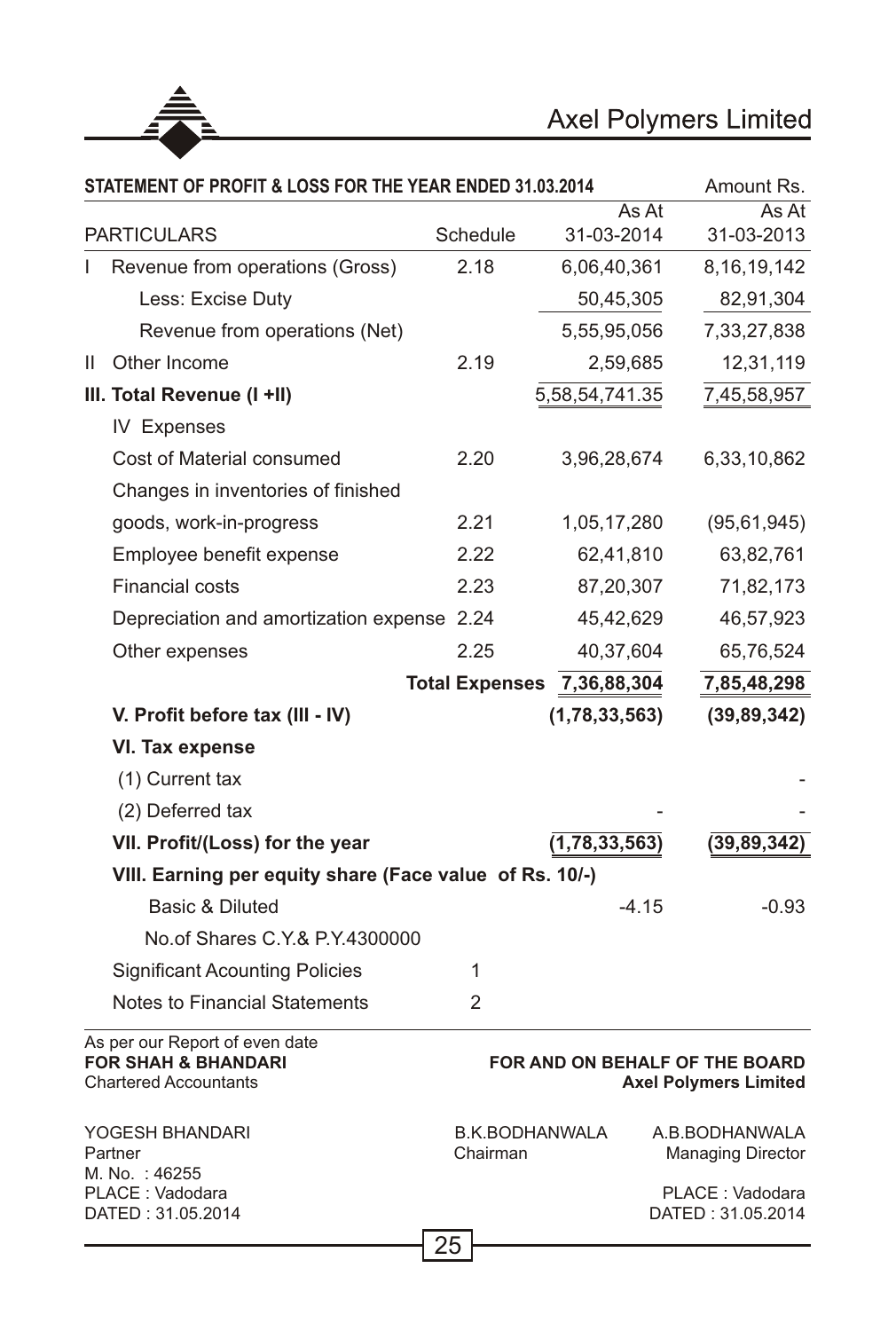## STATEMENT OF PROFIT & LOSS FOR THE YEAR ENDED 31.03.2014

Amount Rs.

| | PARTICULARS | Schedule | As At 31-03-2014 | As At 31-03-2013 |
|---|---|---|---|---|
| I | Revenue from operations (Gross) | 2.18 | 6,06,40,361 | 8,16,19,142 |
| | Less: Excise Duty | | 50,45,305 | 82,91,304 |
| | Revenue from operations (Net) | | 5,55,95,056 | 7,33,27,838 |
| II | Other Income | 2.19 | 2,59,685 | 12,31,119 |
| | **III. Total Revenue (I +II)** | | 5,58,54,741.35 | 7,45,58,957 |
| | IV Expenses | | | |
| | Cost of Material consumed | 2.20 | 3,96,28,674 | 6,33,10,862 |
| | Changes in inventories of finished goods, work-in-progress | 2.21 | 1,05,17,280 | (95,61,945) |
| | Employee benefit expense | 2.22 | 62,41,810 | 63,82,761 |
| | Financial costs | 2.23 | 87,20,307 | 71,82,173 |
| | Depreciation and amortization expense | 2.24 | 45,42,629 | 46,57,923 |
| | Other expenses | 2.25 | 40,37,604 | 65,76,524 |
| | | **Total Expenses** | **7,36,88,304** | **7,85,48,298** |
| | **V. Profit before tax (III - IV)** | | **(1,78,33,563)** | **(39,89,342)** |
| | **VI. Tax expense** | | | |
| | (1) Current tax | | | - |
| | (2) Deferred tax | | - | - |
| | **VII. Profit/(Loss) for the year** | | **(1,78,33,563)** | **(39,89,342)** |
| | **VIII. Earning per equity share (Face value of Rs. 10/-)** | | | |
| | Basic & Diluted | | -4.15 | -0.93 |
| | No.of Shares C.Y.& P.Y.4300000 | | | |
| | Significant Acounting Policies | 1 | | |
| | Notes to Financial Statements | 2 | | |

As per our Report of even date
**FOR SHAH & BHANDARI**
Chartered Accountants

**FOR AND ON BEHALF OF THE BOARD**
**Axel Polymers Limited**

YOGESH BHANDARI
Partner
M. No. : 46255
PLACE : Vadodara
DATED : 31.05.2014

B.K.BODHANWALA
Chairman

A.B.BODHANWALA
Managing Director

PLACE : Vadodara
DATED : 31.05.2014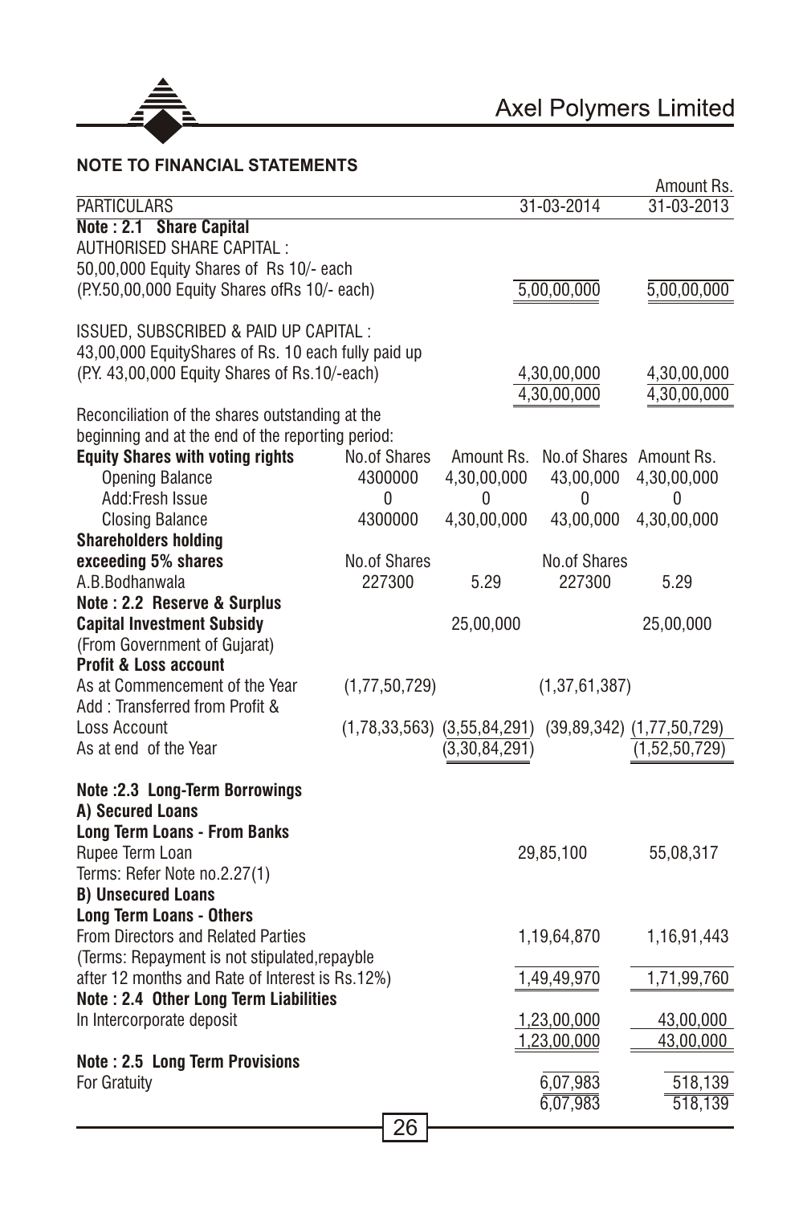## NOTE TO FINANCIAL STATEMENTS

Amount Rs.

| PARTICULARS | | | 31-03-2014 | 31-03-2013 |
|---|---|---|---|---|
| **Note : 2.1 Share Capital** | | | | |
| AUTHORISED SHARE CAPITAL : | | | | |
| 50,00,000 Equity Shares of Rs 10/- each | | | | |
| (P.Y.50,00,000 Equity Shares ofRs 10/- each) | | | 5,00,00,000 | 5,00,00,000 |
| ISSUED, SUBSCRIBED & PAID UP CAPITAL : | | | | |
| 43,00,000 EquityShares of Rs. 10 each fully paid up | | | | |
| (P.Y. 43,00,000 Equity Shares of Rs.10/-each) | | | 4,30,00,000 | 4,30,00,000 |
| | | | 4,30,00,000 | 4,30,00,000 |
| Reconciliation of the shares outstanding at the beginning and at the end of the reporting period: | | | | |
| **Equity Shares with voting rights** | No.of Shares | Amount Rs. | No.of Shares | Amount Rs. |
| Opening Balance | 4300000 | 4,30,00,000 | 43,00,000 | 4,30,00,000 |
| Add:Fresh Issue | 0 | 0 | 0 | 0 |
| Closing Balance | 4300000 | 4,30,00,000 | 43,00,000 | 4,30,00,000 |
| **Shareholders holding exceeding 5% shares** | No.of Shares | | No.of Shares | |
| A.B.Bodhanwala | 227300 | 5.29 | 227300 | 5.29 |
| **Note : 2.2 Reserve & Surplus** | | | | |
| **Capital Investment Subsidy** | | 25,00,000 | | 25,00,000 |
| (From Government of Gujarat) | | | | |
| **Profit & Loss account** | | | | |
| As at Commencement of the Year | (1,77,50,729) | | (1,37,61,387) | |
| Add : Transferred from Profit & Loss Account | (1,78,33,563) | (3,55,84,291) | (39,89,342) | (1,77,50,729) |
| As at end of the Year | | (3,30,84,291) | | (1,52,50,729) |
| **Note :2.3 Long-Term Borrowings** | | | | |
| **A) Secured Loans** | | | | |
| **Long Term Loans - From Banks** | | | | |
| Rupee Term Loan | | | 29,85,100 | 55,08,317 |
| Terms: Refer Note no.2.27(1) | | | | |
| **B) Unsecured Loans** | | | | |
| **Long Term Loans - Others** | | | | |
| From Directors and Related Parties | | | 1,19,64,870 | 1,16,91,443 |
| (Terms: Repayment is not stipulated,repayble after 12 months and Rate of Interest is Rs.12%) | | | 1,49,49,970 | 1,71,99,760 |
| **Note : 2.4 Other Long Term Liabilities** | | | | |
| In Intercorporate deposit | | | 1,23,00,000 | 43,00,000 |
| | | | 1,23,00,000 | 43,00,000 |
| **Note : 2.5 Long Term Provisions** | | | | |
| For Gratuity | | | 6,07,983 | 518,139 |
| | | | 6,07,983 | 518,139 |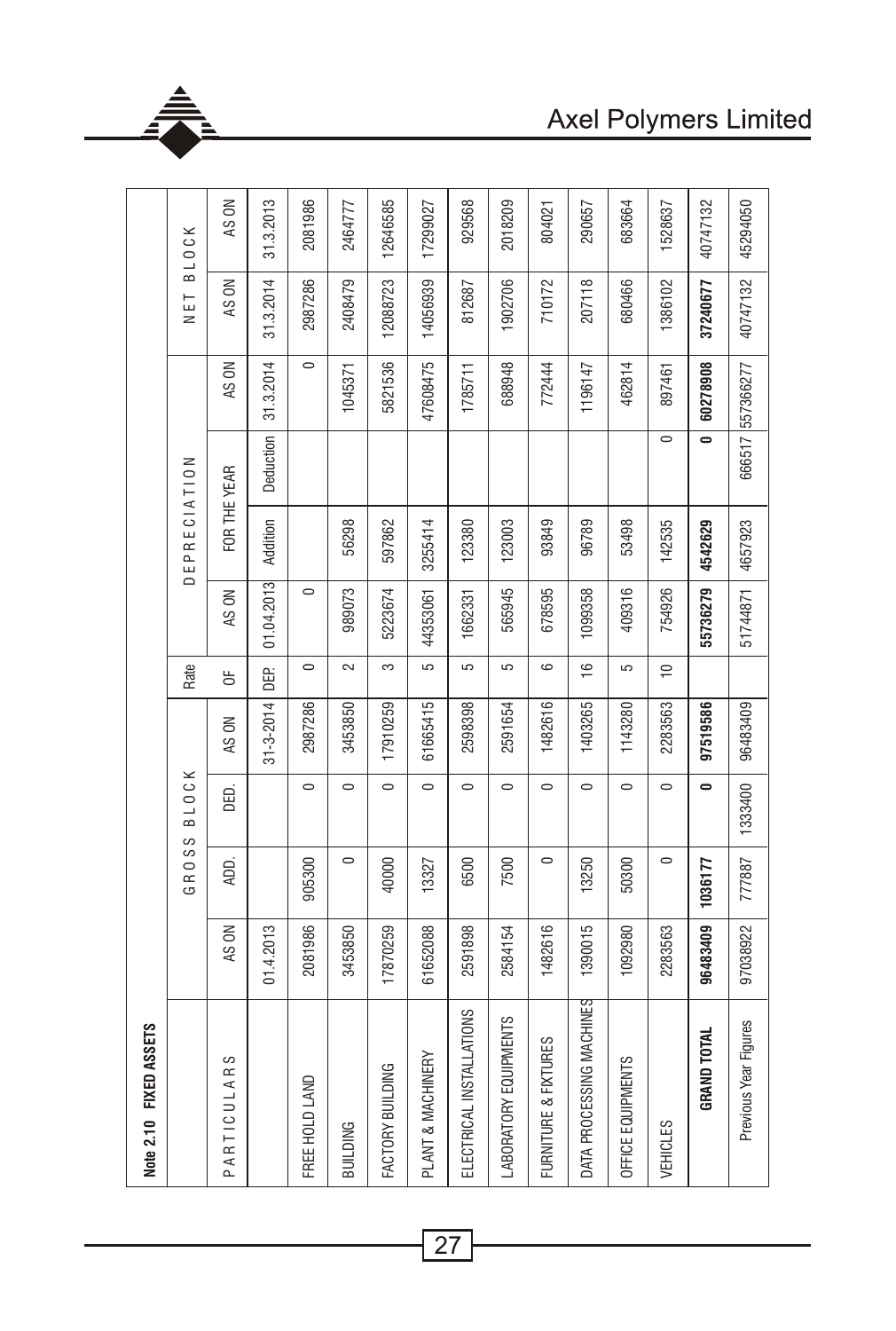**Note 2.10 FIXED ASSETS**

| PARTICULARS | GROSS BLOCK | | | | Rate | DEPRECIATION | | | | NET BLOCK | |
|---|---|---|---|---|---|---|---|---|---|---|---|
| | AS ON | ADD. | DED. | AS ON | OF | AS ON | FOR THE YEAR | | AS ON | AS ON | AS ON |
| | 01.4.2013 | | | 31-3-2014 | DEP. | 01.04.2013 | Addition | Deduction | 31.3.2014 | 31.3.2014 | 31.3.2013 |
| FREE HOLD LAND | 2081986 | 905300 | 0 | 2987286 | 0 | 0 | | | 0 | 2987286 | 2081986 |
| BUILDING | 3453850 | 0 | 0 | 3453850 | 2 | 989073 | 56298 | | 1045371 | 2408479 | 2464777 |
| FACTORY BUILDING | 17870259 | 40000 | 0 | 17910259 | 3 | 5223674 | 597862 | | 5821536 | 12088723 | 12646585 |
| PLANT & MACHINERY | 61652088 | 13327 | 0 | 61665415 | 5 | 44353061 | 3255414 | | 47608475 | 14056939 | 17299027 |
| ELECTRICAL INSTALLATIONS | 2591898 | 6500 | 0 | 2598398 | 5 | 1662331 | 123380 | | 1785711 | 812687 | 929568 |
| LABORATORY EQUIPMENTS | 2584154 | 7500 | 0 | 2591654 | 5 | 565945 | 123003 | | 688948 | 1902706 | 2018209 |
| FURNITURE & FIXTURES | 1482616 | 0 | 0 | 1482616 | 6 | 678595 | 93849 | | 772444 | 710172 | 804021 |
| DATA PROCESSING MACHINES | 1390015 | 13250 | 0 | 1403265 | 16 | 1099358 | 96789 | | 1196147 | 207118 | 290657 |
| OFFICE EQUIPMENTS | 1092980 | 50300 | 0 | 1143280 | 5 | 409316 | 53498 | | 462814 | 680466 | 683664 |
| VEHICLES | 2283563 | 0 | 0 | 2283563 | 10 | 754926 | 142535 | 0 | 897461 | 1386102 | 1528637 |
| **GRAND TOTAL** | **96483409** | **1036177** | **0** | **97519586** | | **55736279** | **4542629** | **0** | **60278908** | **37240677** | **40747132** |
| Previous Year Figures | 97038922 | 777887 | 1333400 | 96483409 | | 51744871 | 4657923 | 66517 | 557366277 | 40747132 | 45294050 |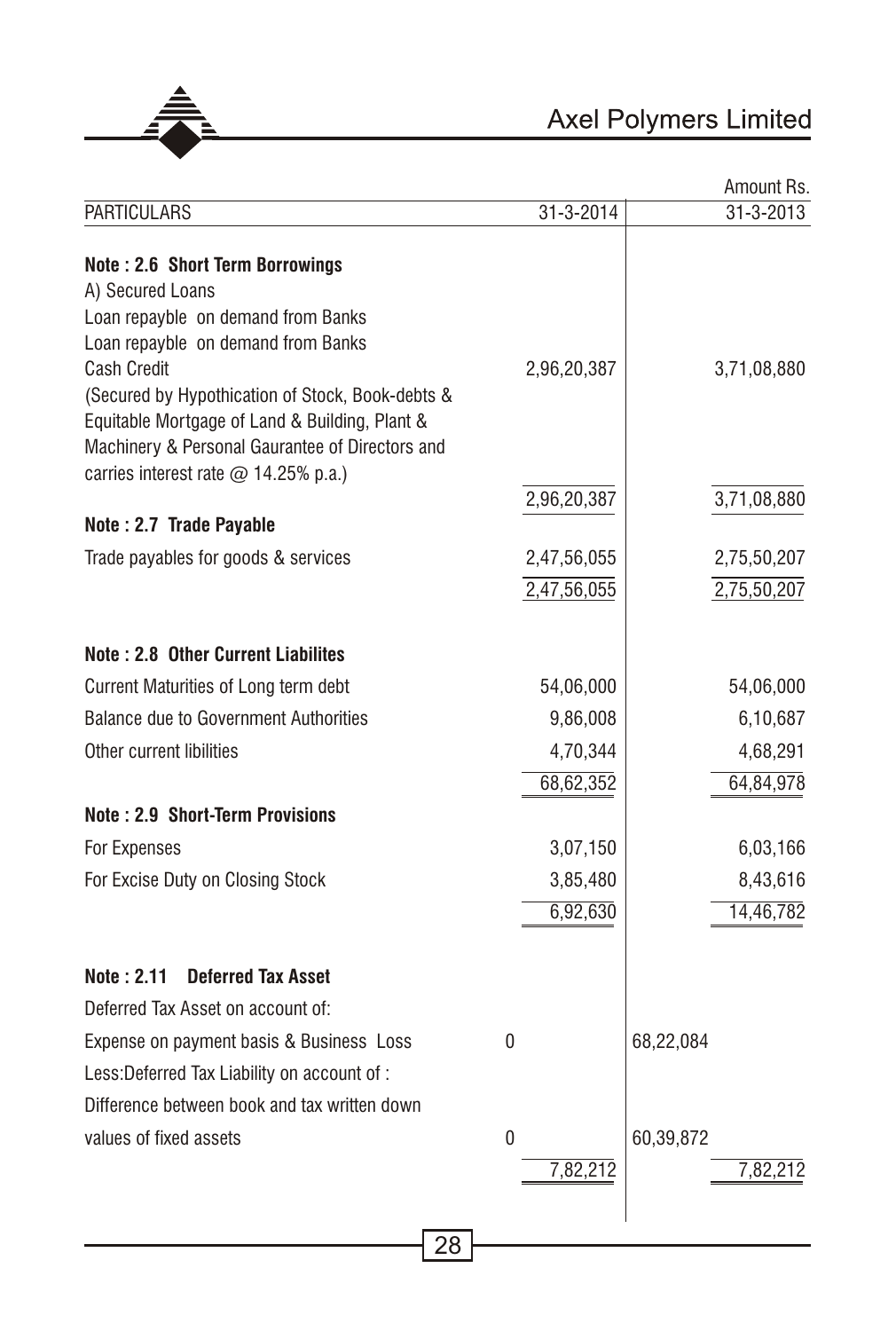| PARTICULARS | | 31-3-2014 | | 31-3-2013 |
|---|---|---|---|---|
| | | | | Amount Rs. |
| **Note : 2.6 Short Term Borrowings** | | | | |
| A) Secured Loans | | | | |
| Loan repayble on demand from Banks | | | | |
| Loan repayble on demand from Banks | | | | |
| Cash Credit | | 2,96,20,387 | | 3,71,08,880 |
| (Secured by Hypothication of Stock, Book-debts & Equitable Mortgage of Land & Building, Plant & Machinery & Personal Gaurantee of Directors and carries interest rate @ 14.25% p.a.) | | | | |
| | | 2,96,20,387 | | 3,71,08,880 |
| **Note : 2.7 Trade Payable** | | | | |
| Trade payables for goods & services | | 2,47,56,055 | | 2,75,50,207 |
| | | 2,47,56,055 | | 2,75,50,207 |
| **Note : 2.8 Other Current Liabilites** | | | | |
| Current Maturities of Long term debt | | 54,06,000 | | 54,06,000 |
| Balance due to Government Authorities | | 9,86,008 | | 6,10,687 |
| Other current libilities | | 4,70,344 | | 4,68,291 |
| | | 68,62,352 | | 64,84,978 |
| **Note : 2.9 Short-Term Provisions** | | | | |
| For Expenses | | 3,07,150 | | 6,03,166 |
| For Excise Duty on Closing Stock | | 3,85,480 | | 8,43,616 |
| | | 6,92,630 | | 14,46,782 |
| **Note : 2.11 Deferred Tax Asset** | | | | |
| Deferred Tax Asset on account of: | | | | |
| Expense on payment basis & Business Loss | 0 | | 68,22,084 | |
| Less:Deferred Tax Liability on account of : | | | | |
| Difference between book and tax written down values of fixed assets | 0 | | 60,39,872 | |
| | | 7,82,212 | | 7,82,212 |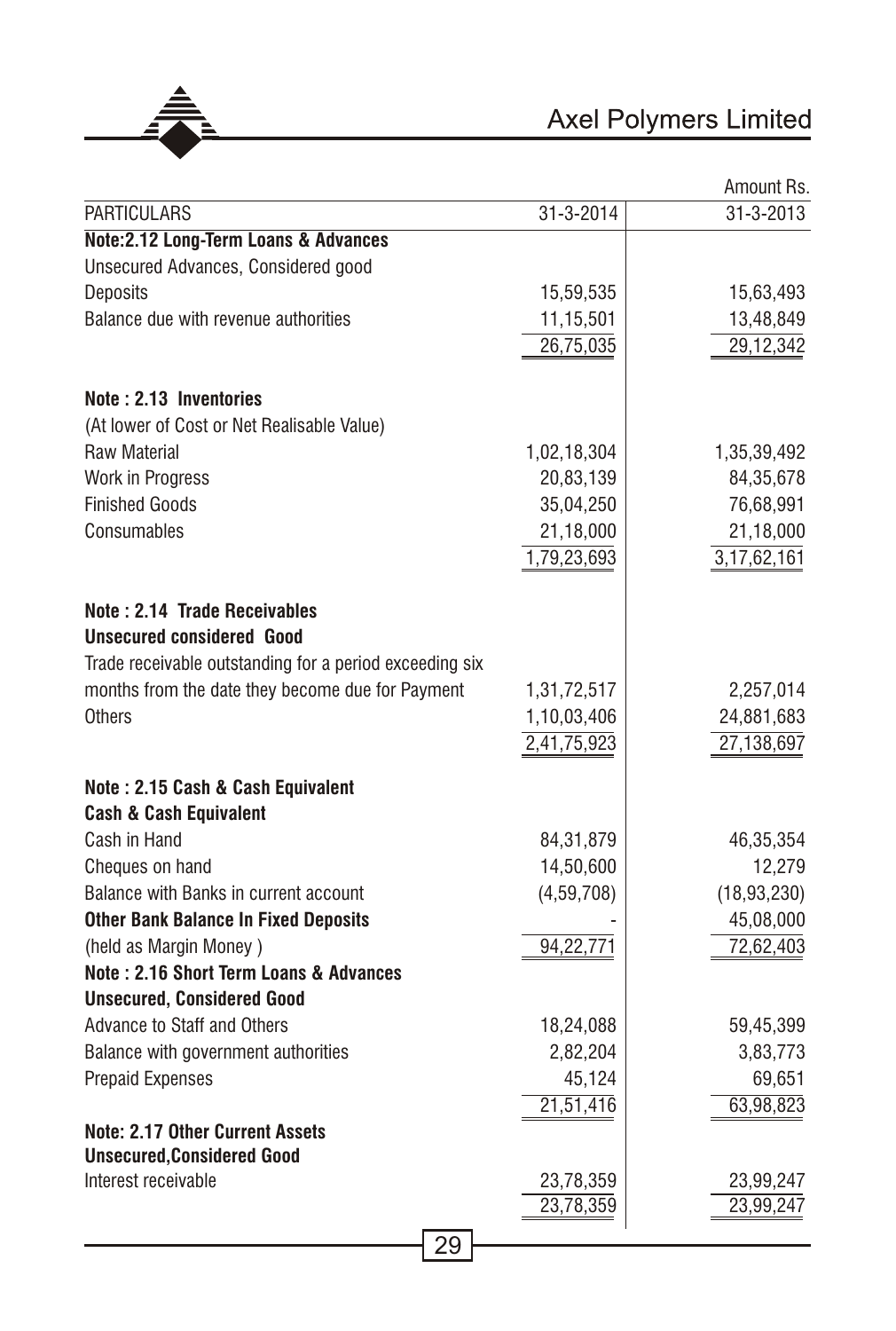Amount Rs.

| PARTICULARS | 31-3-2014 | 31-3-2013 |
|---|---|---|
| **Note:2.12 Long-Term Loans & Advances** | | |
| Unsecured Advances, Considered good | | |
| Deposits | 15,59,535 | 15,63,493 |
| Balance due with revenue authorities | 11,15,501 | 13,48,849 |
| | 26,75,035 | 29,12,342 |
| **Note : 2.13 Inventories** | | |
| (At lower of Cost or Net Realisable Value) | | |
| Raw Material | 1,02,18,304 | 1,35,39,492 |
| Work in Progress | 20,83,139 | 84,35,678 |
| Finished Goods | 35,04,250 | 76,68,991 |
| Consumables | 21,18,000 | 21,18,000 |
| | 1,79,23,693 | 3,17,62,161 |
| **Note : 2.14 Trade Receivables** | | |
| **Unsecured considered Good** | | |
| Trade receivable outstanding for a period exceeding six months from the date they become due for Payment | 1,31,72,517 | 2,257,014 |
| Others | 1,10,03,406 | 24,881,683 |
| | 2,41,75,923 | 27,138,697 |
| **Note : 2.15 Cash & Cash Equivalent** | | |
| **Cash & Cash Equivalent** | | |
| Cash in Hand | 84,31,879 | 46,35,354 |
| Cheques on hand | 14,50,600 | 12,279 |
| Balance with Banks in current account | (4,59,708) | (18,93,230) |
| **Other Bank Balance In Fixed Deposits** | - | 45,08,000 |
| (held as Margin Money ) | 94,22,771 | 72,62,403 |
| **Note : 2.16 Short Term Loans & Advances** | | |
| **Unsecured, Considered Good** | | |
| Advance to Staff and Others | 18,24,088 | 59,45,399 |
| Balance with government authorities | 2,82,204 | 3,83,773 |
| Prepaid Expenses | 45,124 | 69,651 |
| | 21,51,416 | 63,98,823 |
| **Note: 2.17 Other Current Assets** | | |
| **Unsecured,Considered Good** | | |
| Interest receivable | 23,78,359 | 23,99,247 |
| | 23,78,359 | 23,99,247 |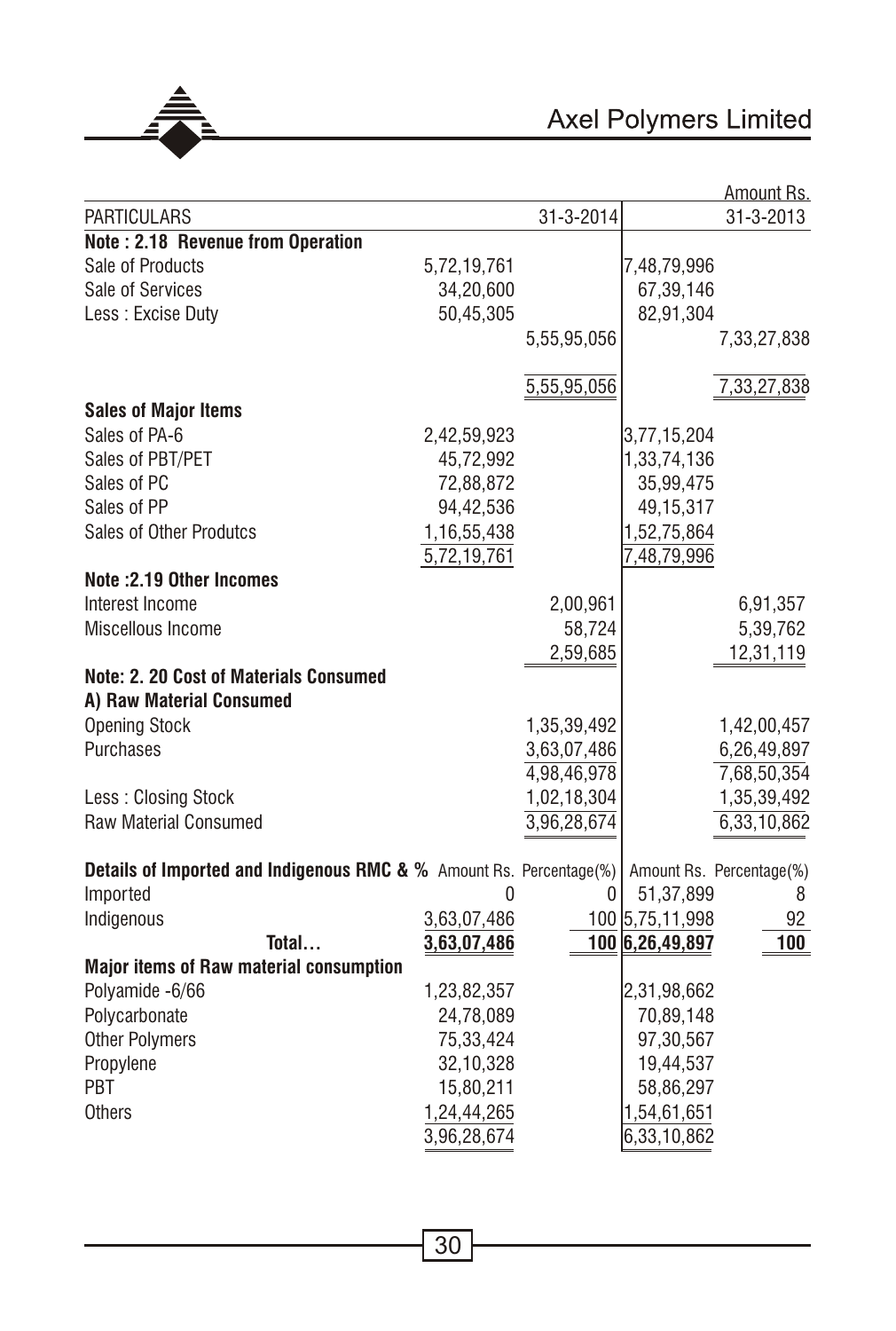| PARTICULARS | | 31-3-2014 | | Amount Rs. 31-3-2013 |
|---|---|---|---|---|
| **Note : 2.18 Revenue from Operation** | | | | |
| Sale of Products | 5,72,19,761 | | 7,48,79,996 | |
| Sale of Services | 34,20,600 | | 67,39,146 | |
| Less : Excise Duty | 50,45,305 | | 82,91,304 | |
| | | 5,55,95,056 | | 7,33,27,838 |
| | | 5,55,95,056 | | 7,33,27,838 |
| **Sales of Major Items** | | | | |
| Sales of PA-6 | 2,42,59,923 | | 3,77,15,204 | |
| Sales of PBT/PET | 45,72,992 | | 1,33,74,136 | |
| Sales of PC | 72,88,872 | | 35,99,475 | |
| Sales of PP | 94,42,536 | | 49,15,317 | |
| Sales of Other Produtcs | 1,16,55,438 | | 1,52,75,864 | |
| | 5,72,19,761 | | 7,48,79,996 | |
| **Note :2.19 Other Incomes** | | | | |
| Interest Income | | 2,00,961 | | 6,91,357 |
| Miscellous Income | | 58,724 | | 5,39,762 |
| | | 2,59,685 | | 12,31,119 |
| **Note: 2. 20 Cost of Materials Consumed** | | | | |
| **A) Raw Material Consumed** | | | | |
| Opening Stock | | 1,35,39,492 | | 1,42,00,457 |
| Purchases | | 3,63,07,486 | | 6,26,49,897 |
| | | 4,98,46,978 | | 7,68,50,354 |
| Less : Closing Stock | | 1,02,18,304 | | 1,35,39,492 |
| Raw Material Consumed | | 3,96,28,674 | | 6,33,10,862 |
| **Details of Imported and Indigenous RMC & %** | Amount Rs. | Percentage(%) | Amount Rs. | Percentage(%) |
| Imported | 0 | 0 | 51,37,899 | 8 |
| Indigenous | 3,63,07,486 | 100 | 5,75,11,998 | 92 |
| **Total...** | **3,63,07,486** | **100** | **6,26,49,897** | **100** |
| **Major items of Raw material consumption** | | | | |
| Polyamide -6/66 | 1,23,82,357 | | 2,31,98,662 | |
| Polycarbonate | 24,78,089 | | 70,89,148 | |
| Other Polymers | 75,33,424 | | 97,30,567 | |
| Propylene | 32,10,328 | | 19,44,537 | |
| PBT | 15,80,211 | | 58,86,297 | |
| Others | 1,24,44,265 | | 1,54,61,651 | |
| | 3,96,28,674 | | 6,33,10,862 | |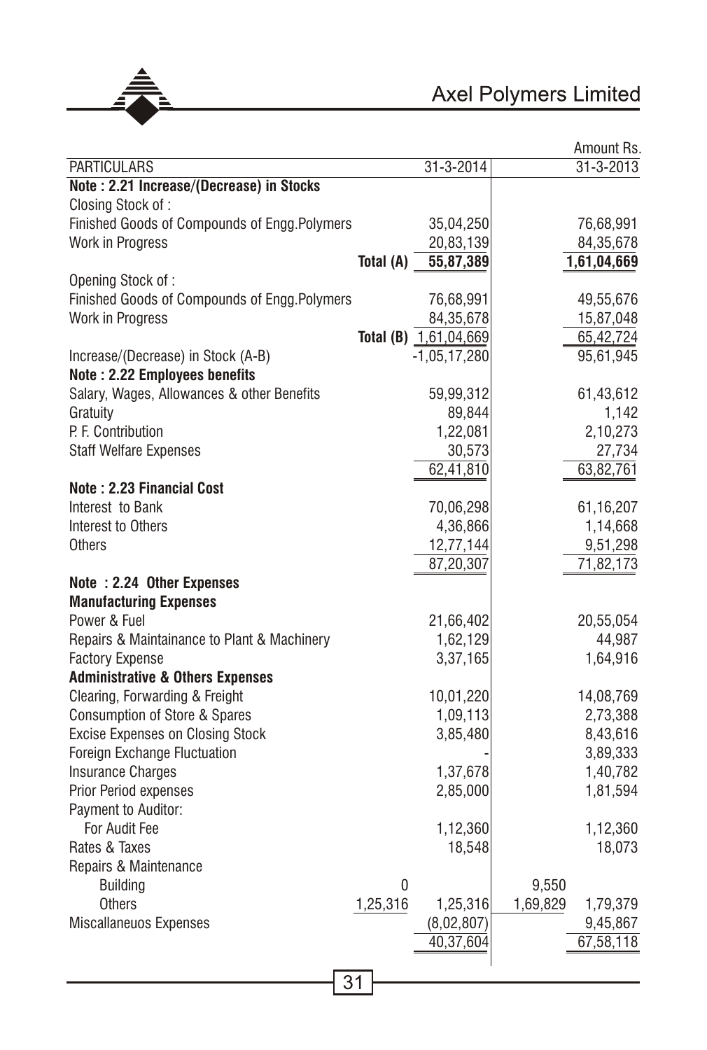Amount Rs.

| PARTICULARS | | 31-3-2014 | | 31-3-2013 |
|---|---|---|---|---|
| **Note : 2.21 Increase/(Decrease) in Stocks** | | | | |
| Closing Stock of : | | | | |
| Finished Goods of Compounds of Engg.Polymers | | 35,04,250 | | 76,68,991 |
| Work in Progress | | 20,83,139 | | 84,35,678 |
| | **Total (A)** | **55,87,389** | | **1,61,04,669** |
| Opening Stock of : | | | | |
| Finished Goods of Compounds of Engg.Polymers | | 76,68,991 | | 49,55,676 |
| Work in Progress | | 84,35,678 | | 15,87,048 |
| | **Total (B)** | 1,61,04,669 | | 65,42,724 |
| Increase/(Decrease) in Stock (A-B) | | -1,05,17,280 | | 95,61,945 |
| **Note : 2.22 Employees benefits** | | | | |
| Salary, Wages, Allowances & other Benefits | | 59,99,312 | | 61,43,612 |
| Gratuity | | 89,844 | | 1,142 |
| P. F. Contribution | | 1,22,081 | | 2,10,273 |
| Staff Welfare Expenses | | 30,573 | | 27,734 |
| | | 62,41,810 | | 63,82,761 |
| **Note : 2.23 Financial Cost** | | | | |
| Interest to Bank | | 70,06,298 | | 61,16,207 |
| Interest to Others | | 4,36,866 | | 1,14,668 |
| Others | | 12,77,144 | | 9,51,298 |
| | | 87,20,307 | | 71,82,173 |
| **Note : 2.24 Other Expenses** | | | | |
| **Manufacturing Expenses** | | | | |
| Power & Fuel | | 21,66,402 | | 20,55,054 |
| Repairs & Maintainance to Plant & Machinery | | 1,62,129 | | 44,987 |
| Factory Expense | | 3,37,165 | | 1,64,916 |
| **Administrative & Others Expenses** | | | | |
| Clearing, Forwarding & Freight | | 10,01,220 | | 14,08,769 |
| Consumption of Store & Spares | | 1,09,113 | | 2,73,388 |
| Excise Expenses on Closing Stock | | 3,85,480 | | 8,43,616 |
| Foreign Exchange Fluctuation | | - | | 3,89,333 |
| Insurance Charges | | 1,37,678 | | 1,40,782 |
| Prior Period expenses | | 2,85,000 | | 1,81,594 |
| Payment to Auditor: | | | | |
| For Audit Fee | | 1,12,360 | | 1,12,360 |
| Rates & Taxes | | 18,548 | | 18,073 |
| Repairs & Maintenance | | | | |
| Building | 0 | | 9,550 | |
| Others | 1,25,316 | 1,25,316 | 1,69,829 | 1,79,379 |
| Miscallaneuos Expenses | | (8,02,807) | | 9,45,867 |
| | | 40,37,604 | | 67,58,118 |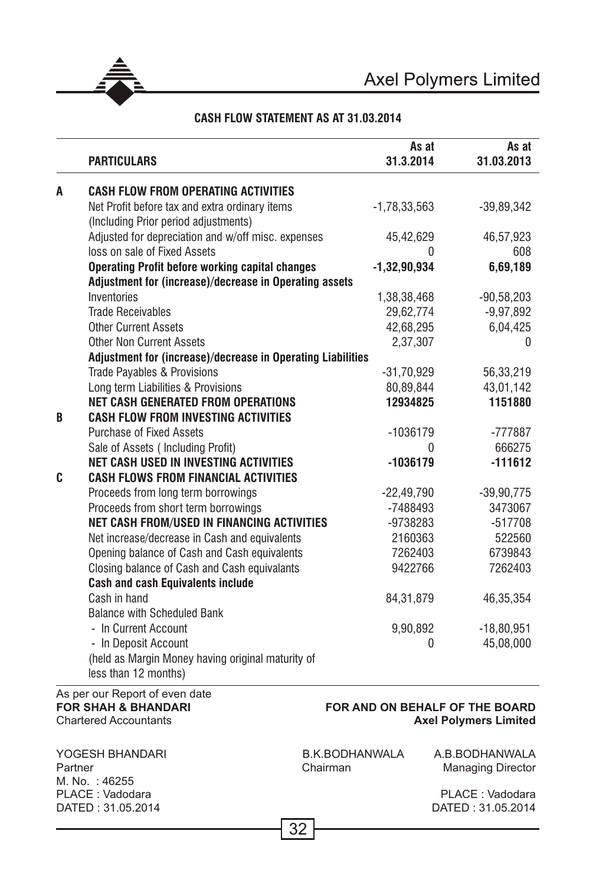## CASH FLOW STATEMENT AS AT 31.03.2014

| | PARTICULARS | As at 31.3.2014 | As at 31.03.2013 |
|---|---|---|---|
| **A** | **CASH FLOW FROM OPERATING ACTIVITIES** | | |
| | Net Profit before tax and extra ordinary items (Including Prior period adjustments) | -1,78,33,563 | -39,89,342 |
| | Adjusted for depreciation and w/off misc. expenses | 45,42,629 | 46,57,923 |
| | loss on sale of Fixed Assets | 0 | 608 |
| | **Operating Profit before working capital changes** | **-1,32,90,934** | **6,69,189** |
| | **Adjustment for (increase)/decrease in Operating assets** | | |
| | Inventories | 1,38,38,468 | -90,58,203 |
| | Trade Receivables | 29,62,774 | -9,97,892 |
| | Other Current Assets | 42,68,295 | 6,04,425 |
| | Other Non Current Assets | 2,37,307 | 0 |
| | **Adjustment for (increase)/decrease in Operating Liabilities** | | |
| | Trade Payables & Provisions | -31,70,929 | 56,33,219 |
| | Long term Liabilities & Provisions | 80,89,844 | 43,01,142 |
| | **NET CASH GENERATED FROM OPERATIONS** | **12934825** | **1151880** |
| **B** | **CASH FLOW FROM INVESTING ACTIVITIES** | | |
| | Purchase of Fixed Assets | -1036179 | -777887 |
| | Sale of Assets ( Including Profit) | 0 | 666275 |
| | **NET CASH USED IN INVESTING ACTIVITIES** | **-1036179** | **-111612** |
| **C** | **CASH FLOWS FROM FINANCIAL ACTIVITIES** | | |
| | Proceeds from long term borrowings | -22,49,790 | -39,90,775 |
| | Proceeds from short term borrowings | -7488493 | 3473067 |
| | **NET CASH FROM/USED IN FINANCING ACTIVITIES** | -9738283 | -517708 |
| | Net increase/decrease in Cash and equivalents | 2160363 | 522560 |
| | Opening balance of Cash and Cash equivalents | 7262403 | 6739843 |
| | Closing balance of Cash and Cash equivalants | 9422766 | 7262403 |
| | **Cash and cash Equivalents include** | | |
| | Cash in hand | 84,31,879 | 46,35,354 |
| | Balance with Scheduled Bank | | |
| | - In Current Account | 9,90,892 | -18,80,951 |
| | - In Deposit Account | 0 | 45,08,000 |
| | (held as Margin Money having original maturity of less than 12 months) | | |

As per our Report of even date
**FOR SHAH & BHANDARI**
Chartered Accountants

**FOR AND ON BEHALF OF THE BOARD**
**Axel Polymers Limited**

YOGESH BHANDARI
Partner
M. No. : 46255
PLACE : Vadodara
DATED : 31.05.2014

B.K.BODHANWALA
Chairman

A.B.BODHANWALA
Managing Director

PLACE : Vadodara
DATED : 31.05.2014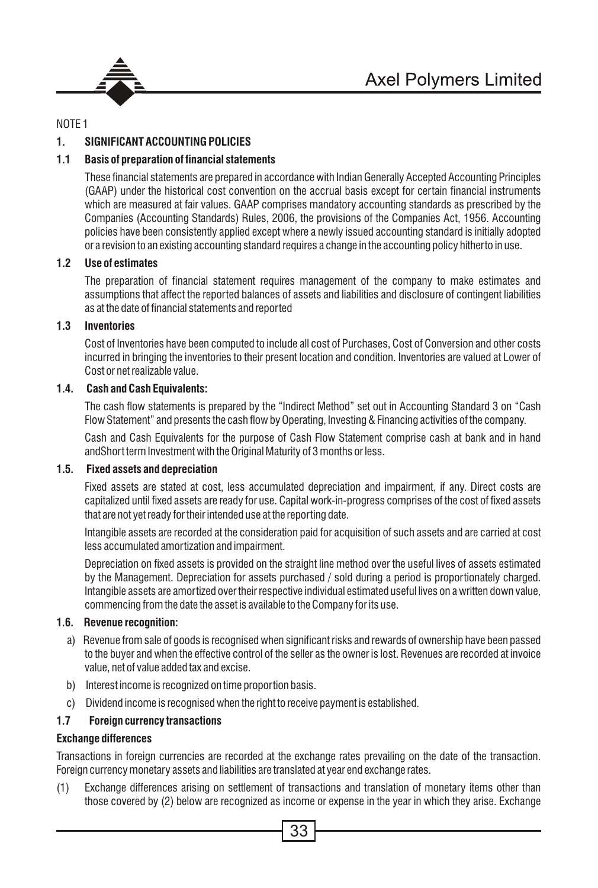NOTE 1

## 1. SIGNIFICANT ACCOUNTING POLICIES

### 1.1 Basis of preparation of financial statements

These financial statements are prepared in accordance with Indian Generally Accepted Accounting Principles (GAAP) under the historical cost convention on the accrual basis except for certain financial instruments which are measured at fair values. GAAP comprises mandatory accounting standards as prescribed by the Companies (Accounting Standards) Rules, 2006, the provisions of the Companies Act, 1956. Accounting policies have been consistently applied except where a newly issued accounting standard is initially adopted or a revision to an existing accounting standard requires a change in the accounting policy hitherto in use.

### 1.2 Use of estimates

The preparation of financial statement requires management of the company to make estimates and assumptions that affect the reported balances of assets and liabilities and disclosure of contingent liabilities as at the date of financial statements and reported

### 1.3 Inventories

Cost of Inventories have been computed to include all cost of Purchases, Cost of Conversion and other costs incurred in bringing the inventories to their present location and condition. Inventories are valued at Lower of Cost or net realizable value.

### 1.4. Cash and Cash Equivalents:

The cash flow statements is prepared by the "Indirect Method" set out in Accounting Standard 3 on "Cash Flow Statement" and presents the cash flow by Operating, Investing & Financing activities of the company.

Cash and Cash Equivalents for the purpose of Cash Flow Statement comprise cash at bank and in hand andShort term Investment with the Original Maturity of 3 months or less.

### 1.5. Fixed assets and depreciation

Fixed assets are stated at cost, less accumulated depreciation and impairment, if any. Direct costs are capitalized until fixed assets are ready for use. Capital work-in-progress comprises of the cost of fixed assets that are not yet ready for their intended use at the reporting date.

Intangible assets are recorded at the consideration paid for acquisition of such assets and are carried at cost less accumulated amortization and impairment.

Depreciation on fixed assets is provided on the straight line method over the useful lives of assets estimated by the Management. Depreciation for assets purchased / sold during a period is proportionately charged. Intangible assets are amortized over their respective individual estimated useful lives on a written down value, commencing from the date the asset is available to the Company for its use.

### 1.6. Revenue recognition:

a) Revenue from sale of goods is recognised when significant risks and rewards of ownership have been passed to the buyer and when the effective control of the seller as the owner is lost. Revenues are recorded at invoice value, net of value added tax and excise.

b) Interest income is recognized on time proportion basis.

c) Dividend income is recognised when the right to receive payment is established.

### 1.7 Foreign currency transactions

**Exchange differences**

Transactions in foreign currencies are recorded at the exchange rates prevailing on the date of the transaction. Foreign currency monetary assets and liabilities are translated at year end exchange rates.

(1) Exchange differences arising on settlement of transactions and translation of monetary items other than those covered by (2) below are recognized as income or expense in the year in which they arise. Exchange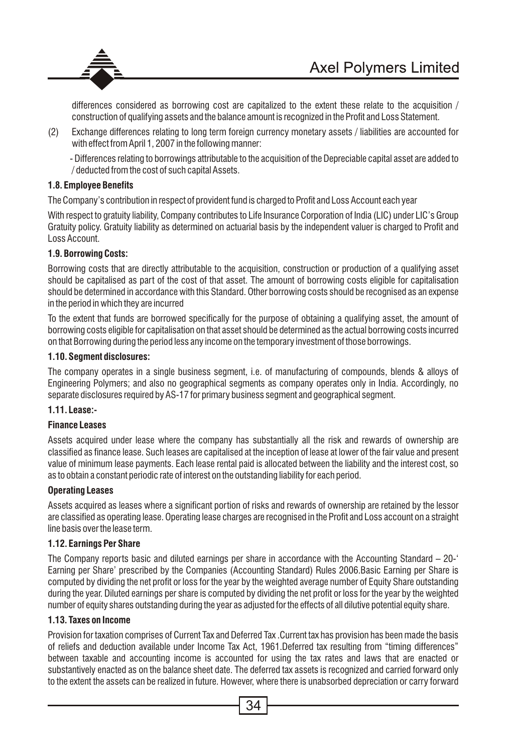differences considered as borrowing cost are capitalized to the extent these relate to the acquisition / construction of qualifying assets and the balance amount is recognized in the Profit and Loss Statement.

(2) Exchange differences relating to long term foreign currency monetary assets / liabilities are accounted for with effect from April 1, 2007 in the following manner:

- Differences relating to borrowings attributable to the acquisition of the Depreciable capital asset are added to / deducted from the cost of such capital Assets.

**1.8. Employee Benefits**

The Company's contribution in respect of provident fund is charged to Profit and Loss Account each year

With respect to gratuity liability, Company contributes to Life Insurance Corporation of India (LIC) under LIC's Group Gratuity policy. Gratuity liability as determined on actuarial basis by the independent valuer is charged to Profit and Loss Account.

**1.9. Borrowing Costs:**

Borrowing costs that are directly attributable to the acquisition, construction or production of a qualifying asset should be capitalised as part of the cost of that asset. The amount of borrowing costs eligible for capitalisation should be determined in accordance with this Standard. Other borrowing costs should be recognised as an expense in the period in which they are incurred

To the extent that funds are borrowed specifically for the purpose of obtaining a qualifying asset, the amount of borrowing costs eligible for capitalisation on that asset should be determined as the actual borrowing costs incurred on that Borrowing during the period less any income on the temporary investment of those borrowings.

**1.10. Segment disclosures:**

The company operates in a single business segment, i.e. of manufacturing of compounds, blends & alloys of Engineering Polymers; and also no geographical segments as company operates only in India. Accordingly, no separate disclosures required by AS-17 for primary business segment and geographical segment.

**1.11. Lease:-**

**Finance Leases**

Assets acquired under lease where the company has substantially all the risk and rewards of ownership are classified as finance lease. Such leases are capitalised at the inception of lease at lower of the fair value and present value of minimum lease payments. Each lease rental paid is allocated between the liability and the interest cost, so as to obtain a constant periodic rate of interest on the outstanding liability for each period.

**Operating Leases**

Assets acquired as leases where a significant portion of risks and rewards of ownership are retained by the lessor are classified as operating lease. Operating lease charges are recognised in the Profit and Loss account on a straight line basis over the lease term.

**1.12. Earnings Per Share**

The Company reports basic and diluted earnings per share in accordance with the Accounting Standard – 20-' Earning per Share' prescribed by the Companies (Accounting Standard) Rules 2006.Basic Earning per Share is computed by dividing the net profit or loss for the year by the weighted average number of Equity Share outstanding during the year. Diluted earnings per share is computed by dividing the net profit or loss for the year by the weighted number of equity shares outstanding during the year as adjusted for the effects of all dilutive potential equity share.

**1.13. Taxes on Income**

Provision for taxation comprises of Current Tax and Deferred Tax .Current tax has provision has been made the basis of reliefs and deduction available under Income Tax Act, 1961.Deferred tax resulting from "timing differences" between taxable and accounting income is accounted for using the tax rates and laws that are enacted or substantively enacted as on the balance sheet date. The deferred tax assets is recognized and carried forward only to the extent the assets can be realized in future. However, where there is unabsorbed depreciation or carry forward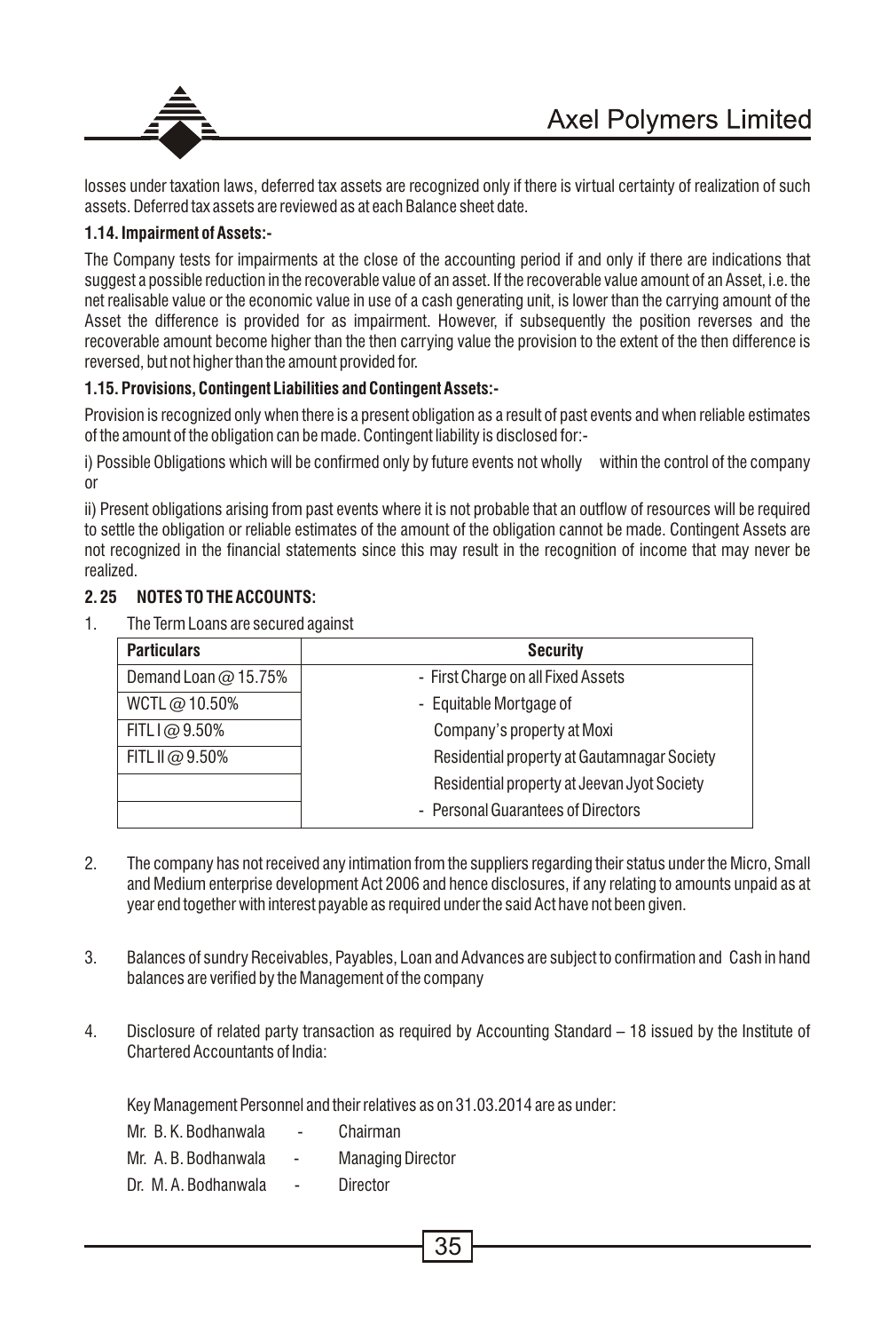losses under taxation laws, deferred tax assets are recognized only if there is virtual certainty of realization of such assets. Deferred tax assets are reviewed as at each Balance sheet date.

**1.14. Impairment of Assets:-**

The Company tests for impairments at the close of the accounting period if and only if there are indications that suggest a possible reduction in the recoverable value of an asset. If the recoverable value amount of an Asset, i.e. the net realisable value or the economic value in use of a cash generating unit, is lower than the carrying amount of the Asset the difference is provided for as impairment. However, if subsequently the position reverses and the recoverable amount become higher than the then carrying value the provision to the extent of the then difference is reversed, but not higher than the amount provided for.

**1.15. Provisions, Contingent Liabilities and Contingent Assets:-**

Provision is recognized only when there is a present obligation as a result of past events and when reliable estimates of the amount of the obligation can be made. Contingent liability is disclosed for:-

i) Possible Obligations which will be confirmed only by future events not wholly within the control of the company or

ii) Present obligations arising from past events where it is not probable that an outflow of resources will be required to settle the obligation or reliable estimates of the amount of the obligation cannot be made. Contingent Assets are not recognized in the financial statements since this may result in the recognition of income that may never be realized.

**2. 25 NOTES TO THE ACCOUNTS:**

1. The Term Loans are secured against

| Particulars | Security |
|---|---|
| Demand Loan @ 15.75% | - First Charge on all Fixed Assets |
| WCTL @ 10.50% | - Equitable Mortgage of |
| FITL I @ 9.50% | Company's property at Moxi |
| FITL II @ 9.50% | Residential property at Gautamnagar Society |
| | Residential property at Jeevan Jyot Society |
| | - Personal Guarantees of Directors |

2. The company has not received any intimation from the suppliers regarding their status under the Micro, Small and Medium enterprise development Act 2006 and hence disclosures, if any relating to amounts unpaid as at year end together with interest payable as required under the said Act have not been given.

3. Balances of sundry Receivables, Payables, Loan and Advances are subject to confirmation and Cash in hand balances are verified by the Management of the company

4. Disclosure of related party transaction as required by Accounting Standard – 18 issued by the Institute of Chartered Accountants of India:

   Key Management Personnel and their relatives as on 31.03.2014 are as under:

   Mr. B. K. Bodhanwala - Chairman
   Mr. A. B. Bodhanwala - Managing Director
   Dr. M. A. Bodhanwala - Director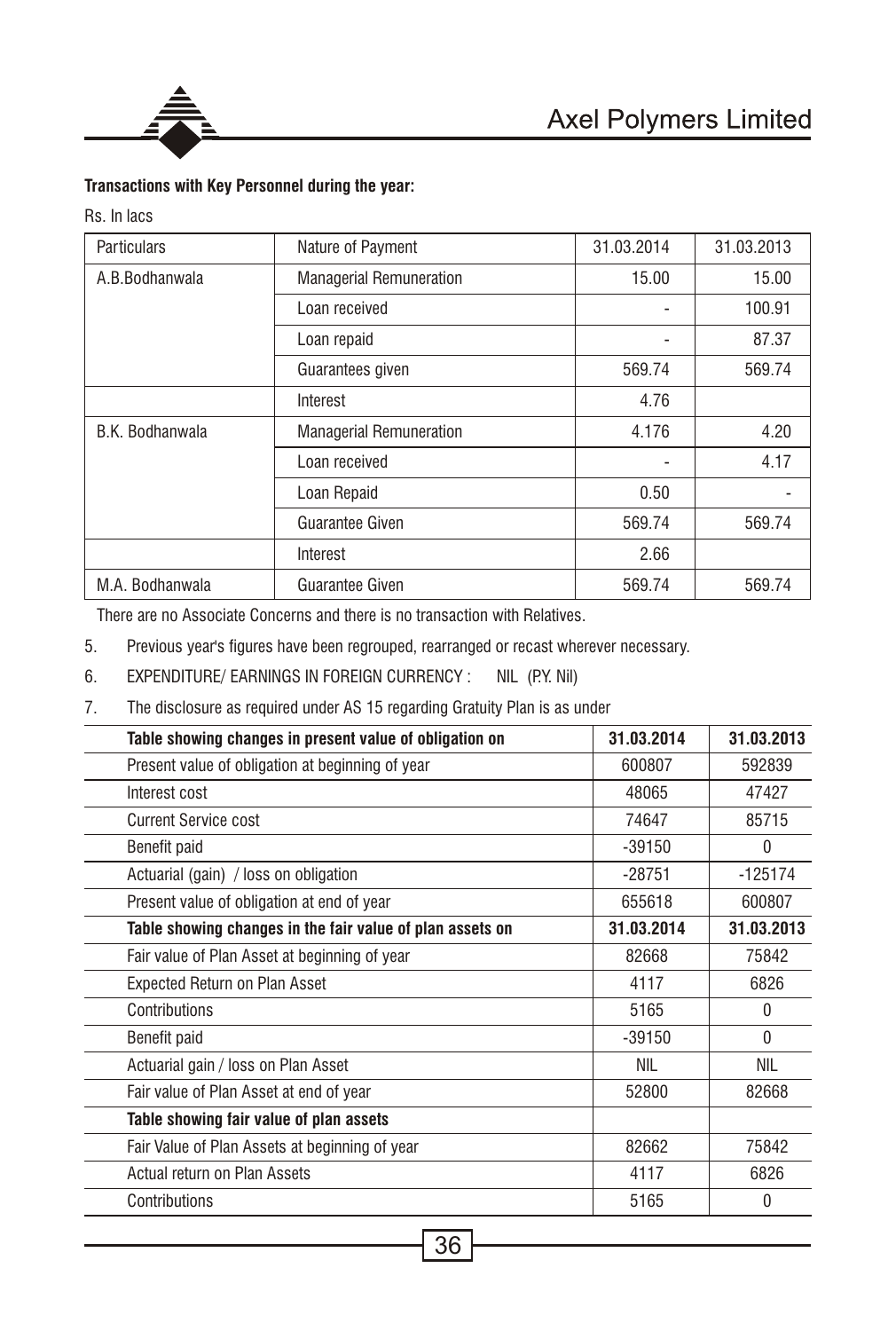**Transactions with Key Personnel during the year:**

Rs. In lacs

| Particulars | Nature of Payment | 31.03.2014 | 31.03.2013 |
|---|---|---|---|
| A.B.Bodhanwala | Managerial Remuneration | 15.00 | 15.00 |
| | Loan received | - | 100.91 |
| | Loan repaid | - | 87.37 |
| | Guarantees given | 569.74 | 569.74 |
| | Interest | 4.76 | |
| B.K. Bodhanwala | Managerial Remuneration | 4.176 | 4.20 |
| | Loan received | - | 4.17 |
| | Loan Repaid | 0.50 | - |
| | Guarantee Given | 569.74 | 569.74 |
| | Interest | 2.66 | |
| M.A. Bodhanwala | Guarantee Given | 569.74 | 569.74 |

There are no Associate Concerns and there is no transaction with Relatives.

5. Previous year's figures have been regrouped, rearranged or recast wherever necessary.

6. EXPENDITURE/ EARNINGS IN FOREIGN CURRENCY : NIL (P.Y. Nil)

7. The disclosure as required under AS 15 regarding Gratuity Plan is as under

| **Table showing changes in present value of obligation on** | **31.03.2014** | **31.03.2013** |
|---|---|---|
| Present value of obligation at beginning of year | 600807 | 592839 |
| Interest cost | 48065 | 47427 |
| Current Service cost | 74647 | 85715 |
| Benefit paid | -39150 | 0 |
| Actuarial (gain) / loss on obligation | -28751 | -125174 |
| Present value of obligation at end of year | 655618 | 600807 |
| **Table showing changes in the fair value of plan assets on** | **31.03.2014** | **31.03.2013** |
| Fair value of Plan Asset at beginning of year | 82668 | 75842 |
| Expected Return on Plan Asset | 4117 | 6826 |
| Contributions | 5165 | 0 |
| Benefit paid | -39150 | 0 |
| Actuarial gain / loss on Plan Asset | NIL | NIL |
| Fair value of Plan Asset at end of year | 52800 | 82668 |
| **Table showing fair value of plan assets** | | |
| Fair Value of Plan Assets at beginning of year | 82662 | 75842 |
| Actual return on Plan Assets | 4117 | 6826 |
| Contributions | 5165 | 0 |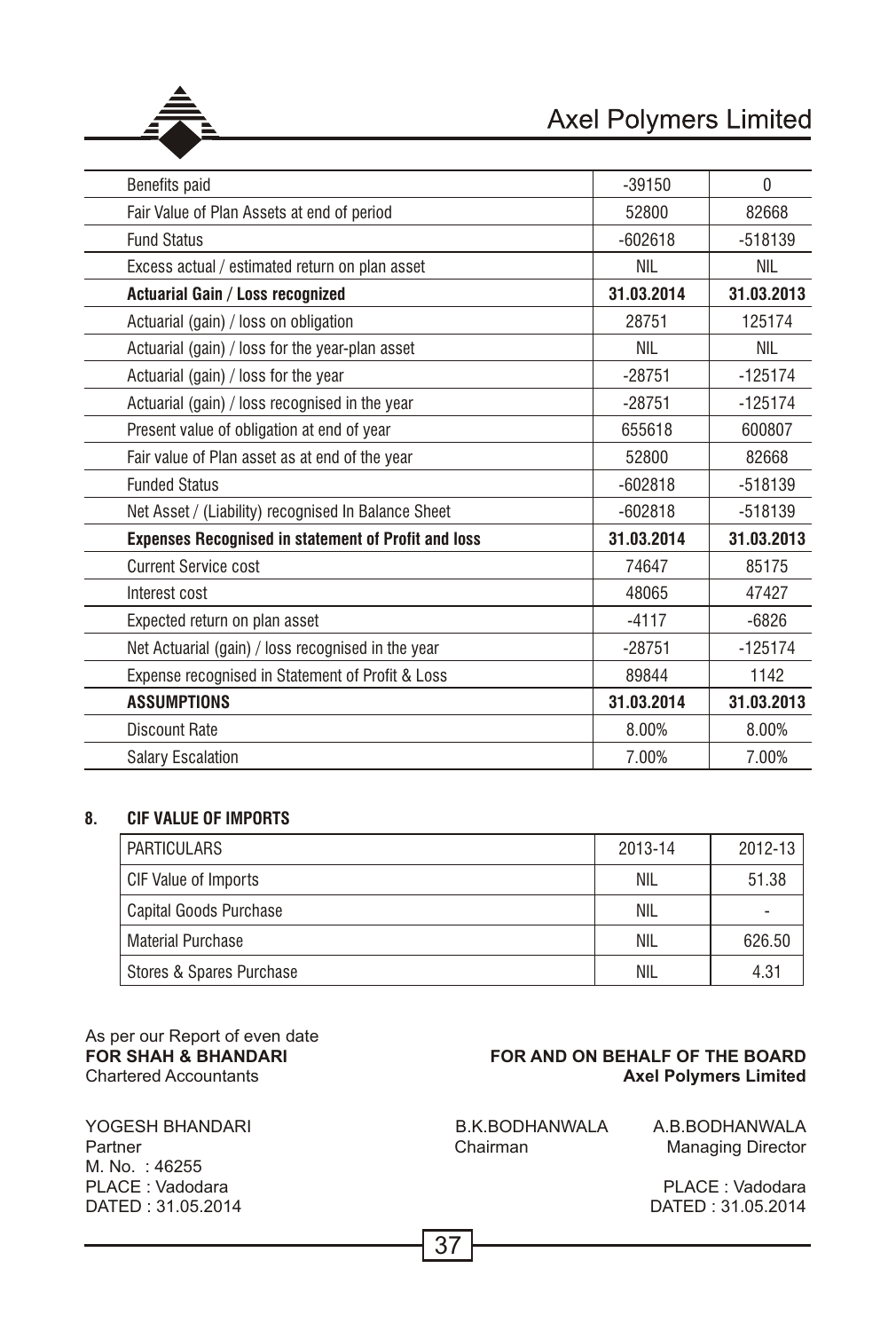| | | |
|---|---|---|
| Benefits paid | -39150 | 0 |
| Fair Value of Plan Assets at end of period | 52800 | 82668 |
| Fund Status | -602618 | -518139 |
| Excess actual / estimated return on plan asset | NIL | NIL |
| **Actuarial Gain / Loss recognized** | **31.03.2014** | **31.03.2013** |
| Actuarial (gain) / loss on obligation | 28751 | 125174 |
| Actuarial (gain) / loss for the year-plan asset | NIL | NIL |
| Actuarial (gain) / loss for the year | -28751 | -125174 |
| Actuarial (gain) / loss recognised in the year | -28751 | -125174 |
| Present value of obligation at end of year | 655618 | 600807 |
| Fair value of Plan asset as at end of the year | 52800 | 82668 |
| Funded Status | -602818 | -518139 |
| Net Asset / (Liability) recognised In Balance Sheet | -602818 | -518139 |
| **Expenses Recognised in statement of Profit and loss** | **31.03.2014** | **31.03.2013** |
| Current Service cost | 74647 | 85175 |
| Interest cost | 48065 | 47427 |
| Expected return on plan asset | -4117 | -6826 |
| Net Actuarial (gain) / loss recognised in the year | -28751 | -125174 |
| Expense recognised in Statement of Profit & Loss | 89844 | 1142 |
| **ASSUMPTIONS** | **31.03.2014** | **31.03.2013** |
| Discount Rate | 8.00% | 8.00% |
| Salary Escalation | 7.00% | 7.00% |

**8. CIF VALUE OF IMPORTS**

| PARTICULARS | 2013-14 | 2012-13 |
|---|---|---|
| CIF Value of Imports | NIL | 51.38 |
| Capital Goods Purchase | NIL | - |
| Material Purchase | NIL | 626.50 |
| Stores & Spares Purchase | NIL | 4.31 |

As per our Report of even date
**FOR SHAH & BHANDARI**
Chartered Accountants

YOGESH BHANDARI
Partner
M. No. : 46255
PLACE : Vadodara
DATED : 31.05.2014

**FOR AND ON BEHALF OF THE BOARD**
**Axel Polymers Limited**

B.K.BODHANWALA
Chairman

A.B.BODHANWALA
Managing Director

PLACE : Vadodara
DATED : 31.05.2014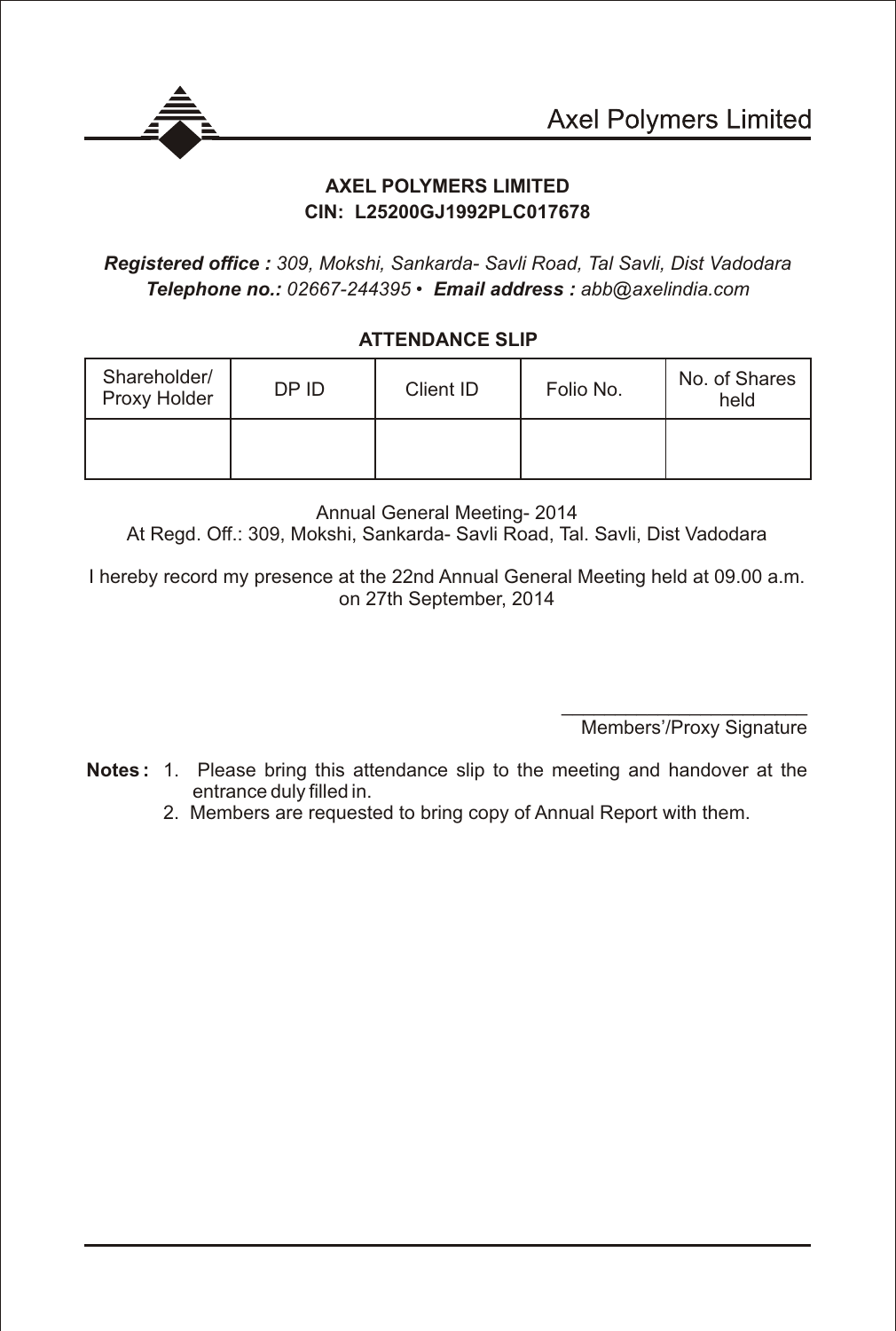Axel Polymers Limited

**AXEL POLYMERS LIMITED**
**CIN: L25200GJ1992PLC017678**

***Registered office :*** *309, Mokshi, Sankarda- Savli Road, Tal Savli, Dist Vadodara*
***Telephone no.:*** *02667-244395* • ***Email address :*** *abb@axelindia.com*

## ATTENDANCE SLIP

| Shareholder/ Proxy Holder | DP ID | Client ID | Folio No. | No. of Shares held |
|---|---|---|---|---|
| | | | | |

Annual General Meeting- 2014
At Regd. Off.: 309, Mokshi, Sankarda- Savli Road, Tal. Savli, Dist Vadodara

I hereby record my presence at the 22nd Annual General Meeting held at 09.00 a.m. on 27th September, 2014

_______________________
Members'/Proxy Signature

**Notes :**
1. Please bring this attendance slip to the meeting and handover at the entrance duly filled in.
2. Members are requested to bring copy of Annual Report with them.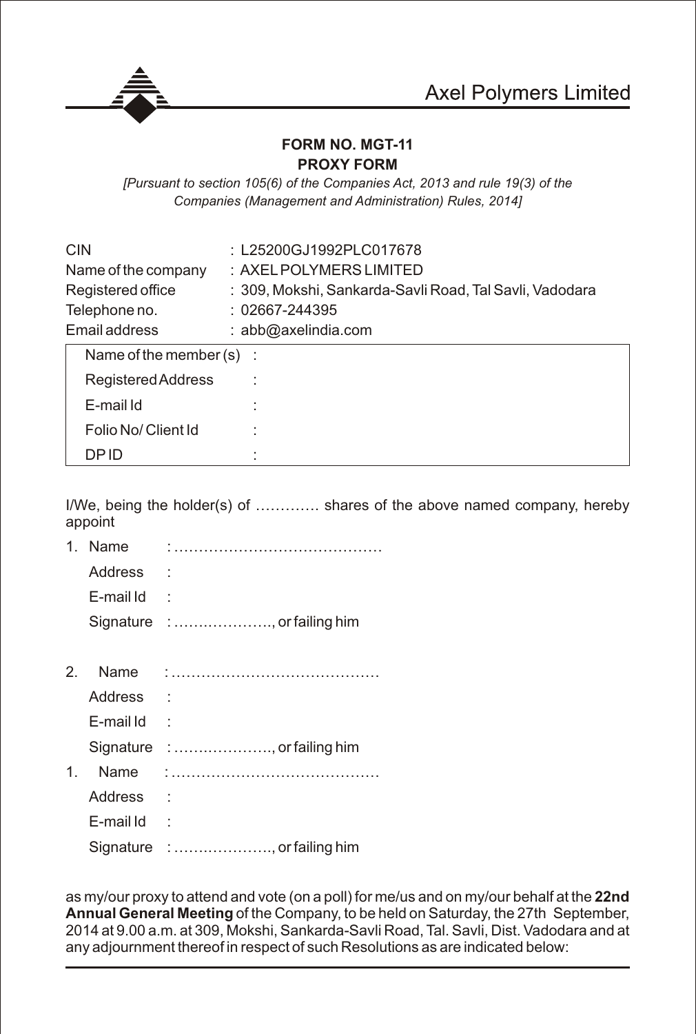Axel Polymers Limited

**FORM NO. MGT-11**

**PROXY FORM**

*[Pursuant to section 105(6) of the Companies Act, 2013 and rule 19(3) of the Companies (Management and Administration) Rules, 2014]*

| | |
|---|---|
| CIN | : L25200GJ1992PLC017678 |
| Name of the company | : AXEL POLYMERS LIMITED |
| Registered office | : 309, Mokshi, Sankarda-Savli Road, Tal Savli, Vadodara |
| Telephone no. | : 02667-244395 |
| Email address | : abb@axelindia.com |

| | |
|---|---|
| Name of the member (s) | : |
| Registered Address | : |
| E-mail Id | : |
| Folio No/ Client Id | : |
| DP ID | : |

I/We, being the holder(s) of ………… shares of the above named company, hereby appoint

1. Name : ……………………………………
   Address :
   E-mail Id :
   Signature : ……..…………., or failing him

2. Name : ……………………………………
   Address :
   E-mail Id :
   Signature : ……..…………., or failing him

1. Name : ……………………………………
   Address :
   E-mail Id :
   Signature : ……..…………., or failing him

as my/our proxy to attend and vote (on a poll) for me/us and on my/our behalf at the **22nd Annual General Meeting** of the Company, to be held on Saturday, the 27th September, 2014 at 9.00 a.m. at 309, Mokshi, Sankarda-Savli Road, Tal. Savli, Dist. Vadodara and at any adjournment thereof in respect of such Resolutions as are indicated below: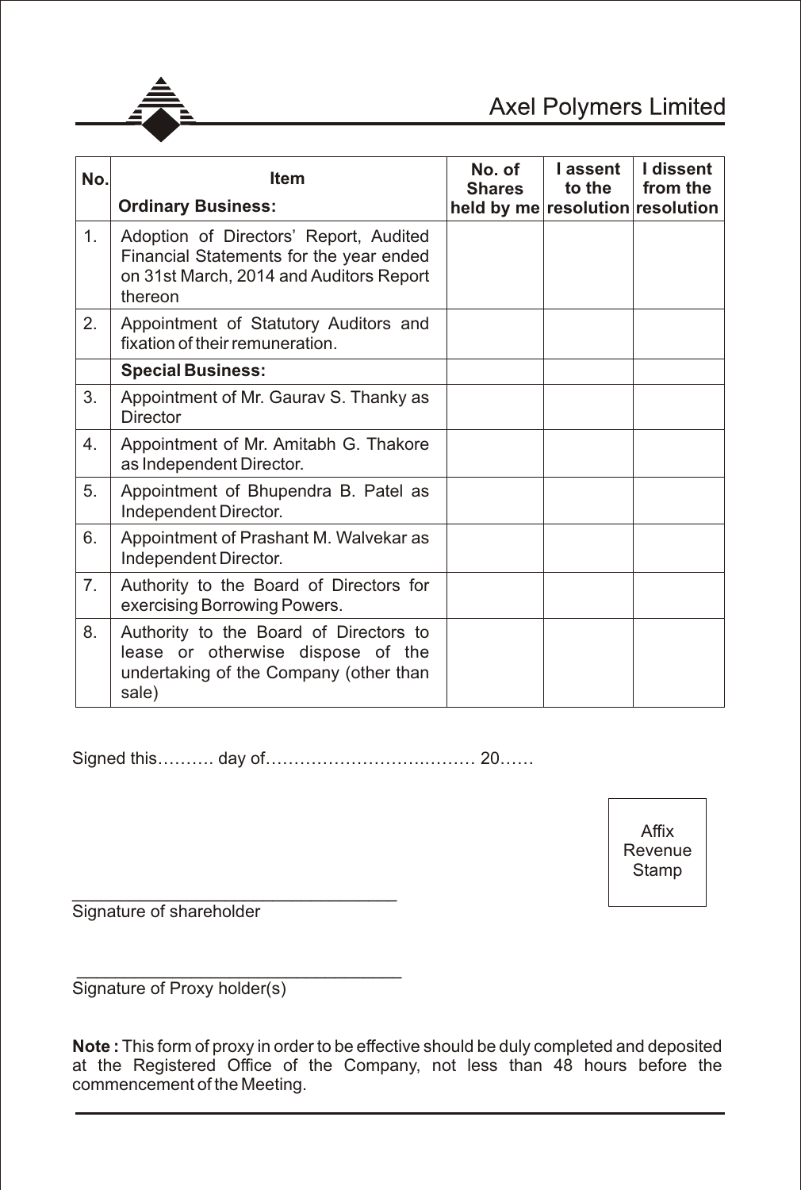| No. | Item<br>**Ordinary Business:** | No. of Shares held by me | I assent to the resolution | I dissent from the resolution |
|---|---|---|---|---|
| 1. | Adoption of Directors' Report, Audited Financial Statements for the year ended on 31st March, 2014 and Auditors Report thereon | | | |
| 2. | Appointment of Statutory Auditors and fixation of their remuneration. | | | |
| | **Special Business:** | | | |
| 3. | Appointment of Mr. Gaurav S. Thanky as Director | | | |
| 4. | Appointment of Mr. Amitabh G. Thakore as Independent Director. | | | |
| 5. | Appointment of Bhupendra B. Patel as Independent Director. | | | |
| 6. | Appointment of Prashant M. Walvekar as Independent Director. | | | |
| 7. | Authority to the Board of Directors for exercising Borrowing Powers. | | | |
| 8. | Authority to the Board of Directors to lease or otherwise dispose of the undertaking of the Company (other than sale) | | | |

Signed this………. day of……………………….……… 20……

Affix Revenue Stamp

___________________________________
Signature of shareholder

___________________________________
Signature of Proxy holder(s)

**Note :** This form of proxy in order to be effective should be duly completed and deposited at the Registered Office of the Company, not less than 48 hours before the commencement of the Meeting.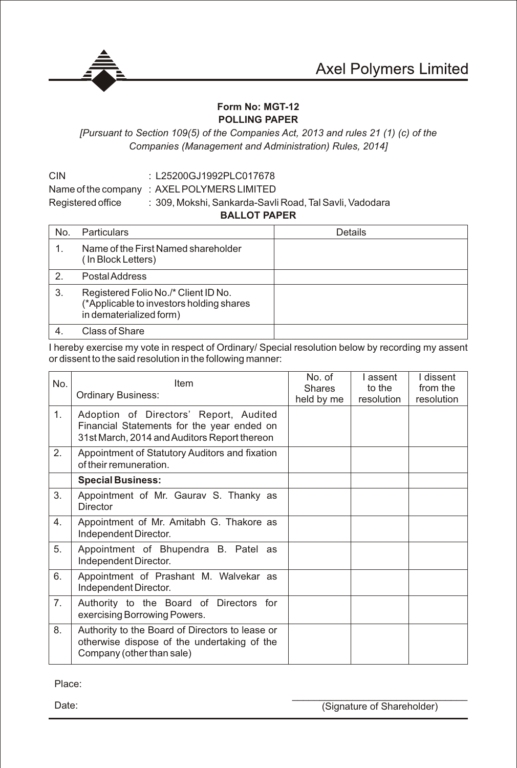Axel Polymers Limited

**Form No: MGT-12**
**POLLING PAPER**

*[Pursuant to Section 109(5) of the Companies Act, 2013 and rules 21 (1) (c) of the Companies (Management and Administration) Rules, 2014]*

CIN : L25200GJ1992PLC017678
Name of the company : AXEL POLYMERS LIMITED
Registered office : 309, Mokshi, Sankarda-Savli Road, Tal Savli, Vadodara

**BALLOT PAPER**

| No. | Particulars | Details |
|---|---|---|
| 1. | Name of the First Named shareholder (In Block Letters) | |
| 2. | Postal Address | |
| 3. | Registered Folio No./* Client ID No. (*Applicable to investors holding shares in dematerialized form) | |
| 4. | Class of Share | |

I hereby exercise my vote in respect of Ordinary/ Special resolution below by recording my assent or dissent to the said resolution in the following manner:

| No. | Item<br>Ordinary Business: | No. of Shares held by me | I assent to the resolution | I dissent from the resolution |
|---|---|---|---|---|
| 1. | Adoption of Directors' Report, Audited Financial Statements for the year ended on 31st March, 2014 and Auditors Report thereon | | | |
| 2. | Appointment of Statutory Auditors and fixation of their remuneration. | | | |
| | **Special Business:** | | | |
| 3. | Appointment of Mr. Gaurav S. Thanky as Director | | | |
| 4. | Appointment of Mr. Amitabh G. Thakore as Independent Director. | | | |
| 5. | Appointment of Bhupendra B. Patel as Independent Director. | | | |
| 6. | Appointment of Prashant M. Walvekar as Independent Director. | | | |
| 7. | Authority to the Board of Directors for exercising Borrowing Powers. | | | |
| 8. | Authority to the Board of Directors to lease or otherwise dispose of the undertaking of the Company (other than sale) | | | |

Place:

Date:

(Signature of Shareholder)